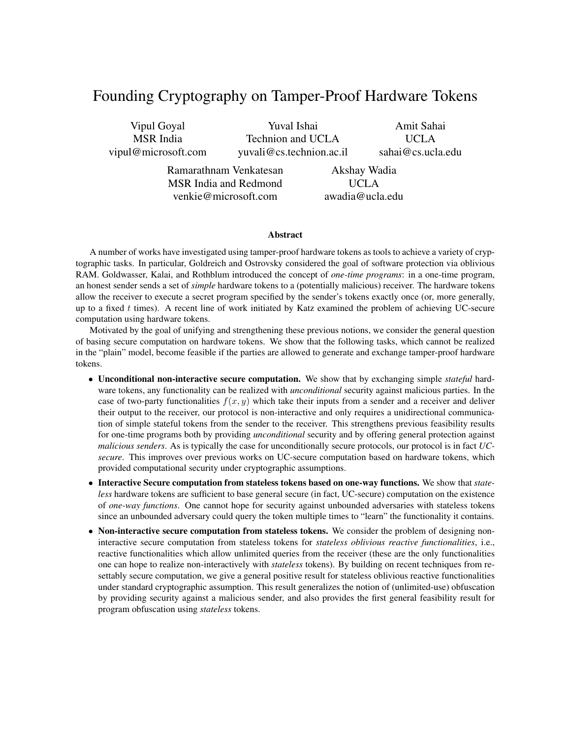# Founding Cryptography on Tamper-Proof Hardware Tokens

Vipul Goyal
MSR India
vipul@microsoft.com

Yuval Ishai
Technion and UCLA
yuvali@cs.technion.ac.il

Amit Sahai
UCLA
sahai@cs.ucla.edu

Ramarathnam Venkatesan
MSR India and Redmond
venkie@microsoft.com

Akshay Wadia
UCLA
awadia@ucla.edu

### Abstract

A number of works have investigated using tamper-proof hardware tokens as tools to achieve a variety of cryptographic tasks. In particular, Goldreich and Ostrovsky considered the goal of software protection via oblivious RAM. Goldwasser, Kalai, and Rothblum introduced the concept of *one-time programs*: in a one-time program, an honest sender sends a set of *simple* hardware tokens to a (potentially malicious) receiver. The hardware tokens allow the receiver to execute a secret program specified by the sender's tokens exactly once (or, more generally, up to a fixed $t$ times). A recent line of work initiated by Katz examined the problem of achieving UC-secure computation using hardware tokens.

Motivated by the goal of unifying and strengthening these previous notions, we consider the general question of basing secure computation on hardware tokens. We show that the following tasks, which cannot be realized in the "plain" model, become feasible if the parties are allowed to generate and exchange tamper-proof hardware tokens.

- **Unconditional non-interactive secure computation.** We show that by exchanging simple *stateful* hardware tokens, any functionality can be realized with *unconditional* security against malicious parties. In the case of two-party functionalities $f(x, y)$ which take their inputs from a sender and a receiver and deliver their output to the receiver, our protocol is non-interactive and only requires a unidirectional communication of simple stateful tokens from the sender to the receiver. This strengthens previous feasibility results for one-time programs both by providing *unconditional* security and by offering general protection against *malicious senders*. As is typically the case for unconditionally secure protocols, our protocol is in fact *UC-secure*. This improves over previous works on UC-secure computation based on hardware tokens, which provided computational security under cryptographic assumptions.
- **Interactive Secure computation from stateless tokens based on one-way functions.** We show that *stateless* hardware tokens are sufficient to base general secure (in fact, UC-secure) computation on the existence of *one-way functions*. One cannot hope for security against unbounded adversaries with stateless tokens since an unbounded adversary could query the token multiple times to "learn" the functionality it contains.
- **Non-interactive secure computation from stateless tokens.** We consider the problem of designing non-interactive secure computation from stateless tokens for *stateless oblivious reactive functionalities*, i.e., reactive functionalities which allow unlimited queries from the receiver (these are the only functionalities one can hope to realize non-interactively with *stateless* tokens). By building on recent techniques from resettably secure computation, we give a general positive result for stateless oblivious reactive functionalities under standard cryptographic assumption. This result generalizes the notion of (unlimited-use) obfuscation by providing security against a malicious sender, and also provides the first general feasibility result for program obfuscation using *stateless* tokens.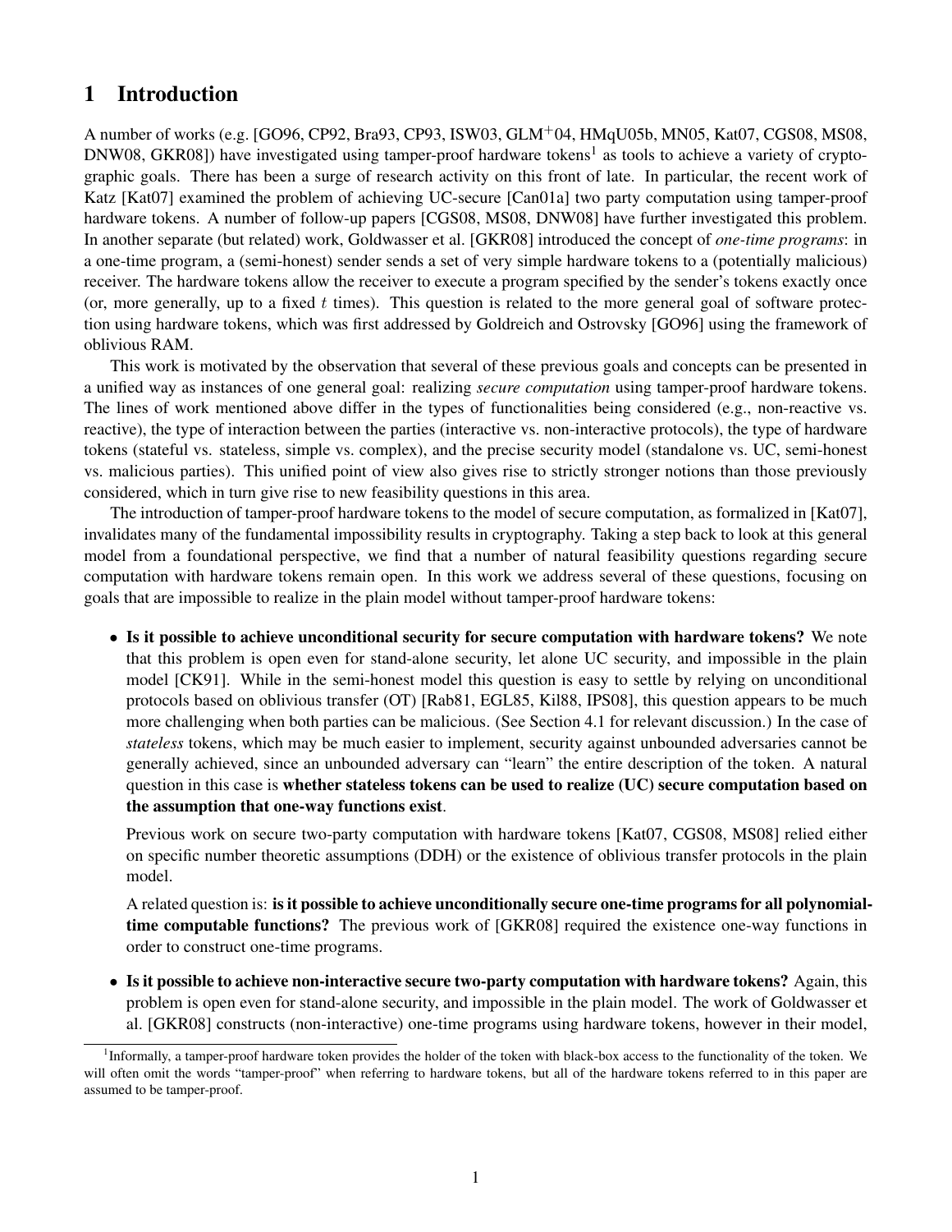# 1 Introduction

A number of works (e.g. [GO96, CP92, Bra93, CP93, ISW03, GLM+04, HMqU05b, MN05, Kat07, CGS08, MS08, DNW08, GKR08]) have investigated using tamper-proof hardware tokens[1] as tools to achieve a variety of cryptographic goals. There has been a surge of research activity on this front of late. In particular, the recent work of Katz [Kat07] examined the problem of achieving UC-secure [Can01a] two party computation using tamper-proof hardware tokens. A number of follow-up papers [CGS08, MS08, DNW08] have further investigated this problem. In another separate (but related) work, Goldwasser et al. [GKR08] introduced the concept of *one-time programs*: in a one-time program, a (semi-honest) sender sends a set of very simple hardware tokens to a (potentially malicious) receiver. The hardware tokens allow the receiver to execute a program specified by the sender's tokens exactly once (or, more generally, up to a fixed $t$ times). This question is related to the more general goal of software protection using hardware tokens, which was first addressed by Goldreich and Ostrovsky [GO96] using the framework of oblivious RAM.

This work is motivated by the observation that several of these previous goals and concepts can be presented in a unified way as instances of one general goal: realizing *secure computation* using tamper-proof hardware tokens. The lines of work mentioned above differ in the types of functionalities being considered (e.g., non-reactive vs. reactive), the type of interaction between the parties (interactive vs. non-interactive protocols), the type of hardware tokens (stateful vs. stateless, simple vs. complex), and the precise security model (standalone vs. UC, semi-honest vs. malicious parties). This unified point of view also gives rise to strictly stronger notions than those previously considered, which in turn give rise to new feasibility questions in this area.

The introduction of tamper-proof hardware tokens to the model of secure computation, as formalized in [Kat07], invalidates many of the fundamental impossibility results in cryptography. Taking a step back to look at this general model from a foundational perspective, we find that a number of natural feasibility questions regarding secure computation with hardware tokens remain open. In this work we address several of these questions, focusing on goals that are impossible to realize in the plain model without tamper-proof hardware tokens:

- **Is it possible to achieve unconditional security for secure computation with hardware tokens?** We note that this problem is open even for stand-alone security, let alone UC security, and impossible in the plain model [CK91]. While in the semi-honest model this question is easy to settle by relying on unconditional protocols based on oblivious transfer (OT) [Rab81, EGL85, Kil88, IPS08], this question appears to be much more challenging when both parties can be malicious. (See Section 4.1 for relevant discussion.) In the case of *stateless* tokens, which may be much easier to implement, security against unbounded adversaries cannot be generally achieved, since an unbounded adversary can "learn" the entire description of the token. A natural question in this case is **whether stateless tokens can be used to realize (UC) secure computation based on the assumption that one-way functions exist**.

  Previous work on secure two-party computation with hardware tokens [Kat07, CGS08, MS08] relied either on specific number theoretic assumptions (DDH) or the existence of oblivious transfer protocols in the plain model.

  A related question is: **is it possible to achieve unconditionally secure one-time programs for all polynomial-time computable functions?** The previous work of [GKR08] required the existence one-way functions in order to construct one-time programs.

- **Is it possible to achieve non-interactive secure two-party computation with hardware tokens?** Again, this problem is open even for stand-alone security, and impossible in the plain model. The work of Goldwasser et al. [GKR08] constructs (non-interactive) one-time programs using hardware tokens, however in their model,

[1] Informally, a tamper-proof hardware token provides the holder of the token with black-box access to the functionality of the token. We will often omit the words "tamper-proof" when referring to hardware tokens, but all of the hardware tokens referred to in this paper are assumed to be tamper-proof.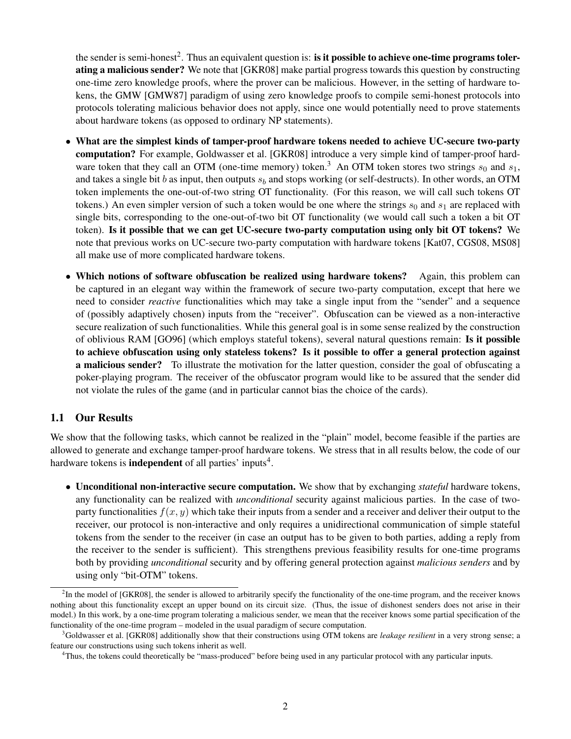the sender is semi-honest[2]. Thus an equivalent question is: **is it possible to achieve one-time programs tolerating a malicious sender?** We note that [GKR08] make partial progress towards this question by constructing one-time zero knowledge proofs, where the prover can be malicious. However, in the setting of hardware tokens, the GMW [GMW87] paradigm of using zero knowledge proofs to compile semi-honest protocols into protocols tolerating malicious behavior does not apply, since one would potentially need to prove statements about hardware tokens (as opposed to ordinary NP statements).

- **What are the simplest kinds of tamper-proof hardware tokens needed to achieve UC-secure two-party computation?** For example, Goldwasser et al. [GKR08] introduce a very simple kind of tamper-proof hardware token that they call an OTM (one-time memory) token.[3] An OTM token stores two strings $s_0$ and $s_1$, and takes a single bit $b$ as input, then outputs $s_b$ and stops working (or self-destructs). In other words, an OTM token implements the one-out-of-two string OT functionality. (For this reason, we will call such tokens OT tokens.) An even simpler version of such a token would be one where the strings $s_0$ and $s_1$ are replaced with single bits, corresponding to the one-out-of-two bit OT functionality (we would call such a token a bit OT token). **Is it possible that we can get UC-secure two-party computation using only bit OT tokens?** We note that previous works on UC-secure two-party computation with hardware tokens [Kat07, CGS08, MS08] all make use of more complicated hardware tokens.

- **Which notions of software obfuscation be realized using hardware tokens?** Again, this problem can be captured in an elegant way within the framework of secure two-party computation, except that here we need to consider *reactive* functionalities which may take a single input from the "sender" and a sequence of (possibly adaptively chosen) inputs from the "receiver". Obfuscation can be viewed as a non-interactive secure realization of such functionalities. While this general goal is in some sense realized by the construction of oblivious RAM [GO96] (which employs stateful tokens), several natural questions remain: **Is it possible to achieve obfuscation using only stateless tokens? Is it possible to offer a general protection against a malicious sender?** To illustrate the motivation for the latter question, consider the goal of obfuscating a poker-playing program. The receiver of the obfuscator program would like to be assured that the sender did not violate the rules of the game (and in particular cannot bias the choice of the cards).

### 1.1 Our Results

We show that the following tasks, which cannot be realized in the "plain" model, become feasible if the parties are allowed to generate and exchange tamper-proof hardware tokens. We stress that in all results below, the code of our hardware tokens is **independent** of all parties' inputs[4].

- **Unconditional non-interactive secure computation.** We show that by exchanging *stateful* hardware tokens, any functionality can be realized with *unconditional* security against malicious parties. In the case of two-party functionalities $f(x, y)$ which take their inputs from a sender and a receiver and deliver their output to the receiver, our protocol is non-interactive and only requires a unidirectional communication of simple stateful tokens from the sender to the receiver (in case an output has to be given to both parties, adding a reply from the receiver to the sender is sufficient). This strengthens previous feasibility results for one-time programs both by providing *unconditional* security and by offering general protection against *malicious senders* and by using only "bit-OTM" tokens.

---

[2] In the model of [GKR08], the sender is allowed to arbitrarily specify the functionality of the one-time program, and the receiver knows nothing about this functionality except an upper bound on its circuit size. (Thus, the issue of dishonest senders does not arise in their model.) In this work, by a one-time program tolerating a malicious sender, we mean that the receiver knows some partial specification of the functionality of the one-time program – modeled in the usual paradigm of secure computation.

[3] Goldwasser et al. [GKR08] additionally show that their constructions using OTM tokens are *leakage resilient* in a very strong sense; a feature our constructions using such tokens inherit as well.

[4] Thus, the tokens could theoretically be "mass-produced" before being used in any particular protocol with any particular inputs.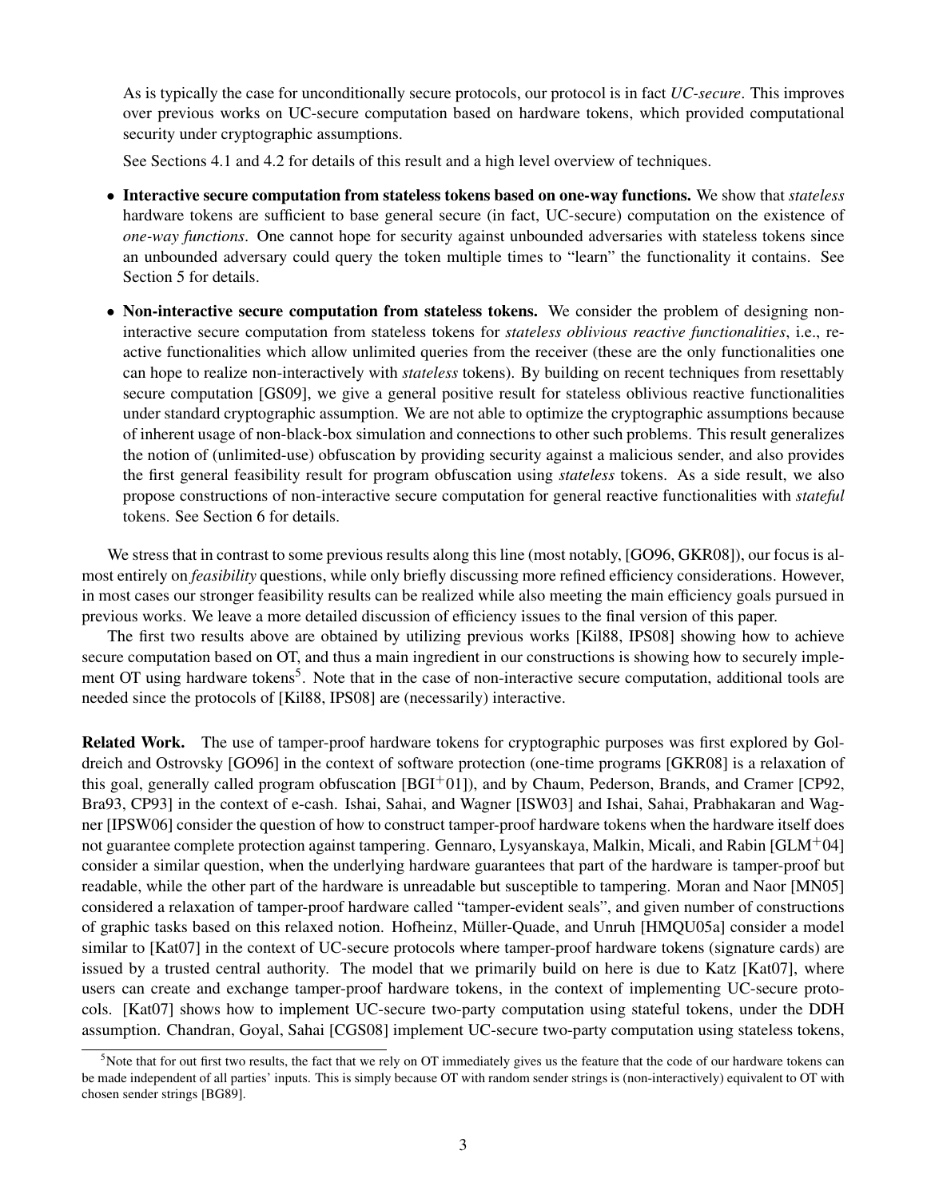As is typically the case for unconditionally secure protocols, our protocol is in fact *UC-secure*. This improves over previous works on UC-secure computation based on hardware tokens, which provided computational security under cryptographic assumptions.

See Sections 4.1 and 4.2 for details of this result and a high level overview of techniques.

- **Interactive secure computation from stateless tokens based on one-way functions.** We show that *stateless* hardware tokens are sufficient to base general secure (in fact, UC-secure) computation on the existence of *one-way functions*. One cannot hope for security against unbounded adversaries with stateless tokens since an unbounded adversary could query the token multiple times to "learn" the functionality it contains. See Section 5 for details.

- **Non-interactive secure computation from stateless tokens.** We consider the problem of designing non-interactive secure computation from stateless tokens for *stateless oblivious reactive functionalities*, i.e., reactive functionalities which allow unlimited queries from the receiver (these are the only functionalities one can hope to realize non-interactively with *stateless* tokens). By building on recent techniques from resettably secure computation [GS09], we give a general positive result for stateless oblivious reactive functionalities under standard cryptographic assumption. We are not able to optimize the cryptographic assumptions because of inherent usage of non-black-box simulation and connections to other such problems. This result generalizes the notion of (unlimited-use) obfuscation by providing security against a malicious sender, and also provides the first general feasibility result for program obfuscation using *stateless* tokens. As a side result, we also propose constructions of non-interactive secure computation for general reactive functionalities with *stateful* tokens. See Section 6 for details.

We stress that in contrast to some previous results along this line (most notably, [GO96, GKR08]), our focus is almost entirely on *feasibility* questions, while only briefly discussing more refined efficiency considerations. However, in most cases our stronger feasibility results can be realized while also meeting the main efficiency goals pursued in previous works. We leave a more detailed discussion of efficiency issues to the final version of this paper.

The first two results above are obtained by utilizing previous works [Kil88, IPS08] showing how to achieve secure computation based on OT, and thus a main ingredient in our constructions is showing how to securely implement OT using hardware tokens[5]. Note that in the case of non-interactive secure computation, additional tools are needed since the protocols of [Kil88, IPS08] are (necessarily) interactive.

**Related Work.** The use of tamper-proof hardware tokens for cryptographic purposes was first explored by Goldreich and Ostrovsky [GO96] in the context of software protection (one-time programs [GKR08] is a relaxation of this goal, generally called program obfuscation [BGI+01]), and by Chaum, Pederson, Brands, and Cramer [CP92, Bra93, CP93] in the context of e-cash. Ishai, Sahai, and Wagner [ISW03] and Ishai, Sahai, Prabhakaran and Wagner [IPSW06] consider the question of how to construct tamper-proof hardware tokens when the hardware itself does not guarantee complete protection against tampering. Gennaro, Lysyanskaya, Malkin, Micali, and Rabin [GLM+04] consider a similar question, when the underlying hardware guarantees that part of the hardware is tamper-proof but readable, while the other part of the hardware is unreadable but susceptible to tampering. Moran and Naor [MN05] considered a relaxation of tamper-proof hardware called "tamper-evident seals", and given number of constructions of graphic tasks based on this relaxed notion. Hofheinz, Müller-Quade, and Unruh [HMQU05a] consider a model similar to [Kat07] in the context of UC-secure protocols where tamper-proof hardware tokens (signature cards) are issued by a trusted central authority. The model that we primarily build on here is due to Katz [Kat07], where users can create and exchange tamper-proof hardware tokens, in the context of implementing UC-secure protocols. [Kat07] shows how to implement UC-secure two-party computation using stateful tokens, under the DDH assumption. Chandran, Goyal, Sahai [CGS08] implement UC-secure two-party computation using stateless tokens,

[5] Note that for out first two results, the fact that we rely on OT immediately gives us the feature that the code of our hardware tokens can be made independent of all parties' inputs. This is simply because OT with random sender strings is (non-interactively) equivalent to OT with chosen sender strings [BG89].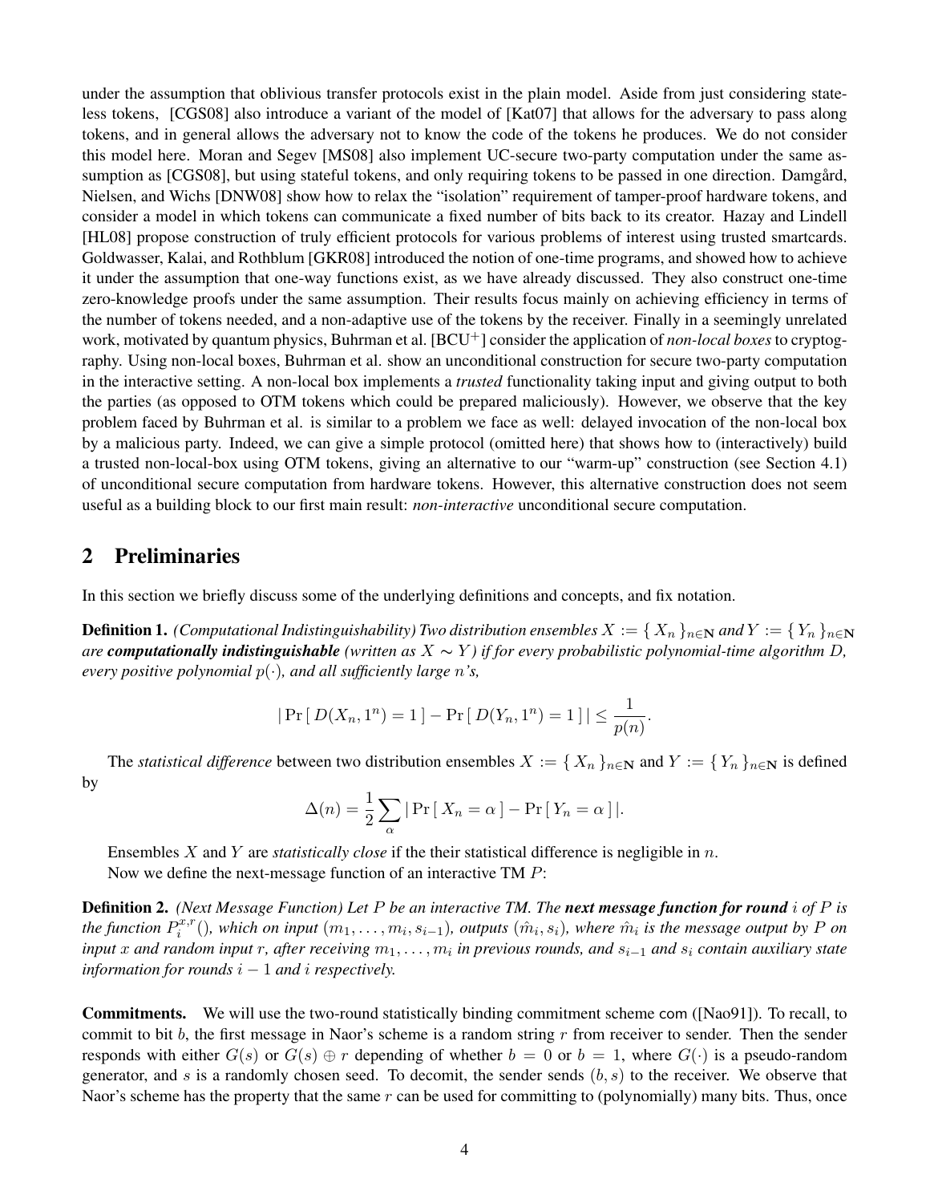under the assumption that oblivious transfer protocols exist in the plain model. Aside from just considering stateless tokens, [CGS08] also introduce a variant of the model of [Kat07] that allows for the adversary to pass along tokens, and in general allows the adversary not to know the code of the tokens he produces. We do not consider this model here. Moran and Segev [MS08] also implement UC-secure two-party computation under the same assumption as [CGS08], but using stateful tokens, and only requiring tokens to be passed in one direction. Damgård, Nielsen, and Wichs [DNW08] show how to relax the "isolation" requirement of tamper-proof hardware tokens, and consider a model in which tokens can communicate a fixed number of bits back to its creator. Hazay and Lindell [HL08] propose construction of truly efficient protocols for various problems of interest using trusted smartcards. Goldwasser, Kalai, and Rothblum [GKR08] introduced the notion of one-time programs, and showed how to achieve it under the assumption that one-way functions exist, as we have already discussed. They also construct one-time zero-knowledge proofs under the same assumption. Their results focus mainly on achieving efficiency in terms of the number of tokens needed, and a non-adaptive use of the tokens by the receiver. Finally in a seemingly unrelated work, motivated by quantum physics, Buhrman et al. [BCU$^+$] consider the application of *non-local boxes* to cryptography. Using non-local boxes, Buhrman et al. show an unconditional construction for secure two-party computation in the interactive setting. A non-local box implements a *trusted* functionality taking input and giving output to both the parties (as opposed to OTM tokens which could be prepared maliciously). However, we observe that the key problem faced by Buhrman et al. is similar to a problem we face as well: delayed invocation of the non-local box by a malicious party. Indeed, we can give a simple protocol (omitted here) that shows how to (interactively) build a trusted non-local-box using OTM tokens, giving an alternative to our "warm-up" construction (see Section 4.1) of unconditional secure computation from hardware tokens. However, this alternative construction does not seem useful as a building block to our first main result: *non-interactive* unconditional secure computation.

## 2 Preliminaries

In this section we briefly discuss some of the underlying definitions and concepts, and fix notation.

**Definition 1.** *(Computational Indistinguishability) Two distribution ensembles $X := \{ X_n \}_{n \in \mathbf{N}}$ and $Y := \{ Y_n \}_{n \in \mathbf{N}}$ are* ***computationally indistinguishable*** *(written as $X \sim Y$) if for every probabilistic polynomial-time algorithm $D$, every positive polynomial $p(\cdot)$, and all sufficiently large $n$'s,*

$$|\Pr[\, D(X_n, 1^n) = 1 \,] - \Pr[\, D(Y_n, 1^n) = 1 \,]| \leq \frac{1}{p(n)}.$$

The *statistical difference* between two distribution ensembles $X := \{ X_n \}_{n \in \mathbf{N}}$ and $Y := \{ Y_n \}_{n \in \mathbf{N}}$ is defined by

$$\Delta(n) = \frac{1}{2} \sum_{\alpha} |\Pr[\, X_n = \alpha \,] - \Pr[\, Y_n = \alpha \,]|.$$

Ensembles $X$ and $Y$ are *statistically close* if the their statistical difference is negligible in $n$.

Now we define the next-message function of an interactive TM $P$:

**Definition 2.** *(Next Message Function) Let $P$ be an interactive TM. The* ***next message function for round*** *$i$ of $P$ is the function $P_i^{x,r}()$, which on input $(m_1, \ldots, m_i, s_{i-1})$, outputs $(\hat{m}_i, s_i)$, where $\hat{m}_i$ is the message output by $P$ on input $x$ and random input $r$, after receiving $m_1, \ldots, m_i$ in previous rounds, and $s_{i-1}$ and $s_i$ contain auxiliary state information for rounds $i-1$ and $i$ respectively.*

**Commitments.** We will use the two-round statistically binding commitment scheme com ([Nao91]). To recall, to commit to bit $b$, the first message in Naor's scheme is a random string $r$ from receiver to sender. Then the sender responds with either $G(s)$ or $G(s) \oplus r$ depending of whether $b = 0$ or $b = 1$, where $G(\cdot)$ is a pseudo-random generator, and $s$ is a randomly chosen seed. To decomit, the sender sends $(b, s)$ to the receiver. We observe that Naor's scheme has the property that the same $r$ can be used for committing to (polynomially) many bits. Thus, once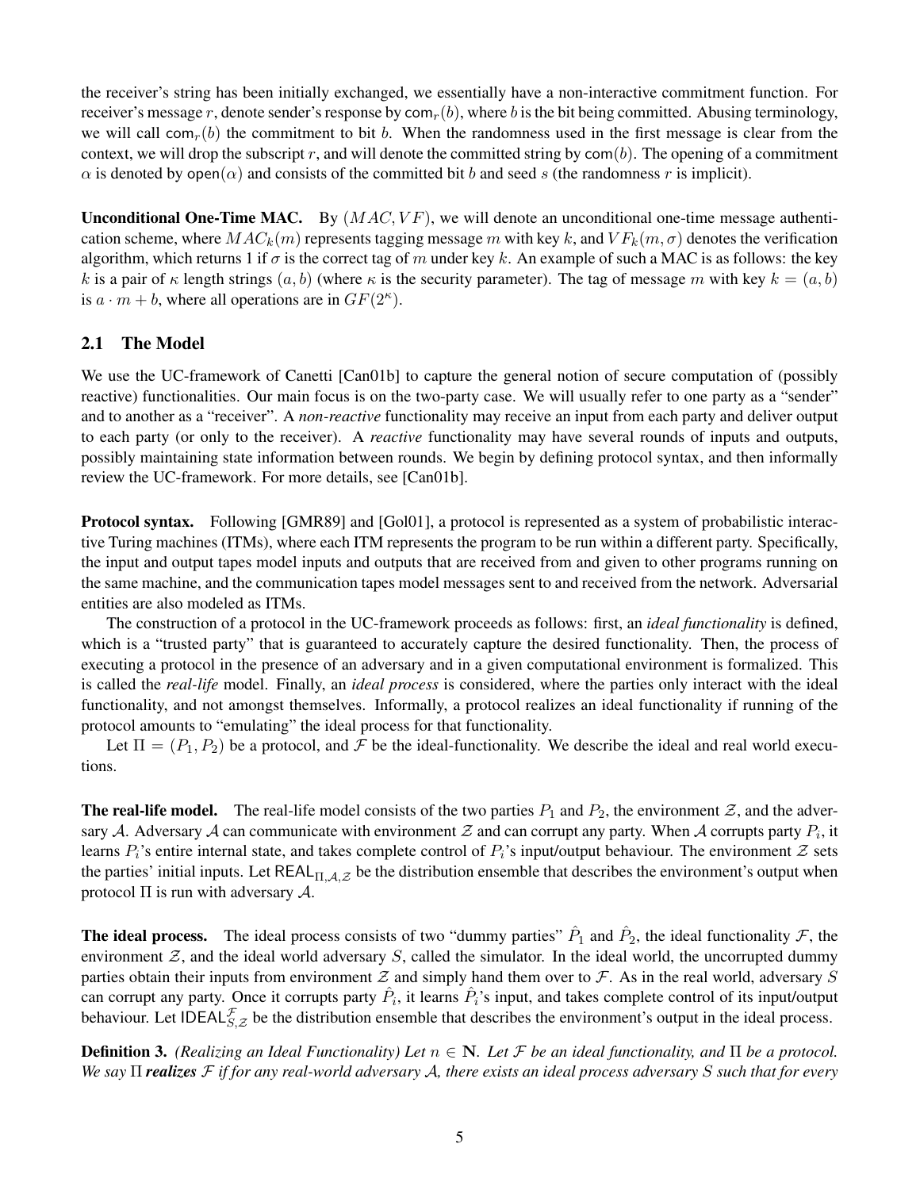the receiver's string has been initially exchanged, we essentially have a non-interactive commitment function. For receiver's message $r$, denote sender's response by $\mathsf{com}_r(b)$, where $b$ is the bit being committed. Abusing terminology, we will call $\mathsf{com}_r(b)$ the commitment to bit $b$. When the randomness used in the first message is clear from the context, we will drop the subscript $r$, and will denote the committed string by $\mathsf{com}(b)$. The opening of a commitment $\alpha$ is denoted by $\mathsf{open}(\alpha)$ and consists of the committed bit $b$ and seed $s$ (the randomness $r$ is implicit).

**Unconditional One-Time MAC.** By $(MAC, VF)$, we will denote an unconditional one-time message authentication scheme, where $MAC_k(m)$ represents tagging message $m$ with key $k$, and $VF_k(m, \sigma)$ denotes the verification algorithm, which returns 1 if $\sigma$ is the correct tag of $m$ under key $k$. An example of such a MAC is as follows: the key $k$ is a pair of $\kappa$ length strings $(a, b)$ (where $\kappa$ is the security parameter). The tag of message $m$ with key $k = (a, b)$ is $a \cdot m + b$, where all operations are in $GF(2^\kappa)$.

## 2.1 The Model

We use the UC-framework of Canetti [Can01b] to capture the general notion of secure computation of (possibly reactive) functionalities. Our main focus is on the two-party case. We will usually refer to one party as a "sender" and to another as a "receiver". A *non-reactive* functionality may receive an input from each party and deliver output to each party (or only to the receiver). A *reactive* functionality may have several rounds of inputs and outputs, possibly maintaining state information between rounds. We begin by defining protocol syntax, and then informally review the UC-framework. For more details, see [Can01b].

**Protocol syntax.** Following [GMR89] and [Gol01], a protocol is represented as a system of probabilistic interactive Turing machines (ITMs), where each ITM represents the program to be run within a different party. Specifically, the input and output tapes model inputs and outputs that are received from and given to other programs running on the same machine, and the communication tapes model messages sent to and received from the network. Adversarial entities are also modeled as ITMs.

The construction of a protocol in the UC-framework proceeds as follows: first, an *ideal functionality* is defined, which is a "trusted party" that is guaranteed to accurately capture the desired functionality. Then, the process of executing a protocol in the presence of an adversary and in a given computational environment is formalized. This is called the *real-life* model. Finally, an *ideal process* is considered, where the parties only interact with the ideal functionality, and not amongst themselves. Informally, a protocol realizes an ideal functionality if running of the protocol amounts to "emulating" the ideal process for that functionality.

Let $\Pi = (P_1, P_2)$ be a protocol, and $\mathcal{F}$ be the ideal-functionality. We describe the ideal and real world executions.

**The real-life model.** The real-life model consists of the two parties $P_1$ and $P_2$, the environment $\mathcal{Z}$, and the adversary $\mathcal{A}$. Adversary $\mathcal{A}$ can communicate with environment $\mathcal{Z}$ and can corrupt any party. When $\mathcal{A}$ corrupts party $P_i$, it learns $P_i$'s entire internal state, and takes complete control of $P_i$'s input/output behaviour. The environment $\mathcal{Z}$ sets the parties' initial inputs. Let $\mathsf{REAL}_{\Pi,\mathcal{A},\mathcal{Z}}$ be the distribution ensemble that describes the environment's output when protocol $\Pi$ is run with adversary $\mathcal{A}$.

**The ideal process.** The ideal process consists of two "dummy parties" $\hat{P}_1$ and $\hat{P}_2$, the ideal functionality $\mathcal{F}$, the environment $\mathcal{Z}$, and the ideal world adversary $S$, called the simulator. In the ideal world, the uncorrupted dummy parties obtain their inputs from environment $\mathcal{Z}$ and simply hand them over to $\mathcal{F}$. As in the real world, adversary $S$ can corrupt any party. Once it corrupts party $\hat{P}_i$, it learns $\hat{P}_i$'s input, and takes complete control of its input/output behaviour. Let $\mathsf{IDEAL}^{\mathcal{F}}_{S,\mathcal{Z}}$ be the distribution ensemble that describes the environment's output in the ideal process.

**Definition 3.** *(Realizing an Ideal Functionality) Let $n \in \mathbf{N}$. Let $\mathcal{F}$ be an ideal functionality, and $\Pi$ be a protocol. We say $\Pi$* ***realizes*** *$\mathcal{F}$ if for any real-world adversary $\mathcal{A}$, there exists an ideal process adversary $S$ such that for every*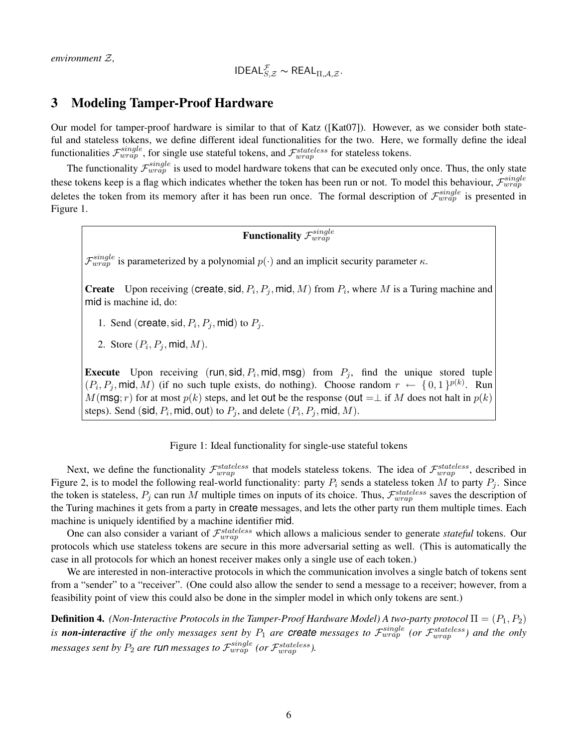*environment $\mathcal{Z}$,*

$$\mathsf{IDEAL}^{\mathcal{F}}_{\mathcal{S},\mathcal{Z}} \sim \mathsf{REAL}_{\Pi,\mathcal{A},\mathcal{Z}}.$$

## 3 Modeling Tamper-Proof Hardware

Our model for tamper-proof hardware is similar to that of Katz ([Kat07]). However, as we consider both stateful and stateless tokens, we define different ideal functionalities for the two. Here, we formally define the ideal functionalities $\mathcal{F}^{single}_{wrap}$, for single use stateful tokens, and $\mathcal{F}^{stateless}_{wrap}$ for stateless tokens.

The functionality $\mathcal{F}^{single}_{wrap}$ is used to model hardware tokens that can be executed only once. Thus, the only state these tokens keep is a flag which indicates whether the token has been run or not. To model this behaviour, $\mathcal{F}^{single}_{wrap}$ deletes the token from its memory after it has been run once. The formal description of $\mathcal{F}^{single}_{wrap}$ is presented in Figure 1.

---

**Functionality $\mathcal{F}^{single}_{wrap}$**

$\mathcal{F}^{single}_{wrap}$ is parameterized by a polynomial $p(\cdot)$ and an implicit security parameter $\kappa$.

**Create** Upon receiving $(\mathsf{create}, \mathsf{sid}, P_i, P_j, \mathsf{mid}, M)$ from $P_i$, where $M$ is a Turing machine and $\mathsf{mid}$ is machine id, do:

1. Send $(\mathsf{create}, \mathsf{sid}, P_i, P_j, \mathsf{mid})$ to $P_j$.
2. Store $(P_i, P_j, \mathsf{mid}, M)$.

**Execute** Upon receiving $(\mathsf{run}, \mathsf{sid}, P_i, \mathsf{mid}, \mathsf{msg})$ from $P_j$, find the unique stored tuple $(P_i, P_j, \mathsf{mid}, M)$ (if no such tuple exists, do nothing). Choose random $r \leftarrow \{0,1\}^{p(k)}$. Run $M(\mathsf{msg}; r)$ for at most $p(k)$ steps, and let $\mathsf{out}$ be the response ($\mathsf{out} = \perp$ if $M$ does not halt in $p(k)$ steps). Send $(\mathsf{sid}, P_i, \mathsf{mid}, \mathsf{out})$ to $P_j$, and delete $(P_i, P_j, \mathsf{mid}, M)$.

---

Figure 1: Ideal functionality for single-use stateful tokens

Next, we define the functionality $\mathcal{F}^{stateless}_{wrap}$ that models stateless tokens. The idea of $\mathcal{F}^{stateless}_{wrap}$, described in Figure 2, is to model the following real-world functionality: party $P_i$ sends a stateless token $M$ to party $P_j$. Since the token is stateless, $P_j$ can run $M$ multiple times on inputs of its choice. Thus, $\mathcal{F}^{stateless}_{wrap}$ saves the description of the Turing machines it gets from a party in $\mathsf{create}$ messages, and lets the other party run them multiple times. Each machine is uniquely identified by a machine identifier $\mathsf{mid}$.

One can also consider a variant of $\mathcal{F}^{stateless}_{wrap}$ which allows a malicious sender to generate *stateful* tokens. Our protocols which use stateless tokens are secure in this more adversarial setting as well. (This is automatically the case in all protocols for which an honest receiver makes only a single use of each token.)

We are interested in non-interactive protocols in which the communication involves a single batch of tokens sent from a "sender" to a "receiver". (One could also allow the sender to send a message to a receiver; however, from a feasibility point of view this could also be done in the simpler model in which only tokens are sent.)

**Definition 4.** *(Non-Interactive Protocols in the Tamper-Proof Hardware Model) A two-party protocol $\Pi = (P_1, P_2)$ is **non-interactive** if the only messages sent by $P_1$ are $\mathsf{create}$ messages to $\mathcal{F}^{single}_{wrap}$ (or $\mathcal{F}^{stateless}_{wrap}$) and the only messages sent by $P_2$ are $\mathsf{run}$ messages to $\mathcal{F}^{single}_{wrap}$ (or $\mathcal{F}^{stateless}_{wrap}$).*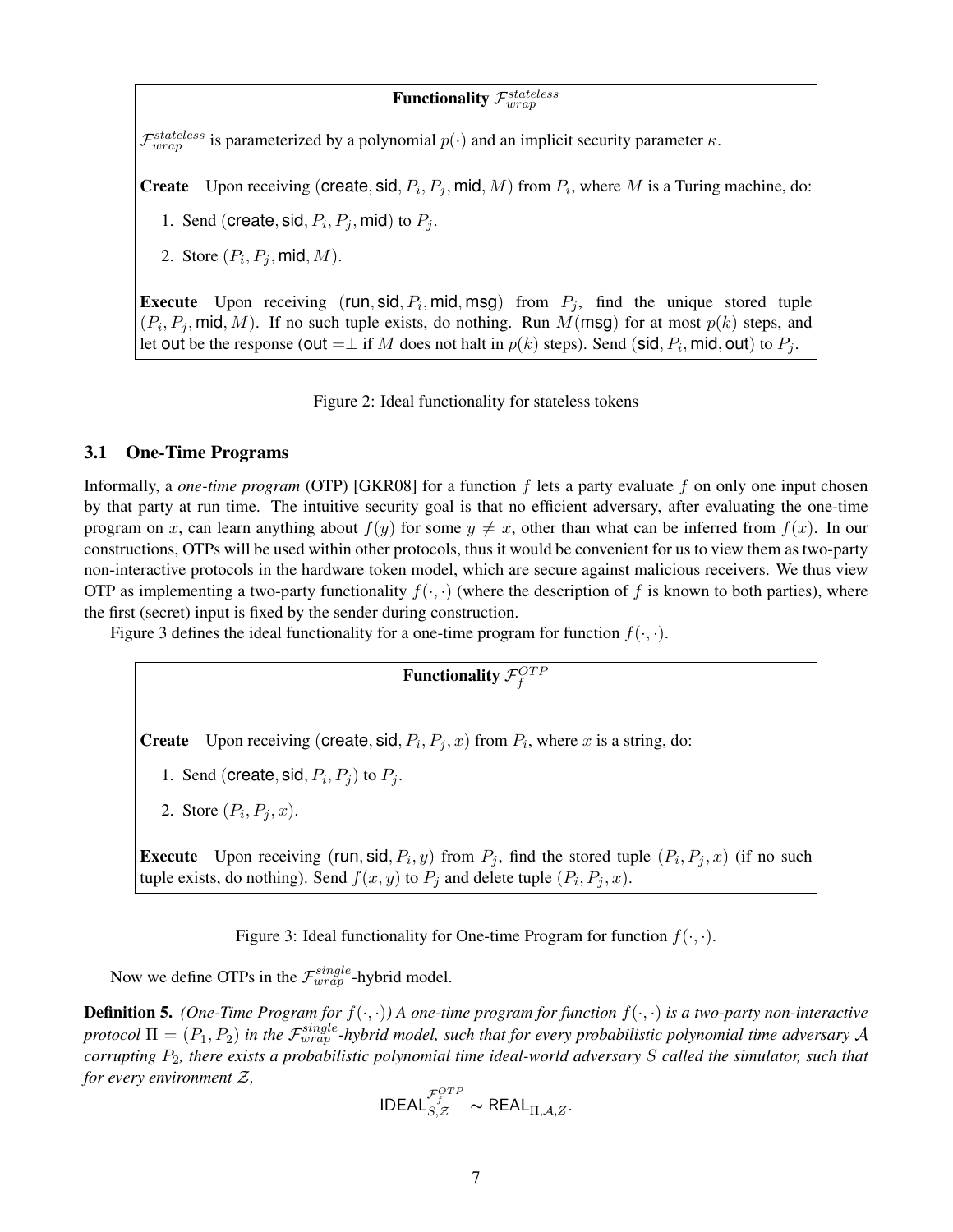**Functionality $\mathcal{F}_{wrap}^{stateless}$**

$\mathcal{F}_{wrap}^{stateless}$ is parameterized by a polynomial $p(\cdot)$ and an implicit security parameter $\kappa$.

**Create** Upon receiving $(\mathsf{create}, \mathsf{sid}, P_i, P_j, \mathsf{mid}, M)$ from $P_i$, where $M$ is a Turing machine, do:

1. Send $(\mathsf{create}, \mathsf{sid}, P_i, P_j, \mathsf{mid})$ to $P_j$.
2. Store $(P_i, P_j, \mathsf{mid}, M)$.

**Execute** Upon receiving $(\mathsf{run}, \mathsf{sid}, P_i, \mathsf{mid}, \mathsf{msg})$ from $P_j$, find the unique stored tuple $(P_i, P_j, \mathsf{mid}, M)$. If no such tuple exists, do nothing. Run $M(\mathsf{msg})$ for at most $p(k)$ steps, and let $\mathsf{out}$ be the response ($\mathsf{out} = \perp$ if $M$ does not halt in $p(k)$ steps). Send $(\mathsf{sid}, P_i, \mathsf{mid}, \mathsf{out})$ to $P_j$.

Figure 2: Ideal functionality for stateless tokens

### 3.1 One-Time Programs

Informally, a *one-time program* (OTP) [GKR08] for a function $f$ lets a party evaluate $f$ on only one input chosen by that party at run time. The intuitive security goal is that no efficient adversary, after evaluating the one-time program on $x$, can learn anything about $f(y)$ for some $y \neq x$, other than what can be inferred from $f(x)$. In our constructions, OTPs will be used within other protocols, thus it would be convenient for us to view them as two-party non-interactive protocols in the hardware token model, which are secure against malicious receivers. We thus view OTP as implementing a two-party functionality $f(\cdot, \cdot)$ (where the description of $f$ is known to both parties), where the first (secret) input is fixed by the sender during construction.

Figure 3 defines the ideal functionality for a one-time program for function $f(\cdot, \cdot)$.

**Functionality $\mathcal{F}_f^{OTP}$**

**Create** Upon receiving $(\mathsf{create}, \mathsf{sid}, P_i, P_j, x)$ from $P_i$, where $x$ is a string, do:

1. Send $(\mathsf{create}, \mathsf{sid}, P_i, P_j)$ to $P_j$.
2. Store $(P_i, P_j, x)$.

**Execute** Upon receiving $(\mathsf{run}, \mathsf{sid}, P_i, y)$ from $P_j$, find the stored tuple $(P_i, P_j, x)$ (if no such tuple exists, do nothing). Send $f(x, y)$ to $P_j$ and delete tuple $(P_i, P_j, x)$.

Figure 3: Ideal functionality for One-time Program for function $f(\cdot, \cdot)$.

Now we define OTPs in the $\mathcal{F}_{wrap}^{single}$-hybrid model.

**Definition 5.** *(One-Time Program for $f(\cdot, \cdot)$) A one-time program for function $f(\cdot, \cdot)$ is a two-party non-interactive protocol $\Pi = (P_1, P_2)$ in the $\mathcal{F}_{wrap}^{single}$-hybrid model, such that for every probabilistic polynomial time adversary $\mathcal{A}$ corrupting $P_2$, there exists a probabilistic polynomial time ideal-world adversary $S$ called the simulator, such that for every environment $\mathcal{Z}$,*

$$\mathsf{IDEAL}_{S,\mathcal{Z}}^{\mathcal{F}_f^{OTP}} \sim \mathsf{REAL}_{\Pi,\mathcal{A},Z}.$$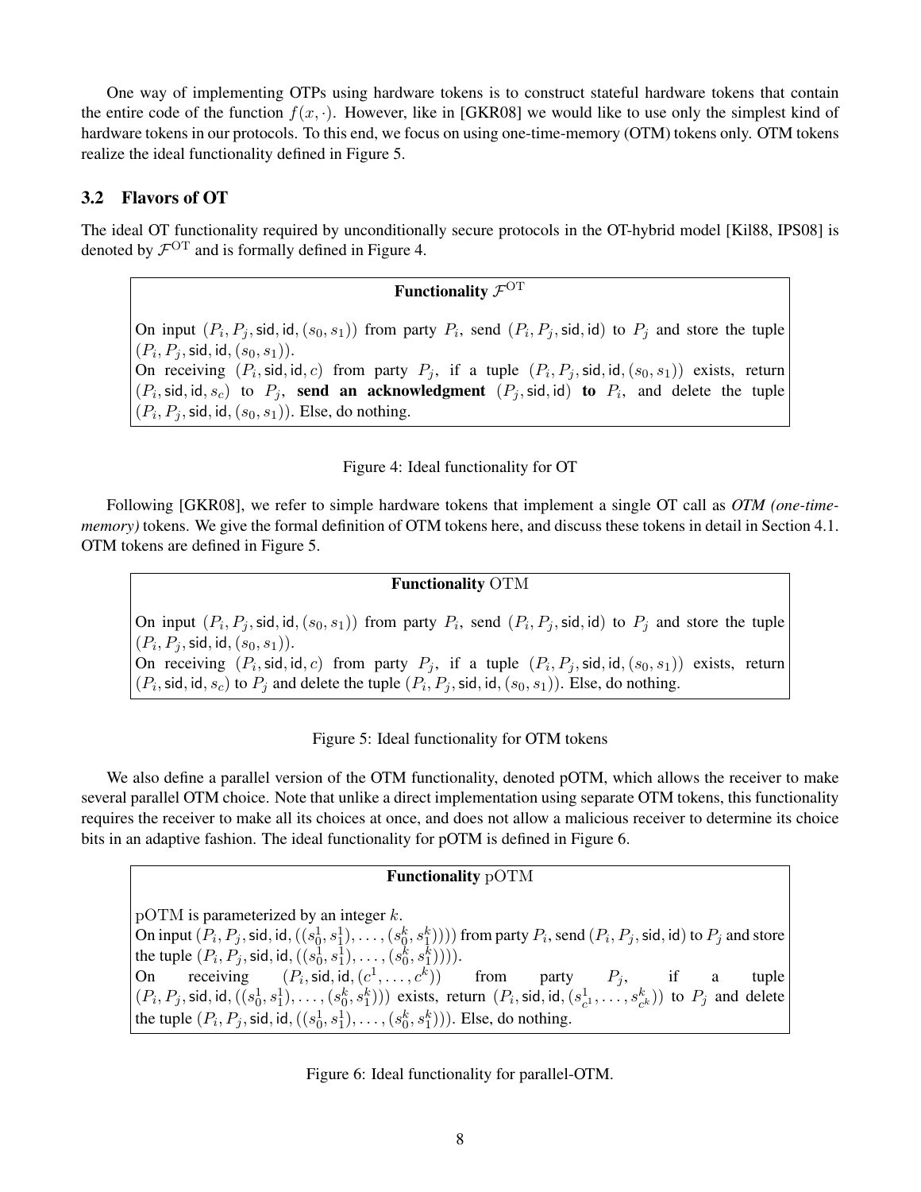One way of implementing OTPs using hardware tokens is to construct stateful hardware tokens that contain the entire code of the function $f(x, \cdot)$. However, like in [GKR08] we would like to use only the simplest kind of hardware tokens in our protocols. To this end, we focus on using one-time-memory (OTM) tokens only. OTM tokens realize the ideal functionality defined in Figure 5.

## 3.2 Flavors of OT

The ideal OT functionality required by unconditionally secure protocols in the OT-hybrid model [Kil88, IPS08] is denoted by $\mathcal{F}^{\mathrm{OT}}$ and is formally defined in Figure 4.

**Functionality $\mathcal{F}^{\mathrm{OT}}$**

On input $(P_i, P_j, \mathsf{sid}, \mathsf{id}, (s_0, s_1))$ from party $P_i$, send $(P_i, P_j, \mathsf{sid}, \mathsf{id})$ to $P_j$ and store the tuple $(P_i, P_j, \mathsf{sid}, \mathsf{id}, (s_0, s_1))$.
On receiving $(P_i, \mathsf{sid}, \mathsf{id}, c)$ from party $P_j$, if a tuple $(P_i, P_j, \mathsf{sid}, \mathsf{id}, (s_0, s_1))$ exists, return $(P_i, \mathsf{sid}, \mathsf{id}, s_c)$ to $P_j$, **send an acknowledgment** $(P_j, \mathsf{sid}, \mathsf{id})$ **to** $P_i$, and delete the tuple $(P_i, P_j, \mathsf{sid}, \mathsf{id}, (s_0, s_1))$. Else, do nothing.

Figure 4: Ideal functionality for OT

Following [GKR08], we refer to simple hardware tokens that implement a single OT call as *OTM (one-time-memory)* tokens. We give the formal definition of OTM tokens here, and discuss these tokens in detail in Section 4.1. OTM tokens are defined in Figure 5.

**Functionality $\mathrm{OTM}$**

On input $(P_i, P_j, \mathsf{sid}, \mathsf{id}, (s_0, s_1))$ from party $P_i$, send $(P_i, P_j, \mathsf{sid}, \mathsf{id})$ to $P_j$ and store the tuple $(P_i, P_j, \mathsf{sid}, \mathsf{id}, (s_0, s_1))$.
On receiving $(P_i, \mathsf{sid}, \mathsf{id}, c)$ from party $P_j$, if a tuple $(P_i, P_j, \mathsf{sid}, \mathsf{id}, (s_0, s_1))$ exists, return $(P_i, \mathsf{sid}, \mathsf{id}, s_c)$ to $P_j$ and delete the tuple $(P_i, P_j, \mathsf{sid}, \mathsf{id}, (s_0, s_1))$. Else, do nothing.

Figure 5: Ideal functionality for OTM tokens

We also define a parallel version of the OTM functionality, denoted pOTM, which allows the receiver to make several parallel OTM choice. Note that unlike a direct implementation using separate OTM tokens, this functionality requires the receiver to make all its choices at once, and does not allow a malicious receiver to determine its choice bits in an adaptive fashion. The ideal functionality for pOTM is defined in Figure 6.

**Functionality $\mathrm{pOTM}$**

$\mathrm{pOTM}$ is parameterized by an integer $k$.
On input $(P_i, P_j, \mathsf{sid}, \mathsf{id}, ((s_0^1, s_1^1), \ldots, (s_0^k, s_1^k))))$ from party $P_i$, send $(P_i, P_j, \mathsf{sid}, \mathsf{id})$ to $P_j$ and store the tuple $(P_i, P_j, \mathsf{sid}, \mathsf{id}, ((s_0^1, s_1^1), \ldots, (s_0^k, s_1^k))))$.
On receiving $(P_i, \mathsf{sid}, \mathsf{id}, (c^1, \ldots, c^k))$ from party $P_j$, if a tuple $(P_i, P_j, \mathsf{sid}, \mathsf{id}, ((s_0^1, s_1^1), \ldots, (s_0^k, s_1^k)))$ exists, return $(P_i, \mathsf{sid}, \mathsf{id}, (s_{c^1}^1, \ldots, s_{c^k}^k))$ to $P_j$ and delete the tuple $(P_i, P_j, \mathsf{sid}, \mathsf{id}, ((s_0^1, s_1^1), \ldots, (s_0^k, s_1^k)))$. Else, do nothing.

Figure 6: Ideal functionality for parallel-OTM.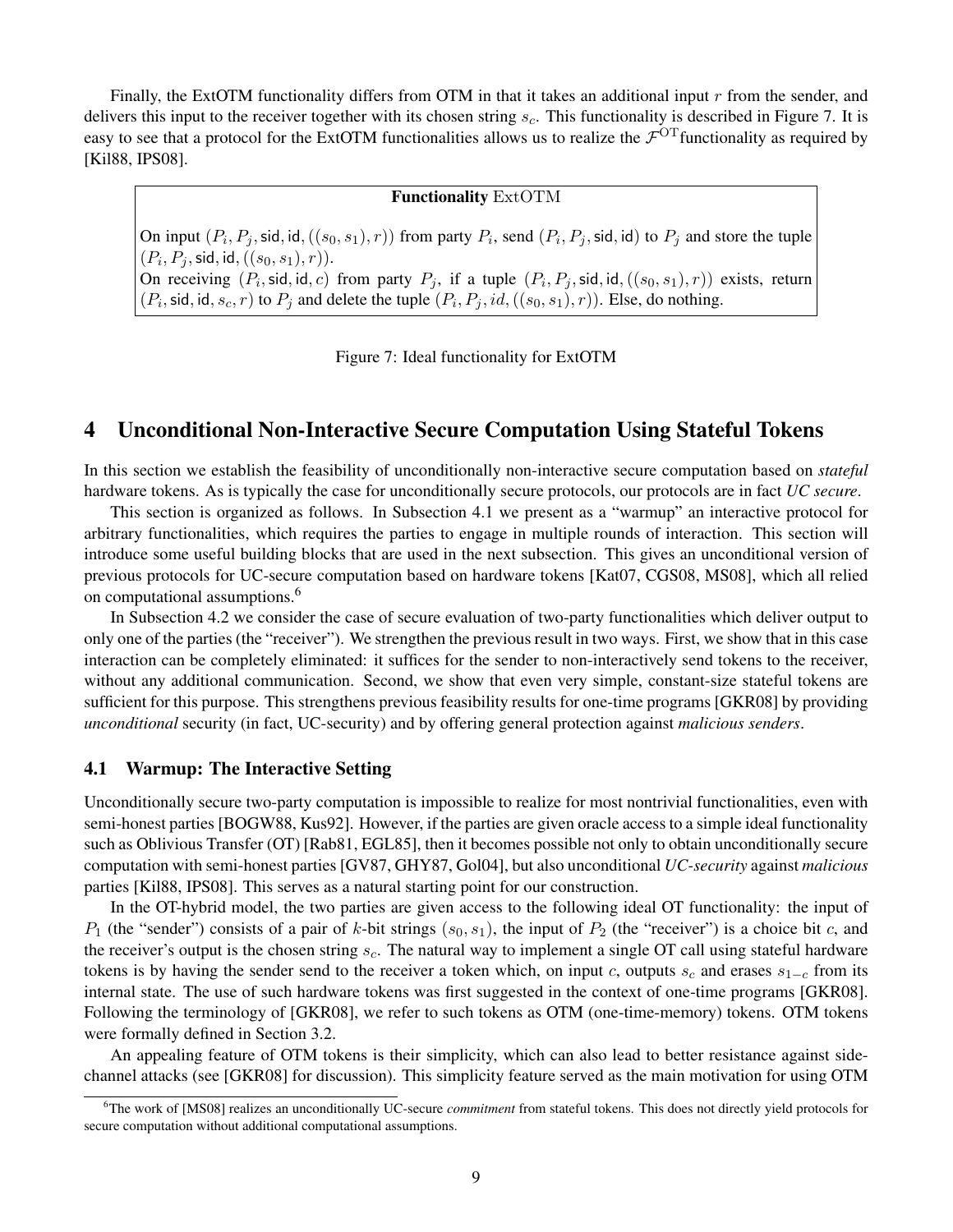Finally, the ExtOTM functionality differs from OTM in that it takes an additional input $r$ from the sender, and delivers this input to the receiver together with its chosen string $s_c$. This functionality is described in Figure 7. It is easy to see that a protocol for the ExtOTM functionalities allows us to realize the $\mathcal{F}^{\mathrm{OT}}$functionality as required by [Kil88, IPS08].

**Functionality** $\mathrm{ExtOTM}$

On input $(P_i, P_j, \mathsf{sid}, \mathsf{id}, ((s_0, s_1), r))$ from party $P_i$, send $(P_i, P_j, \mathsf{sid}, \mathsf{id})$ to $P_j$ and store the tuple $(P_i, P_j, \mathsf{sid}, \mathsf{id}, ((s_0, s_1), r))$.
On receiving $(P_i, \mathsf{sid}, \mathsf{id}, c)$ from party $P_j$, if a tuple $(P_i, P_j, \mathsf{sid}, \mathsf{id}, ((s_0, s_1), r))$ exists, return $(P_i, \mathsf{sid}, \mathsf{id}, s_c, r)$ to $P_j$ and delete the tuple $(P_i, P_j, id, ((s_0, s_1), r))$. Else, do nothing.

Figure 7: Ideal functionality for ExtOTM

## 4 Unconditional Non-Interactive Secure Computation Using Stateful Tokens

In this section we establish the feasibility of unconditionally non-interactive secure computation based on *stateful* hardware tokens. As is typically the case for unconditionally secure protocols, our protocols are in fact *UC secure*.

This section is organized as follows. In Subsection 4.1 we present as a "warmup" an interactive protocol for arbitrary functionalities, which requires the parties to engage in multiple rounds of interaction. This section will introduce some useful building blocks that are used in the next subsection. This gives an unconditional version of previous protocols for UC-secure computation based on hardware tokens [Kat07, CGS08, MS08], which all relied on computational assumptions.[6]

In Subsection 4.2 we consider the case of secure evaluation of two-party functionalities which deliver output to only one of the parties (the "receiver"). We strengthen the previous result in two ways. First, we show that in this case interaction can be completely eliminated: it suffices for the sender to non-interactively send tokens to the receiver, without any additional communication. Second, we show that even very simple, constant-size stateful tokens are sufficient for this purpose. This strengthens previous feasibility results for one-time programs [GKR08] by providing *unconditional* security (in fact, UC-security) and by offering general protection against *malicious senders*.

### 4.1 Warmup: The Interactive Setting

Unconditionally secure two-party computation is impossible to realize for most nontrivial functionalities, even with semi-honest parties [BOGW88, Kus92]. However, if the parties are given oracle access to a simple ideal functionality such as Oblivious Transfer (OT) [Rab81, EGL85], then it becomes possible not only to obtain unconditionally secure computation with semi-honest parties [GV87, GHY87, Gol04], but also unconditional *UC-security* against *malicious* parties [Kil88, IPS08]. This serves as a natural starting point for our construction.

In the OT-hybrid model, the two parties are given access to the following ideal OT functionality: the input of $P_1$ (the "sender") consists of a pair of $k$-bit strings $(s_0, s_1)$, the input of $P_2$ (the "receiver") is a choice bit $c$, and the receiver's output is the chosen string $s_c$. The natural way to implement a single OT call using stateful hardware tokens is by having the sender send to the receiver a token which, on input $c$, outputs $s_c$ and erases $s_{1-c}$ from its internal state. The use of such hardware tokens was first suggested in the context of one-time programs [GKR08]. Following the terminology of [GKR08], we refer to such tokens as OTM (one-time-memory) tokens. OTM tokens were formally defined in Section 3.2.

An appealing feature of OTM tokens is their simplicity, which can also lead to better resistance against side-channel attacks (see [GKR08] for discussion). This simplicity feature served as the main motivation for using OTM

[6] The work of [MS08] realizes an unconditionally UC-secure *commitment* from stateful tokens. This does not directly yield protocols for secure computation without additional computational assumptions.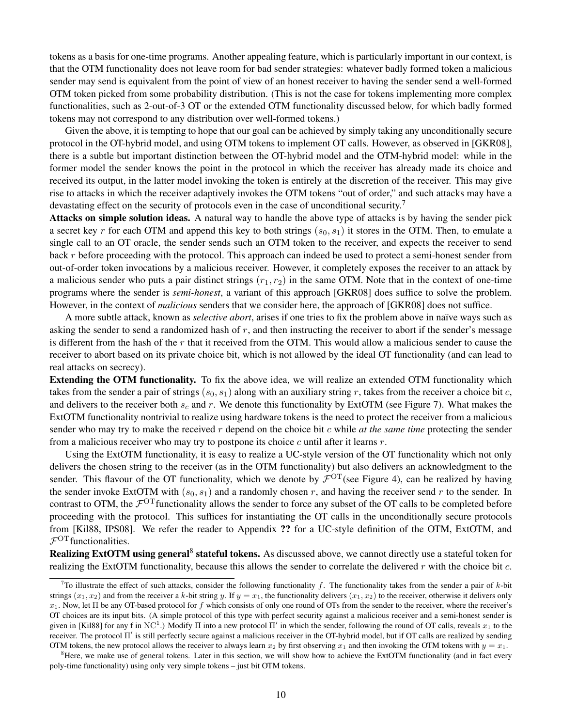tokens as a basis for one-time programs. Another appealing feature, which is particularly important in our context, is that the OTM functionality does not leave room for bad sender strategies: whatever badly formed token a malicious sender may send is equivalent from the point of view of an honest receiver to having the sender send a well-formed OTM token picked from some probability distribution. (This is not the case for tokens implementing more complex functionalities, such as 2-out-of-3 OT or the extended OTM functionality discussed below, for which badly formed tokens may not correspond to any distribution over well-formed tokens.)

Given the above, it is tempting to hope that our goal can be achieved by simply taking any unconditionally secure protocol in the OT-hybrid model, and using OTM tokens to implement OT calls. However, as observed in [GKR08], there is a subtle but important distinction between the OT-hybrid model and the OTM-hybrid model: while in the former model the sender knows the point in the protocol in which the receiver has already made its choice and received its output, in the latter model invoking the token is entirely at the discretion of the receiver. This may give rise to attacks in which the receiver adaptively invokes the OTM tokens "out of order," and such attacks may have a devastating effect on the security of protocols even in the case of unconditional security.[7]

**Attacks on simple solution ideas.** A natural way to handle the above type of attacks is by having the sender pick a secret key $r$ for each OTM and append this key to both strings $(s_0, s_1)$ it stores in the OTM. Then, to emulate a single call to an OT oracle, the sender sends such an OTM token to the receiver, and expects the receiver to send back $r$ before proceeding with the protocol. This approach can indeed be used to protect a semi-honest sender from out-of-order token invocations by a malicious receiver. However, it completely exposes the receiver to an attack by a malicious sender who puts a pair distinct strings $(r_1, r_2)$ in the same OTM. Note that in the context of one-time programs where the sender is *semi-honest*, a variant of this approach [GKR08] does suffice to solve the problem. However, in the context of *malicious* senders that we consider here, the approach of [GKR08] does not suffice.

A more subtle attack, known as *selective abort*, arises if one tries to fix the problem above in naïve ways such as asking the sender to send a randomized hash of $r$, and then instructing the receiver to abort if the sender's message is different from the hash of the $r$ that it received from the OTM. This would allow a malicious sender to cause the receiver to abort based on its private choice bit, which is not allowed by the ideal OT functionality (and can lead to real attacks on secrecy).

**Extending the OTM functionality.** To fix the above idea, we will realize an extended OTM functionality which takes from the sender a pair of strings $(s_0, s_1)$ along with an auxiliary string $r$, takes from the receiver a choice bit $c$, and delivers to the receiver both $s_c$ and $r$. We denote this functionality by ExtOTM (see Figure 7). What makes the ExtOTM functionality nontrivial to realize using hardware tokens is the need to protect the receiver from a malicious sender who may try to make the received $r$ depend on the choice bit $c$ while *at the same time* protecting the sender from a malicious receiver who may try to postpone its choice $c$ until after it learns $r$.

Using the ExtOTM functionality, it is easy to realize a UC-style version of the OT functionality which not only delivers the chosen string to the receiver (as in the OTM functionality) but also delivers an acknowledgment to the sender. This flavour of the OT functionality, which we denote by $\mathcal{F}^{\mathrm{OT}}$(see Figure 4), can be realized by having the sender invoke ExtOTM with $(s_0, s_1)$ and a randomly chosen $r$, and having the receiver send $r$ to the sender. In contrast to OTM, the $\mathcal{F}^{\mathrm{OT}}$functionality allows the sender to force any subset of the OT calls to be completed before proceeding with the protocol. This suffices for instantiating the OT calls in the unconditionally secure protocols from [Kil88, IPS08]. We refer the reader to Appendix **??** for a UC-style definition of the OTM, ExtOTM, and $\mathcal{F}^{\mathrm{OT}}$functionalities.

**Realizing ExtOTM using general[8] stateful tokens.** As discussed above, we cannot directly use a stateful token for realizing the ExtOTM functionality, because this allows the sender to correlate the delivered $r$ with the choice bit $c$.

---

[7] To illustrate the effect of such attacks, consider the following functionality $f$. The functionality takes from the sender a pair of $k$-bit strings $(x_1, x_2)$ and from the receiver a $k$-bit string $y$. If $y = x_1$, the functionality delivers $(x_1, x_2)$ to the receiver, otherwise it delivers only $x_1$. Now, let $\Pi$ be any OT-based protocol for $f$ which consists of only one round of OTs from the sender to the receiver, where the receiver's OT choices are its input bits. (A simple protocol of this type with perfect security against a malicious receiver and a semi-honest sender is given in [Kil88] for any f in $\mathrm{NC}^1$.) Modify $\Pi$ into a new protocol $\Pi'$ in which the sender, following the round of OT calls, reveals $x_1$ to the receiver. The protocol $\Pi'$ is still perfectly secure against a malicious receiver in the OT-hybrid model, but if OT calls are realized by sending OTM tokens, the new protocol allows the receiver to always learn $x_2$ by first observing $x_1$ and then invoking the OTM tokens with $y = x_1$.

[8] Here, we make use of general tokens. Later in this section, we will show how to achieve the ExtOTM functionality (and in fact every poly-time functionality) using only very simple tokens – just bit OTM tokens.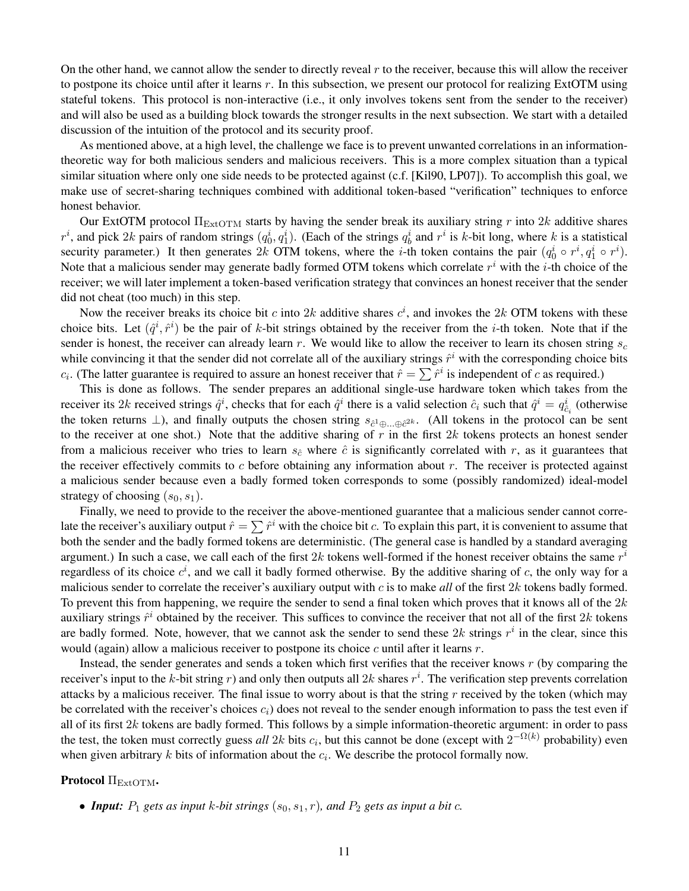On the other hand, we cannot allow the sender to directly reveal $r$ to the receiver, because this will allow the receiver to postpone its choice until after it learns $r$. In this subsection, we present our protocol for realizing ExtOTM using stateful tokens. This protocol is non-interactive (i.e., it only involves tokens sent from the sender to the receiver) and will also be used as a building block towards the stronger results in the next subsection. We start with a detailed discussion of the intuition of the protocol and its security proof.

As mentioned above, at a high level, the challenge we face is to prevent unwanted correlations in an information-theoretic way for both malicious senders and malicious receivers. This is a more complex situation than a typical similar situation where only one side needs to be protected against (c.f. [Kil90, LP07]). To accomplish this goal, we make use of secret-sharing techniques combined with additional token-based "verification" techniques to enforce honest behavior.

Our ExtOTM protocol $\Pi_{\text{ExtOTM}}$ starts by having the sender break its auxiliary string $r$ into $2k$ additive shares $r^i$, and pick $2k$ pairs of random strings $(q_0^i, q_1^i)$. (Each of the strings $q_b^i$ and $r^i$ is $k$-bit long, where $k$ is a statistical security parameter.) It then generates $2k$ OTM tokens, where the $i$-th token contains the pair $(q_0^i \circ r^i, q_1^i \circ r^i)$. Note that a malicious sender may generate badly formed OTM tokens which correlate $r^i$ with the $i$-th choice of the receiver; we will later implement a token-based verification strategy that convinces an honest receiver that the sender did not cheat (too much) in this step.

Now the receiver breaks its choice bit $c$ into $2k$ additive shares $c^i$, and invokes the $2k$ OTM tokens with these choice bits. Let $(\hat{q}^i, \hat{r}^i)$ be the pair of $k$-bit strings obtained by the receiver from the $i$-th token. Note that if the sender is honest, the receiver can already learn $r$. We would like to allow the receiver to learn its chosen string $s_c$ while convincing it that the sender did not correlate all of the auxiliary strings $\hat{r}^i$ with the corresponding choice bits $c_i$. (The latter guarantee is required to assure an honest receiver that $\hat{r} = \sum \hat{r}^i$ is independent of $c$ as required.)

This is done as follows. The sender prepares an additional single-use hardware token which takes from the receiver its $2k$ received strings $\hat{q}^i$, checks that for each $\hat{q}^i$ there is a valid selection $\hat{c}_i$ such that $\hat{q}^i = q^i_{\hat{c}_i}$ (otherwise the token returns $\perp$), and finally outputs the chosen string $s_{\hat{c}^1 \oplus \ldots \oplus \hat{c}^{2k}}$. (All tokens in the protocol can be sent to the receiver at one shot.) Note that the additive sharing of $r$ in the first $2k$ tokens protects an honest sender from a malicious receiver who tries to learn $s_{\hat{c}}$ where $\hat{c}$ is significantly correlated with $r$, as it guarantees that the receiver effectively commits to $c$ before obtaining any information about $r$. The receiver is protected against a malicious sender because even a badly formed token corresponds to some (possibly randomized) ideal-model strategy of choosing $(s_0, s_1)$.

Finally, we need to provide to the receiver the above-mentioned guarantee that a malicious sender cannot correlate the receiver's auxiliary output $\hat{r} = \sum \hat{r}^i$ with the choice bit $c$. To explain this part, it is convenient to assume that both the sender and the badly formed tokens are deterministic. (The general case is handled by a standard averaging argument.) In such a case, we call each of the first $2k$ tokens well-formed if the honest receiver obtains the same $r^i$ regardless of its choice $c^i$, and we call it badly formed otherwise. By the additive sharing of $c$, the only way for a malicious sender to correlate the receiver's auxiliary output with $c$ is to make *all* of the first $2k$ tokens badly formed. To prevent this from happening, we require the sender to send a final token which proves that it knows all of the $2k$ auxiliary strings $\hat{r}^i$ obtained by the receiver. This suffices to convince the receiver that not all of the first $2k$ tokens are badly formed. Note, however, that we cannot ask the sender to send these $2k$ strings $r^i$ in the clear, since this would (again) allow a malicious receiver to postpone its choice $c$ until after it learns $r$.

Instead, the sender generates and sends a token which first verifies that the receiver knows $r$ (by comparing the receiver's input to the $k$-bit string $r$) and only then outputs all $2k$ shares $r^i$. The verification step prevents correlation attacks by a malicious receiver. The final issue to worry about is that the string $r$ received by the token (which may be correlated with the receiver's choices $c_i$) does not reveal to the sender enough information to pass the test even if all of its first $2k$ tokens are badly formed. This follows by a simple information-theoretic argument: in order to pass the test, the token must correctly guess *all* $2k$ bits $c_i$, but this cannot be done (except with $2^{-\Omega(k)}$ probability) even when given arbitrary $k$ bits of information about the $c_i$. We describe the protocol formally now.

**Protocol $\Pi_{\text{ExtOTM}}$.**

- ***Input:*** *$P_1$ gets as input $k$-bit strings $(s_0, s_1, r)$, and $P_2$ gets as input a bit $c$.*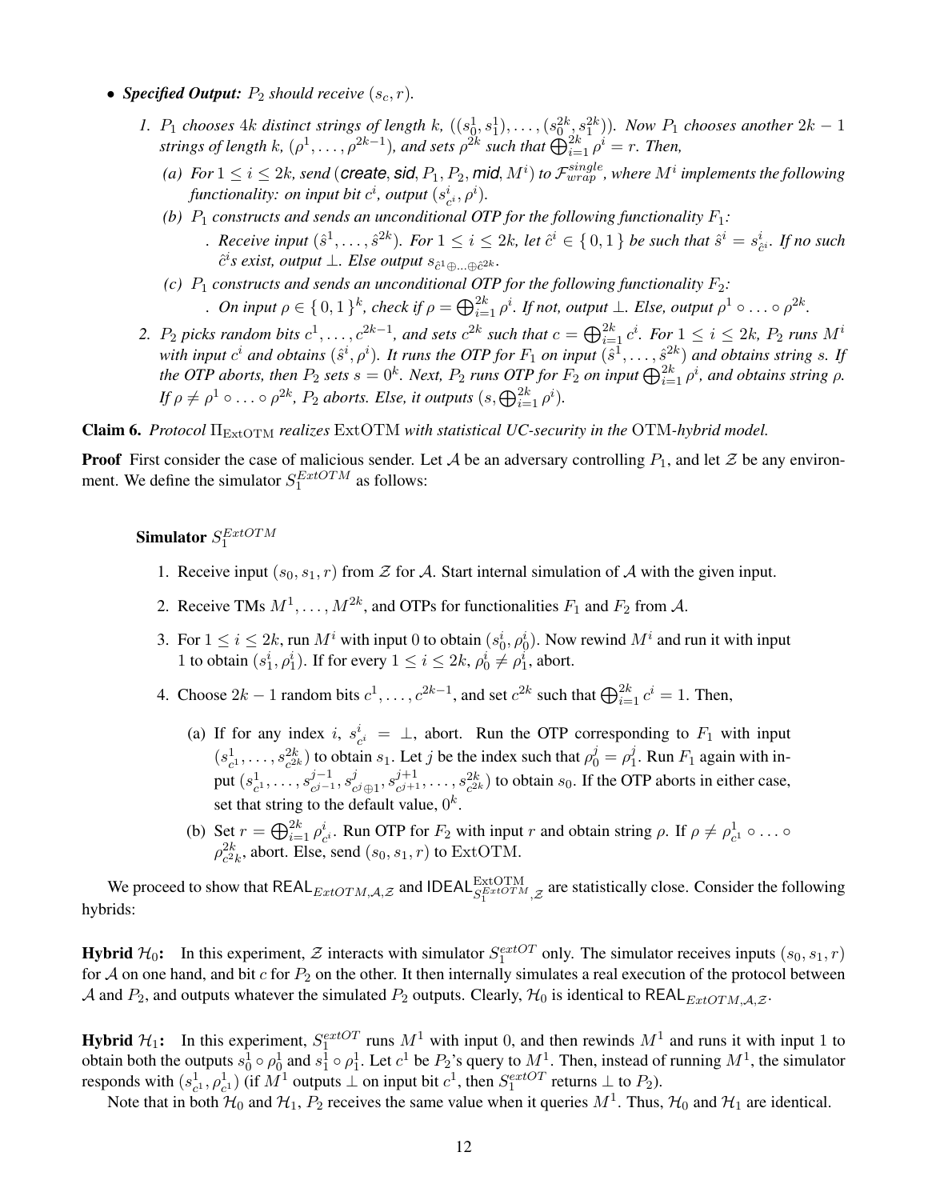- ***Specified Output:*** *$P_2$ should receive $(s_c, r)$.*
  1. *$P_1$ chooses $4k$ distinct strings of length $k$, $((s_0^1, s_1^1), \ldots, (s_0^{2k}, s_1^{2k}))$. Now $P_1$ chooses another $2k-1$ strings of length $k$, $(\rho^1, \ldots, \rho^{2k-1})$, and sets $\rho^{2k}$ such that $\bigoplus_{i=1}^{2k} \rho^i = r$. Then,*
     - *(a) For $1 \leq i \leq 2k$, send (**create**, **sid**, $P_1, P_2$, **mid**, $M^i$) to $\mathcal{F}_{wrap}^{single}$, where $M^i$ implements the following functionality: on input bit $c^i$, output $(s_{c^i}^i, \rho^i)$.*
     - *(b) $P_1$ constructs and sends an unconditional OTP for the following functionality $F_1$:*
       - *Receive input $(\hat{s}^1, \ldots, \hat{s}^{2k})$. For $1 \leq i \leq 2k$, let $\hat{c}^i \in \{0, 1\}$ be such that $\hat{s}^i = s_{\hat{c}^i}^i$. If no such $\hat{c}^i$s exist, output $\perp$. Else output $s_{\hat{c}^1 \oplus \ldots \oplus \hat{c}^{2k}}$.*
     - *(c) $P_1$ constructs and sends an unconditional OTP for the following functionality $F_2$:*
       - *On input $\rho \in \{0, 1\}^k$, check if $\rho = \bigoplus_{i=1}^{2k} \rho^i$. If not, output $\perp$. Else, output $\rho^1 \circ \ldots \circ \rho^{2k}$.*
  2. *$P_2$ picks random bits $c^1, \ldots, c^{2k-1}$, and sets $c^{2k}$ such that $c = \bigoplus_{i=1}^{2k} c^i$. For $1 \leq i \leq 2k$, $P_2$ runs $M^i$ with input $c^i$ and obtains $(\hat{s}^i, \rho^i)$. It runs the OTP for $F_1$ on input $(\hat{s}^1, \ldots, \hat{s}^{2k})$ and obtains string $s$. If the OTP aborts, then $P_2$ sets $s = 0^k$. Next, $P_2$ runs OTP for $F_2$ on input $\bigoplus_{i=1}^{2k} \rho^i$, and obtains string $\rho$. If $\rho \neq \rho^1 \circ \ldots \circ \rho^{2k}$, $P_2$ aborts. Else, it outputs $(s, \bigoplus_{i=1}^{2k} \rho^i)$.*

**Claim 6.** *Protocol $\Pi_{\mathrm{ExtOTM}}$ realizes ExtOTM with statistical UC-security in the OTM-hybrid model.*

**Proof** First consider the case of malicious sender. Let $\mathcal{A}$ be an adversary controlling $P_1$, and let $\mathcal{Z}$ be any environment. We define the simulator $S_1^{ExtOTM}$ as follows:

**Simulator $S_1^{ExtOTM}$**

1. Receive input $(s_0, s_1, r)$ from $\mathcal{Z}$ for $\mathcal{A}$. Start internal simulation of $\mathcal{A}$ with the given input.
2. Receive TMs $M^1, \ldots, M^{2k}$, and OTPs for functionalities $F_1$ and $F_2$ from $\mathcal{A}$.
3. For $1 \leq i \leq 2k$, run $M^i$ with input 0 to obtain $(s_0^i, \rho_0^i)$. Now rewind $M^i$ and run it with input 1 to obtain $(s_1^i, \rho_1^i)$. If for every $1 \leq i \leq 2k$, $\rho_0^i \neq \rho_1^i$, abort.
4. Choose $2k-1$ random bits $c^1, \ldots, c^{2k-1}$, and set $c^{2k}$ such that $\bigoplus_{i=1}^{2k} c^i = 1$. Then,
   - (a) If for any index $i$, $s_{c^i}^i = \perp$, abort. Run the OTP corresponding to $F_1$ with input $(s_{c^1}^1, \ldots, s_{c^{2k}}^{2k})$ to obtain $s_1$. Let $j$ be the index such that $\rho_0^j = \rho_1^j$. Run $F_1$ again with input $(s_{c^1}^1, \ldots, s_{c^{j-1}}^{j-1}, s_{c^j \oplus 1}^j, s_{c^{j+1}}^{j+1}, \ldots, s_{c^{2k}}^{2k})$ to obtain $s_0$. If the OTP aborts in either case, set that string to the default value, $0^k$.
   - (b) Set $r = \bigoplus_{i=1}^{2k} \rho_{c^i}^i$. Run OTP for $F_2$ with input $r$ and obtain string $\rho$. If $\rho \neq \rho_{c^1}^1 \circ \ldots \circ \rho_{c^2 k}^{2k}$, abort. Else, send $(s_0, s_1, r)$ to ExtOTM.

We proceed to show that $\mathsf{REAL}_{ExtOTM,\mathcal{A},\mathcal{Z}}$ and $\mathsf{IDEAL}^{\mathrm{ExtOTM}}_{S_1^{ExtOTM},\mathcal{Z}}$ are statistically close. Consider the following hybrids:

**Hybrid $\mathcal{H}_0$:** In this experiment, $\mathcal{Z}$ interacts with simulator $S_1^{extOT}$ only. The simulator receives inputs $(s_0, s_1, r)$ for $\mathcal{A}$ on one hand, and bit $c$ for $P_2$ on the other. It then internally simulates a real execution of the protocol between $\mathcal{A}$ and $P_2$, and outputs whatever the simulated $P_2$ outputs. Clearly, $\mathcal{H}_0$ is identical to $\mathsf{REAL}_{ExtOTM,\mathcal{A},\mathcal{Z}}$.

**Hybrid $\mathcal{H}_1$:** In this experiment, $S_1^{extOT}$ runs $M^1$ with input 0, and then rewinds $M^1$ and runs it with input 1 to obtain both the outputs $s_0^1 \circ \rho_0^1$ and $s_1^1 \circ \rho_1^1$. Let $c^1$ be $P_2$'s query to $M^1$. Then, instead of running $M^1$, the simulator responds with $(s_{c^1}^1, \rho_{c^1}^1)$ (if $M^1$ outputs $\perp$ on input bit $c^1$, then $S_1^{extOT}$ returns $\perp$ to $P_2$).

Note that in both $\mathcal{H}_0$ and $\mathcal{H}_1$, $P_2$ receives the same value when it queries $M^1$. Thus, $\mathcal{H}_0$ and $\mathcal{H}_1$ are identical.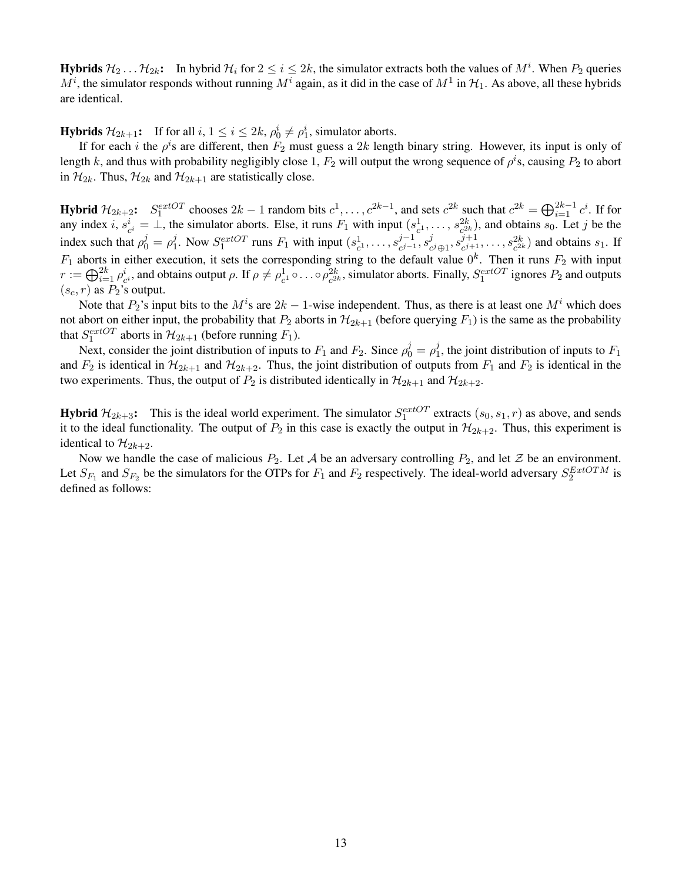**Hybrids $\mathcal{H}_2 \ldots \mathcal{H}_{2k}$:** In hybrid $\mathcal{H}_i$ for $2 \le i \le 2k$, the simulator extracts both the values of $M^i$. When $P_2$ queries $M^i$, the simulator responds without running $M^i$ again, as it did in the case of $M^1$ in $\mathcal{H}_1$. As above, all these hybrids are identical.

**Hybrids $\mathcal{H}_{2k+1}$:** If for all $i$, $1 \le i \le 2k$, $\rho_0^i \ne \rho_1^i$, simulator aborts.

If for each $i$ the $\rho^i$s are different, then $F_2$ must guess a $2k$ length binary string. However, its input is only of length $k$, and thus with probability negligibly close 1, $F_2$ will output the wrong sequence of $\rho^i$s, causing $P_2$ to abort in $\mathcal{H}_{2k}$. Thus, $\mathcal{H}_{2k}$ and $\mathcal{H}_{2k+1}$ are statistically close.

**Hybrid $\mathcal{H}_{2k+2}$:** $S_1^{extOT}$ chooses $2k-1$ random bits $c^1, \ldots, c^{2k-1}$, and sets $c^{2k}$ such that $c^{2k} = \bigoplus_{i=1}^{2k-1} c^i$. If for any index $i$, $s_{c^i}^i = \perp$, the simulator aborts. Else, it runs $F_1$ with input $(s_{c^1}^1, \ldots, s_{c^{2k}}^{2k})$, and obtains $s_0$. Let $j$ be the index such that $\rho_0^j = \rho_1^j$. Now $S_1^{extOT}$ runs $F_1$ with input $(s_{c^1}^1, \ldots, s_{c^{j-1}}^{j-1}, s_{c^j \oplus 1}^j, s_{c^{j+1}}^{j+1}, \ldots, s_{c^{2k}}^{2k})$ and obtains $s_1$. If $F_1$ aborts in either execution, it sets the corresponding string to the default value $0^k$. Then it runs $F_2$ with input $r := \bigoplus_{i=1}^{2k} \rho_{c^i}^i$, and obtains output $\rho$. If $\rho \ne \rho_{c^1}^1 \circ \ldots \circ \rho_{c^{2k}}^{2k}$, simulator aborts. Finally, $S_1^{extOT}$ ignores $P_2$ and outputs $(s_c, r)$ as $P_2$'s output.

Note that $P_2$'s input bits to the $M^i$s are $2k-1$-wise independent. Thus, as there is at least one $M^i$ which does not abort on either input, the probability that $P_2$ aborts in $\mathcal{H}_{2k+1}$ (before querying $F_1$) is the same as the probability that $S_1^{extOT}$ aborts in $\mathcal{H}_{2k+1}$ (before running $F_1$).

Next, consider the joint distribution of inputs to $F_1$ and $F_2$. Since $\rho_0^j = \rho_1^j$, the joint distribution of inputs to $F_1$ and $F_2$ is identical in $\mathcal{H}_{2k+1}$ and $\mathcal{H}_{2k+2}$. Thus, the joint distribution of outputs from $F_1$ and $F_2$ is identical in the two experiments. Thus, the output of $P_2$ is distributed identically in $\mathcal{H}_{2k+1}$ and $\mathcal{H}_{2k+2}$.

**Hybrid $\mathcal{H}_{2k+3}$:** This is the ideal world experiment. The simulator $S_1^{extOT}$ extracts $(s_0, s_1, r)$ as above, and sends it to the ideal functionality. The output of $P_2$ in this case is exactly the output in $\mathcal{H}_{2k+2}$. Thus, this experiment is identical to $\mathcal{H}_{2k+2}$.

Now we handle the case of malicious $P_2$. Let $\mathcal{A}$ be an adversary controlling $P_2$, and let $\mathcal{Z}$ be an environment. Let $S_{F_1}$ and $S_{F_2}$ be the simulators for the OTPs for $F_1$ and $F_2$ respectively. The ideal-world adversary $S_2^{ExtOTM}$ is defined as follows: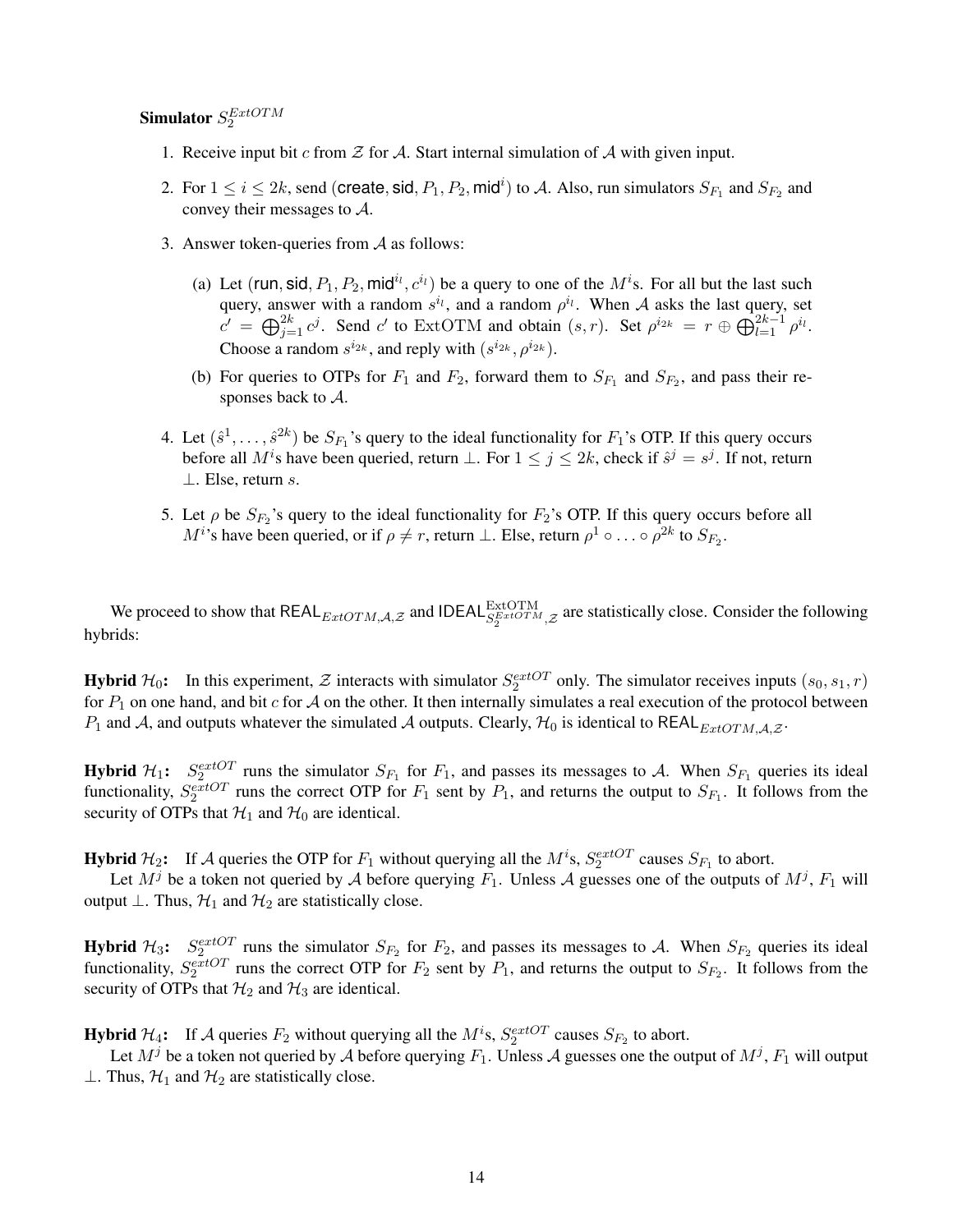**Simulator** $S_2^{ExtOTM}$

1. Receive input bit $c$ from $\mathcal{Z}$ for $\mathcal{A}$. Start internal simulation of $\mathcal{A}$ with given input.
2. For $1 \leq i \leq 2k$, send $(\mathsf{create}, \mathsf{sid}, P_1, P_2, \mathsf{mid}^i)$ to $\mathcal{A}$. Also, run simulators $S_{F_1}$ and $S_{F_2}$ and convey their messages to $\mathcal{A}$.
3. Answer token-queries from $\mathcal{A}$ as follows:
   (a) Let $(\mathsf{run}, \mathsf{sid}, P_1, P_2, \mathsf{mid}^{i_l}, c^{i_l})$ be a query to one of the $M^i$s. For all but the last such query, answer with a random $s^{i_l}$, and a random $\rho^{i_l}$. When $\mathcal{A}$ asks the last query, set $c' = \bigoplus_{j=1}^{2k} c^j$. Send $c'$ to ExtOTM and obtain $(s, r)$. Set $\rho^{i_{2k}} = r \oplus \bigoplus_{l=1}^{2k-1} \rho^{i_l}$. Choose a random $s^{i_{2k}}$, and reply with $(s^{i_{2k}}, \rho^{i_{2k}})$.
   (b) For queries to OTPs for $F_1$ and $F_2$, forward them to $S_{F_1}$ and $S_{F_2}$, and pass their responses back to $\mathcal{A}$.
4. Let $(\hat{s}^1, \ldots, \hat{s}^{2k})$ be $S_{F_1}$'s query to the ideal functionality for $F_1$'s OTP. If this query occurs before all $M^i$s have been queried, return $\perp$. For $1 \leq j \leq 2k$, check if $\hat{s}^j = s^j$. If not, return $\perp$. Else, return $s$.
5. Let $\rho$ be $S_{F_2}$'s query to the ideal functionality for $F_2$'s OTP. If this query occurs before all $M^i$'s have been queried, or if $\rho \neq r$, return $\perp$. Else, return $\rho^1 \circ \ldots \circ \rho^{2k}$ to $S_{F_2}$.

We proceed to show that $\mathsf{REAL}_{ExtOTM,\mathcal{A},\mathcal{Z}}$ and $\mathsf{IDEAL}^{\mathrm{ExtOTM}}_{S_2^{ExtOTM},\mathcal{Z}}$ are statistically close. Consider the following hybrids:

**Hybrid $\mathcal{H}_0$:** In this experiment, $\mathcal{Z}$ interacts with simulator $S_2^{extOT}$ only. The simulator receives inputs $(s_0, s_1, r)$ for $P_1$ on one hand, and bit $c$ for $\mathcal{A}$ on the other. It then internally simulates a real execution of the protocol between $P_1$ and $\mathcal{A}$, and outputs whatever the simulated $\mathcal{A}$ outputs. Clearly, $\mathcal{H}_0$ is identical to $\mathsf{REAL}_{ExtOTM,\mathcal{A},\mathcal{Z}}$.

**Hybrid $\mathcal{H}_1$:** $S_2^{extOT}$ runs the simulator $S_{F_1}$ for $F_1$, and passes its messages to $\mathcal{A}$. When $S_{F_1}$ queries its ideal functionality, $S_2^{extOT}$ runs the correct OTP for $F_1$ sent by $P_1$, and returns the output to $S_{F_1}$. It follows from the security of OTPs that $\mathcal{H}_1$ and $\mathcal{H}_0$ are identical.

**Hybrid $\mathcal{H}_2$:** If $\mathcal{A}$ queries the OTP for $F_1$ without querying all the $M^i$s, $S_2^{extOT}$ causes $S_{F_1}$ to abort.

Let $M^j$ be a token not queried by $\mathcal{A}$ before querying $F_1$. Unless $\mathcal{A}$ guesses one of the outputs of $M^j$, $F_1$ will output $\perp$. Thus, $\mathcal{H}_1$ and $\mathcal{H}_2$ are statistically close.

**Hybrid $\mathcal{H}_3$:** $S_2^{extOT}$ runs the simulator $S_{F_2}$ for $F_2$, and passes its messages to $\mathcal{A}$. When $S_{F_2}$ queries its ideal functionality, $S_2^{extOT}$ runs the correct OTP for $F_2$ sent by $P_1$, and returns the output to $S_{F_2}$. It follows from the security of OTPs that $\mathcal{H}_2$ and $\mathcal{H}_3$ are identical.

**Hybrid $\mathcal{H}_4$:** If $\mathcal{A}$ queries $F_2$ without querying all the $M^i$s, $S_2^{extOT}$ causes $S_{F_2}$ to abort.

Let $M^j$ be a token not queried by $\mathcal{A}$ before querying $F_1$. Unless $\mathcal{A}$ guesses one the output of $M^j$, $F_1$ will output $\perp$. Thus, $\mathcal{H}_1$ and $\mathcal{H}_2$ are statistically close.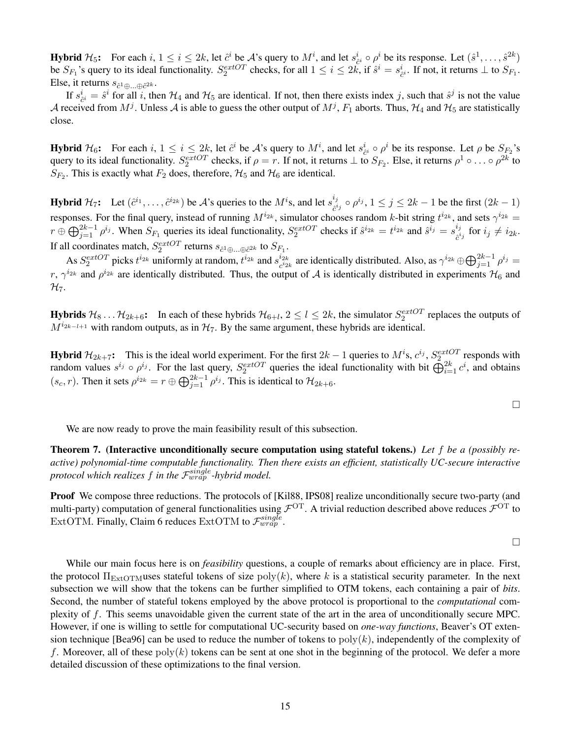**Hybrid $\mathcal{H}_5$:** For each $i$, $1 \leq i \leq 2k$, let $\hat{c}^i$ be $\mathcal{A}$'s query to $M^i$, and let $s^i_{\hat{c}^i} \circ \rho^i$ be its response. Let $(\hat{s}^1, \ldots, \hat{s}^{2k})$ be $S_{F_1}$'s query to its ideal functionality. $S_2^{extOT}$ checks, for all $1 \leq i \leq 2k$, if $\hat{s}^i = s^i_{\hat{c}^i}$. If not, it returns $\perp$ to $S_{F_1}$. Else, it returns $s_{\hat{c}^1 \oplus \ldots \oplus \hat{c}^{2k}}$.

If $s^i_{\hat{c}^i} = \hat{s}^i$ for all $i$, then $\mathcal{H}_4$ and $\mathcal{H}_5$ are identical. If not, then there exists index $j$, such that $\hat{s}^j$ is not the value $\mathcal{A}$ received from $M^j$. Unless $\mathcal{A}$ is able to guess the other output of $M^j$, $F_1$ aborts. Thus, $\mathcal{H}_4$ and $\mathcal{H}_5$ are statistically close.

**Hybrid $\mathcal{H}_6$:** For each $i$, $1 \leq i \leq 2k$, let $\hat{c}^i$ be $\mathcal{A}$'s query to $M^i$, and let $s^i_{\hat{c}^i} \circ \rho^i$ be its response. Let $\rho$ be $S_{F_2}$'s query to its ideal functionality. $S_2^{extOT}$ checks, if $\rho = r$. If not, it returns $\perp$ to $S_{F_2}$. Else, it returns $\rho^1 \circ \ldots \circ \rho^{2k}$ to $S_{F_2}$. This is exactly what $F_2$ does, therefore, $\mathcal{H}_5$ and $\mathcal{H}_6$ are identical.

**Hybrid $\mathcal{H}_7$:** Let $(\hat{c}^{i_1}, \ldots, \hat{c}^{i_{2k}})$ be $\mathcal{A}$'s queries to the $M^i$s, and let $s^{i_j}_{\hat{c}^{i_j}} \circ \rho^{i_j}$, $1 \leq j \leq 2k-1$ be the first $(2k-1)$ responses. For the final query, instead of running $M^{i_{2k}}$, simulator chooses random $k$-bit string $t^{i_{2k}}$, and sets $\gamma^{i_{2k}} = r \oplus \bigoplus_{j=1}^{2k-1} \rho^{i_j}$. When $S_{F_1}$ queries its ideal functionality, $S_2^{extOT}$ checks if $\hat{s}^{i_{2k}} = t^{i_{2k}}$ and $\hat{s}^{i_j} = s^{i_j}_{\hat{c}^{i_j}}$ for $i_j \neq i_{2k}$. If all coordinates match, $S_2^{extOT}$ returns $s_{\hat{c}^1 \oplus \ldots \oplus \hat{c}^{2k}}$ to $S_{F_1}$.

As $S_2^{extOT}$ picks $t^{i_{2k}}$ uniformly at random, $t^{i_{2k}}$ and $s^{i_{2k}}_{c^{i_{2k}}}$ are identically distributed. Also, as $\gamma^{i_{2k}} \oplus \bigoplus_{j=1}^{2k-1} \rho^{i_j} = r$, $\gamma^{i_{2k}}$ and $\rho^{i_{2k}}$ are identically distributed. Thus, the output of $\mathcal{A}$ is identically distributed in experiments $\mathcal{H}_6$ and $\mathcal{H}_7$.

**Hybrids $\mathcal{H}_8 \ldots \mathcal{H}_{2k+6}$:** In each of these hybrids $\mathcal{H}_{6+l}$, $2 \leq l \leq 2k$, the simulator $S_2^{extOT}$ replaces the outputs of $M^{i_{2k-l+1}}$ with random outputs, as in $\mathcal{H}_7$. By the same argument, these hybrids are identical.

**Hybrid $\mathcal{H}_{2k+7}$:** This is the ideal world experiment. For the first $2k-1$ queries to $M^i$s, $c^{i_j}$, $S_2^{extOT}$ responds with random values $s^{i_j} \circ \rho^{i_j}$. For the last query, $S_2^{extOT}$ queries the ideal functionality with bit $\bigoplus_{i=1}^{2k} c^i$, and obtains $(s_c, r)$. Then it sets $\rho^{i_{2k}} = r \oplus \bigoplus_{j=1}^{2k-1} \rho^{i_j}$. This is identical to $\mathcal{H}_{2k+6}$.

$\square$

We are now ready to prove the main feasibility result of this subsection.

**Theorem 7. (Interactive unconditionally secure computation using stateful tokens.)** *Let $f$ be a (possibly reactive) polynomial-time computable functionality. Then there exists an efficient, statistically UC-secure interactive protocol which realizes $f$ in the $\mathcal{F}_{wrap}^{single}$-hybrid model.*

**Proof** We compose three reductions. The protocols of [Kil88, IPS08] realize unconditionally secure two-party (and multi-party) computation of general functionalities using $\mathcal{F}^{\mathrm{OT}}$. A trivial reduction described above reduces $\mathcal{F}^{\mathrm{OT}}$ to $\mathrm{ExtOTM}$. Finally, Claim 6 reduces $\mathrm{ExtOTM}$ to $\mathcal{F}_{wrap}^{single}$.

$\square$

While our main focus here is on *feasibility* questions, a couple of remarks about efficiency are in place. First, the protocol $\Pi_{\mathrm{ExtOTM}}$uses stateful tokens of size $\mathrm{poly}(k)$, where $k$ is a statistical security parameter. In the next subsection we will show that the tokens can be further simplified to OTM tokens, each containing a pair of *bits*. Second, the number of stateful tokens employed by the above protocol is proportional to the *computational* complexity of $f$. This seems unavoidable given the current state of the art in the area of unconditionally secure MPC. However, if one is willing to settle for computational UC-security based on *one-way functions*, Beaver's OT extension technique [Bea96] can be used to reduce the number of tokens to $\mathrm{poly}(k)$, independently of the complexity of $f$. Moreover, all of these $\mathrm{poly}(k)$ tokens can be sent at one shot in the beginning of the protocol. We defer a more detailed discussion of these optimizations to the final version.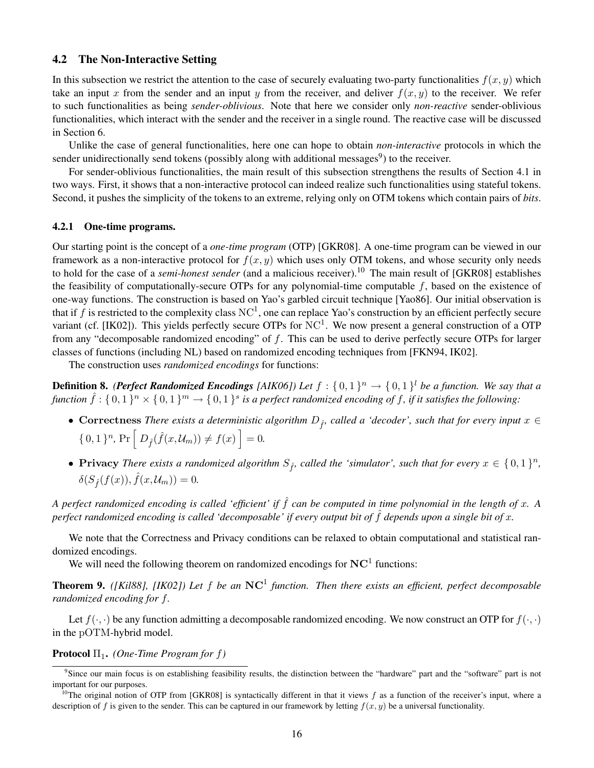### 4.2 The Non-Interactive Setting

In this subsection we restrict the attention to the case of securely evaluating two-party functionalities $f(x, y)$ which take an input $x$ from the sender and an input $y$ from the receiver, and deliver $f(x, y)$ to the receiver. We refer to such functionalities as being *sender-oblivious*. Note that here we consider only *non-reactive* sender-oblivious functionalities, which interact with the sender and the receiver in a single round. The reactive case will be discussed in Section 6.

Unlike the case of general functionalities, here one can hope to obtain *non-interactive* protocols in which the sender unidirectionally send tokens (possibly along with additional messages[9]) to the receiver.

For sender-oblivious functionalities, the main result of this subsection strengthens the results of Section 4.1 in two ways. First, it shows that a non-interactive protocol can indeed realize such functionalities using stateful tokens. Second, it pushes the simplicity of the tokens to an extreme, relying only on OTM tokens which contain pairs of *bits*.

#### 4.2.1 One-time programs.

Our starting point is the concept of a *one-time program* (OTP) [GKR08]. A one-time program can be viewed in our framework as a non-interactive protocol for $f(x, y)$ which uses only OTM tokens, and whose security only needs to hold for the case of a *semi-honest sender* (and a malicious receiver).[10] The main result of [GKR08] establishes the feasibility of computationally-secure OTPs for any polynomial-time computable $f$, based on the existence of one-way functions. The construction is based on Yao's garbled circuit technique [Yao86]. Our initial observation is that if $f$ is restricted to the complexity class $\mathrm{NC}^1$, one can replace Yao's construction by an efficient perfectly secure variant (cf. [IK02]). This yields perfectly secure OTPs for $\mathrm{NC}^1$. We now present a general construction of a OTP from any "decomposable randomized encoding" of $f$. This can be used to derive perfectly secure OTPs for larger classes of functions (including NL) based on randomized encoding techniques from [FKN94, IK02].

The construction uses *randomized encodings* for functions:

**Definition 8.** ***(Perfect Randomized Encodings [AIK06])*** *Let $f : \{0,1\}^n \to \{0,1\}^l$ be a function. We say that a function $\hat{f} : \{0,1\}^n \times \{0,1\}^m \to \{0,1\}^s$ is a perfect randomized encoding of $f$, if it satisfies the following:*

- **Correctness** *There exists a deterministic algorithm $D_{\hat{f}}$, called a 'decoder', such that for every input $x \in \{0,1\}^n$, $\Pr\left[ D_{\hat{f}}(\hat{f}(x, \mathcal{U}_m)) \neq f(x) \right] = 0$.*
- **Privacy** *There exists a randomized algorithm $S_{\hat{f}}$, called the 'simulator', such that for every $x \in \{0,1\}^n$, $\delta(S_{\hat{f}}(f(x)), \hat{f}(x, \mathcal{U}_m)) = 0$.*

*A perfect randomized encoding is called 'efficient' if $\hat{f}$ can be computed in time polynomial in the length of $x$. A perfect randomized encoding is called 'decomposable' if every output bit of $\hat{f}$ depends upon a single bit of $x$.*

We note that the Correctness and Privacy conditions can be relaxed to obtain computational and statistical randomized encodings.

We will need the following theorem on randomized encodings for $\mathbf{NC}^1$ functions:

**Theorem 9.** *([Kil88], [IK02]) Let $f$ be an $\mathbf{NC}^1$ function. Then there exists an efficient, perfect decomposable randomized encoding for $f$.*

Let $f(\cdot, \cdot)$ be any function admitting a decomposable randomized encoding. We now construct an OTP for $f(\cdot, \cdot)$ in the $\mathrm{pOTM}$-hybrid model.

**Protocol $\Pi_1$.** *(One-Time Program for $f$)*

---

[9] Since our main focus is on establishing feasibility results, the distinction between the "hardware" part and the "software" part is not important for our purposes.

[10] The original notion of OTP from [GKR08] is syntactically different in that it views $f$ as a function of the receiver's input, where a description of $f$ is given to the sender. This can be captured in our framework by letting $f(x, y)$ be a universal functionality.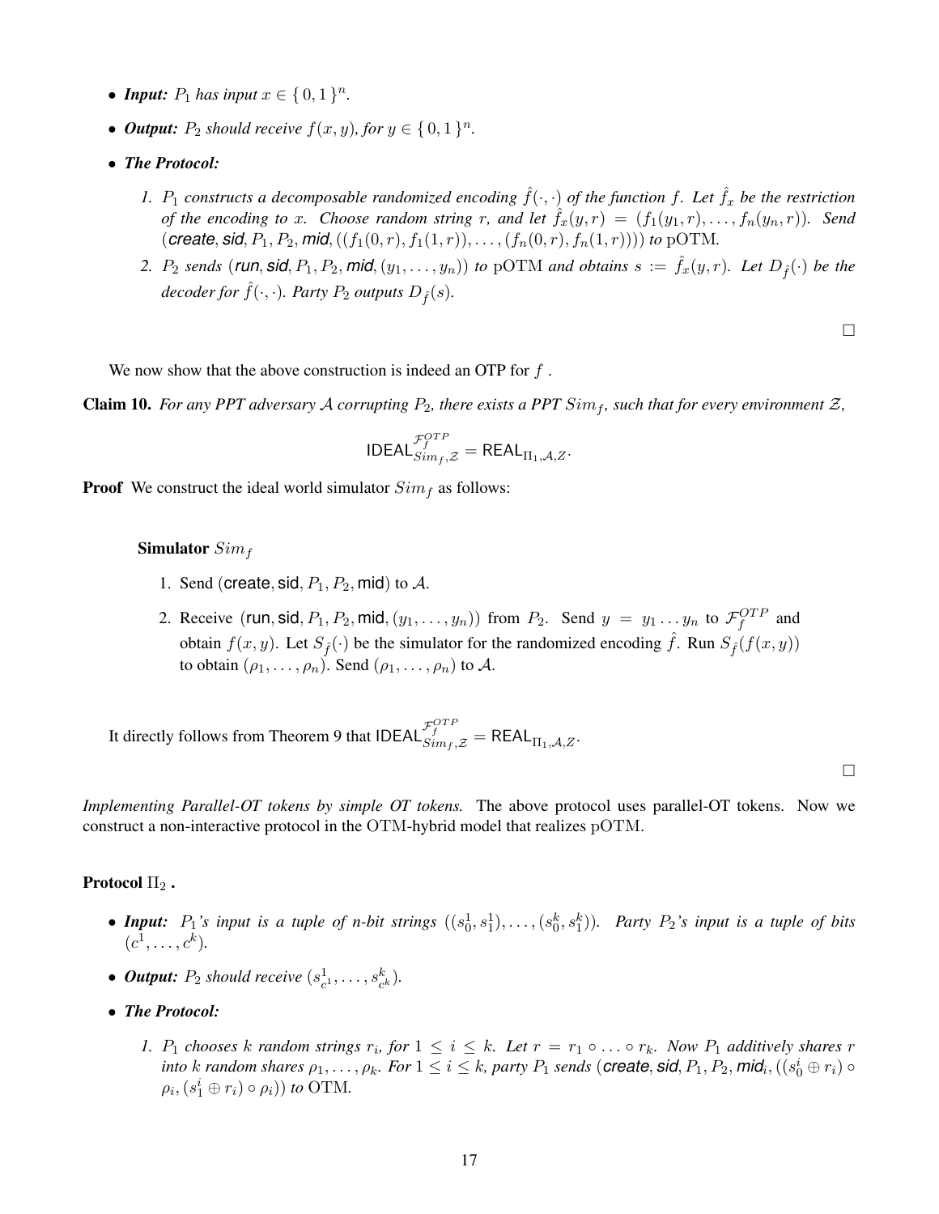- ***Input:*** *$P_1$ has input $x \in \{0,1\}^n$.*
- ***Output:*** *$P_2$ should receive $f(x,y)$, for $y \in \{0,1\}^n$.*
- ***The Protocol:***
  1. *$P_1$ constructs a decomposable randomized encoding $\hat{f}(\cdot,\cdot)$ of the function $f$. Let $\hat{f}_x$ be the restriction of the encoding to $x$. Choose random string $r$, and let $\hat{f}_x(y,r) = (f_1(y_1,r),\ldots,f_n(y_n,r))$. Send $(\textsf{create}, \textsf{sid}, P_1, P_2, \textsf{mid}, ((f_1(0,r), f_1(1,r)),\ldots,(f_n(0,r), f_n(1,r))))$ to $\mathrm{pOTM}$.*
  2. *$P_2$ sends $(\textsf{run}, \textsf{sid}, P_1, P_2, \textsf{mid}, (y_1,\ldots,y_n))$ to $\mathrm{pOTM}$ and obtains $s := \hat{f}_x(y,r)$. Let $D_{\hat{f}}(\cdot)$ be the decoder for $\hat{f}(\cdot,\cdot)$. Party $P_2$ outputs $D_{\hat{f}}(s)$.*

□

We now show that the above construction is indeed an OTP for $f$.

**Claim 10.** *For any PPT adversary $\mathcal{A}$ corrupting $P_2$, there exists a PPT $Sim_f$, such that for every environment $\mathcal{Z}$,*

$$\mathsf{IDEAL}^{\mathcal{F}_f^{OTP}}_{Sim_f,\mathcal{Z}} = \mathsf{REAL}_{\Pi_1,\mathcal{A},Z}.$$

**Proof** We construct the ideal world simulator $Sim_f$ as follows:

**Simulator $Sim_f$**

1. Send $(\mathsf{create}, \mathsf{sid}, P_1, P_2, \mathsf{mid})$ to $\mathcal{A}$.
2. Receive $(\mathsf{run}, \mathsf{sid}, P_1, P_2, \mathsf{mid}, (y_1,\ldots,y_n))$ from $P_2$. Send $y = y_1 \ldots y_n$ to $\mathcal{F}_f^{OTP}$ and obtain $f(x,y)$. Let $S_{\hat{f}}(\cdot)$ be the simulator for the randomized encoding $\hat{f}$. Run $S_{\hat{f}}(f(x,y))$ to obtain $(\rho_1,\ldots,\rho_n)$. Send $(\rho_1,\ldots,\rho_n)$ to $\mathcal{A}$.

It directly follows from Theorem 9 that $\mathsf{IDEAL}^{\mathcal{F}_f^{OTP}}_{Sim_f,\mathcal{Z}} = \mathsf{REAL}_{\Pi_1,\mathcal{A},Z}$.

□

*Implementing Parallel-OT tokens by simple OT tokens.* The above protocol uses parallel-OT tokens. Now we construct a non-interactive protocol in the $\mathrm{OTM}$-hybrid model that realizes $\mathrm{pOTM}$.

**Protocol $\Pi_2$ .**

- ***Input:*** *$P_1$'s input is a tuple of n-bit strings $((s_0^1, s_1^1),\ldots,(s_0^k, s_1^k))$. Party $P_2$'s input is a tuple of bits $(c^1,\ldots,c^k)$.*
- ***Output:*** *$P_2$ should receive $(s_{c^1}^1,\ldots,s_{c^k}^k)$.*
- ***The Protocol:***
  1. *$P_1$ chooses $k$ random strings $r_i$, for $1 \le i \le k$. Let $r = r_1 \circ \ldots \circ r_k$. Now $P_1$ additively shares $r$ into $k$ random shares $\rho_1,\ldots,\rho_k$. For $1 \le i \le k$, party $P_1$ sends $(\textsf{create}, \textsf{sid}, P_1, P_2, \textsf{mid}_i, ((s_0^i \oplus r_i) \circ \rho_i, (s_1^i \oplus r_i) \circ \rho_i))$ to $\mathrm{OTM}$.*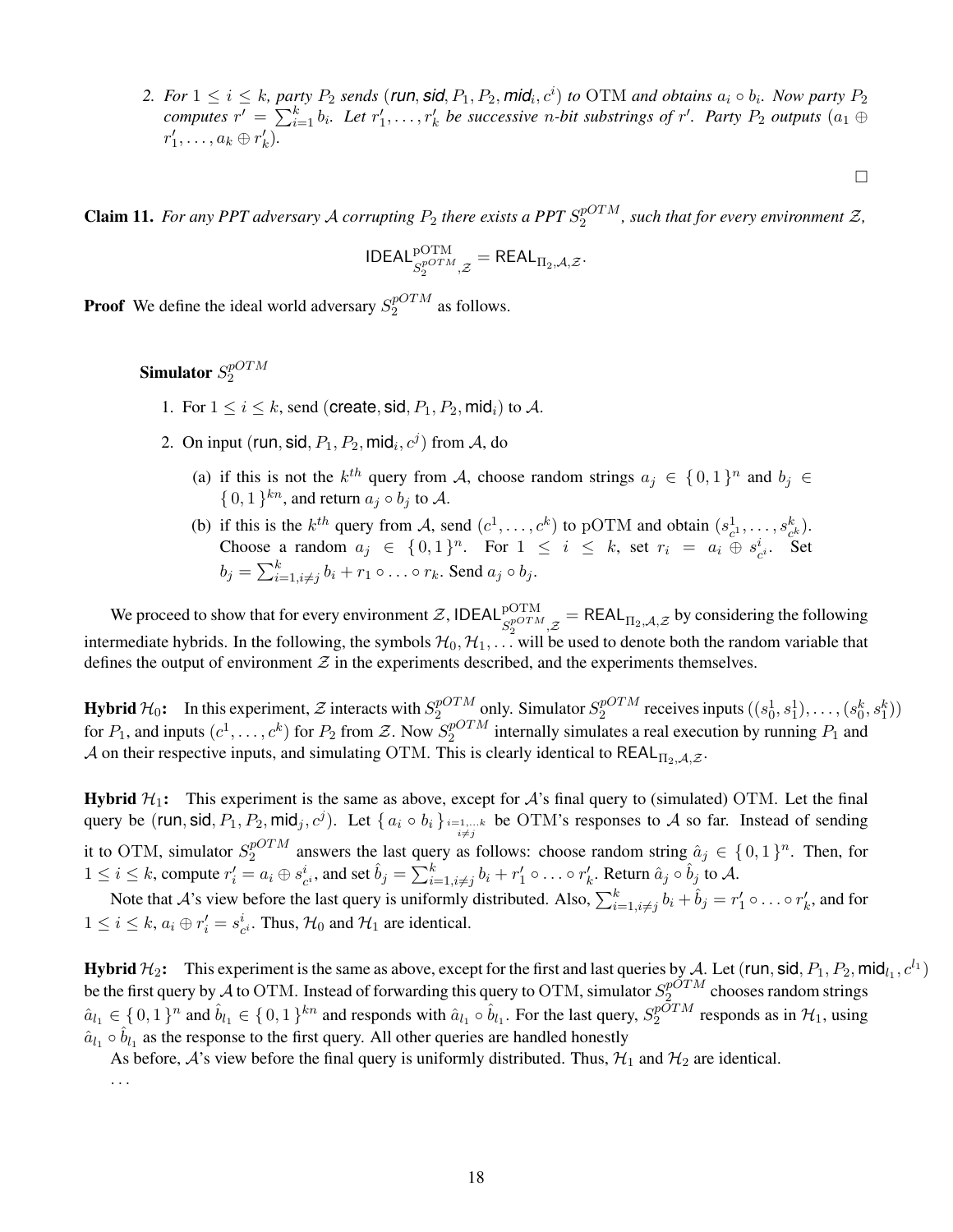2. *For $1 \leq i \leq k$, party $P_2$ sends $(\textsf{run}, \textsf{sid}, P_1, P_2, \textsf{mid}_i, c^i)$ to OTM and obtains $a_i \circ b_i$. Now party $P_2$ computes $r' = \sum_{i=1}^{k} b_i$. Let $r'_1, \ldots, r'_k$ be successive $n$-bit substrings of $r'$. Party $P_2$ outputs $(a_1 \oplus r'_1, \ldots, a_k \oplus r'_k)$.*

□

**Claim 11.** *For any PPT adversary $\mathcal{A}$ corrupting $P_2$ there exists a PPT $S_2^{pOTM}$, such that for every environment $\mathcal{Z}$,*

$$\mathsf{IDEAL}^{\mathrm{pOTM}}_{S_2^{pOTM},\mathcal{Z}} = \mathsf{REAL}_{\Pi_2,\mathcal{A},\mathcal{Z}}.$$

**Proof** We define the ideal world adversary $S_2^{pOTM}$ as follows.

**Simulator** $S_2^{pOTM}$

1. For $1 \leq i \leq k$, send $(\mathsf{create}, \mathsf{sid}, P_1, P_2, \mathsf{mid}_i)$ to $\mathcal{A}$.
2. On input $(\mathsf{run}, \mathsf{sid}, P_1, P_2, \mathsf{mid}_i, c^j)$ from $\mathcal{A}$, do
   (a) if this is not the $k^{th}$ query from $\mathcal{A}$, choose random strings $a_j \in \{0,1\}^n$ and $b_j \in \{0,1\}^{kn}$, and return $a_j \circ b_j$ to $\mathcal{A}$.
   (b) if this is the $k^{th}$ query from $\mathcal{A}$, send $(c^1, \ldots, c^k)$ to pOTM and obtain $(s^1_{c^1}, \ldots, s^k_{c^k})$. Choose a random $a_j \in \{0,1\}^n$. For $1 \leq i \leq k$, set $r_i = a_i \oplus s^i_{c^i}$. Set $b_j = \sum_{i=1, i\neq j}^{k} b_i + r_1 \circ \ldots \circ r_k$. Send $a_j \circ b_j$.

We proceed to show that for every environment $\mathcal{Z}$, $\mathsf{IDEAL}^{\mathrm{pOTM}}_{S_2^{pOTM},\mathcal{Z}} = \mathsf{REAL}_{\Pi_2,\mathcal{A},\mathcal{Z}}$ by considering the following intermediate hybrids. In the following, the symbols $\mathcal{H}_0, \mathcal{H}_1, \ldots$ will be used to denote both the random variable that defines the output of environment $\mathcal{Z}$ in the experiments described, and the experiments themselves.

**Hybrid $\mathcal{H}_0$:** In this experiment, $\mathcal{Z}$ interacts with $S_2^{pOTM}$ only. Simulator $S_2^{pOTM}$ receives inputs $((s^1_0, s^1_1), \ldots, (s^k_0, s^k_1))$ for $P_1$, and inputs $(c^1, \ldots, c^k)$ for $P_2$ from $\mathcal{Z}$. Now $S_2^{pOTM}$ internally simulates a real execution by running $P_1$ and $\mathcal{A}$ on their respective inputs, and simulating OTM. This is clearly identical to $\mathsf{REAL}_{\Pi_2,\mathcal{A},\mathcal{Z}}$.

**Hybrid $\mathcal{H}_1$:** This experiment is the same as above, except for $\mathcal{A}$'s final query to (simulated) OTM. Let the final query be $(\mathsf{run}, \mathsf{sid}, P_1, P_2, \mathsf{mid}_j, c^j)$. Let $\{a_i \circ b_i\}_{\substack{i=1,\ldots k \\ i \neq j}}$ be OTM's responses to $\mathcal{A}$ so far. Instead of sending it to OTM, simulator $S_2^{pOTM}$ answers the last query as follows: choose random string $\hat{a}_j \in \{0,1\}^n$. Then, for $1 \leq i \leq k$, compute $r'_i = a_i \oplus s^i_{c^i}$, and set $\hat{b}_j = \sum_{i=1, i\neq j}^{k} b_i + r'_1 \circ \ldots \circ r'_k$. Return $\hat{a}_j \circ \hat{b}_j$ to $\mathcal{A}$.

Note that $\mathcal{A}$'s view before the last query is uniformly distributed. Also, $\sum_{i=1, i\neq j}^{k} b_i + \hat{b}_j = r'_1 \circ \ldots \circ r'_k$, and for $1 \leq i \leq k$, $a_i \oplus r'_i = s^i_{c^i}$. Thus, $\mathcal{H}_0$ and $\mathcal{H}_1$ are identical.

**Hybrid $\mathcal{H}_2$:** This experiment is the same as above, except for the first and last queries by $\mathcal{A}$. Let $(\mathsf{run}, \mathsf{sid}, P_1, P_2, \mathsf{mid}_{l_1}, c^{l_1})$ be the first query by $\mathcal{A}$ to OTM. Instead of forwarding this query to OTM, simulator $S_2^{pOTM}$ chooses random strings $\hat{a}_{l_1} \in \{0,1\}^n$ and $\hat{b}_{l_1} \in \{0,1\}^{kn}$ and responds with $\hat{a}_{l_1} \circ \hat{b}_{l_1}$. For the last query, $S_2^{pOTM}$ responds as in $\mathcal{H}_1$, using $\hat{a}_{l_1} \circ \hat{b}_{l_1}$ as the response to the first query. All other queries are handled honestly

As before, $\mathcal{A}$'s view before the final query is uniformly distributed. Thus, $\mathcal{H}_1$ and $\mathcal{H}_2$ are identical.

...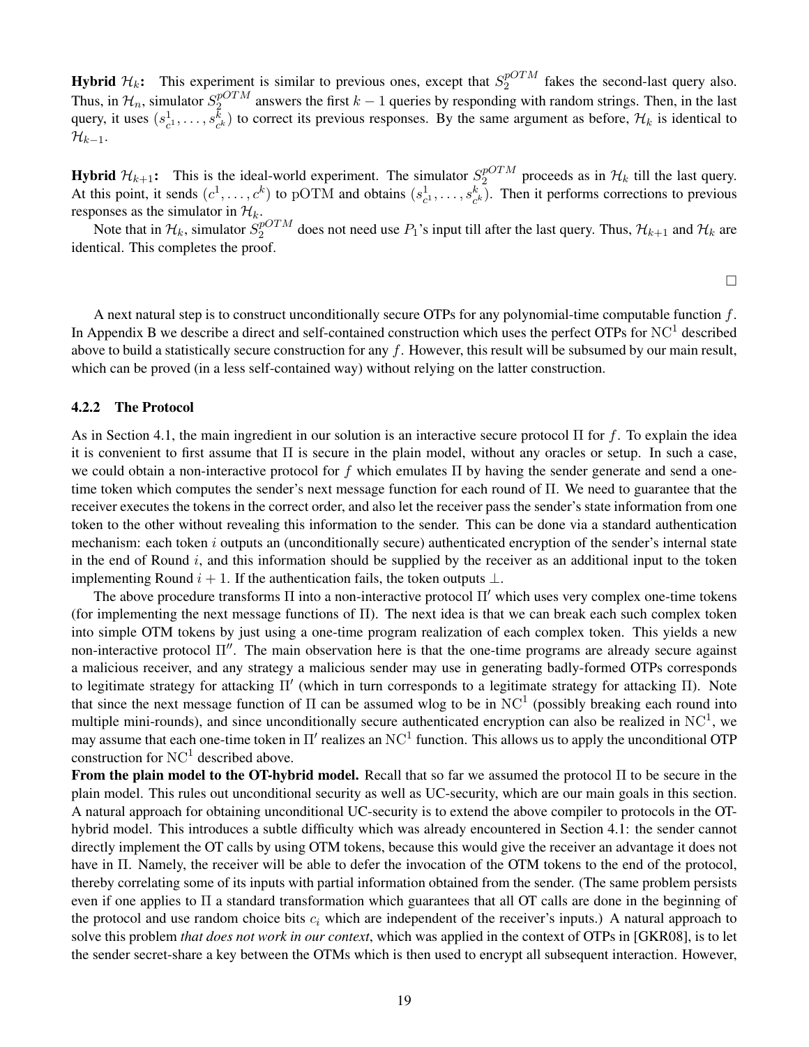**Hybrid $\mathcal{H}_k$:** This experiment is similar to previous ones, except that $S_2^{pOTM}$ fakes the second-last query also. Thus, in $\mathcal{H}_n$, simulator $S_2^{pOTM}$ answers the first $k-1$ queries by responding with random strings. Then, in the last query, it uses $(s^1_{c^1}, \ldots, s^k_{c^k})$ to correct its previous responses. By the same argument as before, $\mathcal{H}_k$ is identical to $\mathcal{H}_{k-1}$.

**Hybrid $\mathcal{H}_{k+1}$:** This is the ideal-world experiment. The simulator $S_2^{pOTM}$ proceeds as in $\mathcal{H}_k$ till the last query. At this point, it sends $(c^1, \ldots, c^k)$ to $\mathrm{pOTM}$ and obtains $(s^1_{c^1}, \ldots, s^k_{c^k})$. Then it performs corrections to previous responses as the simulator in $\mathcal{H}_k$.

Note that in $\mathcal{H}_k$, simulator $S_2^{pOTM}$ does not need use $P_1$'s input till after the last query. Thus, $\mathcal{H}_{k+1}$ and $\mathcal{H}_k$ are identical. This completes the proof.

□

A next natural step is to construct unconditionally secure OTPs for any polynomial-time computable function $f$. In Appendix B we describe a direct and self-contained construction which uses the perfect OTPs for $\mathrm{NC}^1$ described above to build a statistically secure construction for any $f$. However, this result will be subsumed by our main result, which can be proved (in a less self-contained way) without relying on the latter construction.

### 4.2.2 The Protocol

As in Section 4.1, the main ingredient in our solution is an interactive secure protocol $\Pi$ for $f$. To explain the idea it is convenient to first assume that $\Pi$ is secure in the plain model, without any oracles or setup. In such a case, we could obtain a non-interactive protocol for $f$ which emulates $\Pi$ by having the sender generate and send a one-time token which computes the sender's next message function for each round of $\Pi$. We need to guarantee that the receiver executes the tokens in the correct order, and also let the receiver pass the sender's state information from one token to the other without revealing this information to the sender. This can be done via a standard authentication mechanism: each token $i$ outputs an (unconditionally secure) authenticated encryption of the sender's internal state in the end of Round $i$, and this information should be supplied by the receiver as an additional input to the token implementing Round $i+1$. If the authentication fails, the token outputs $\perp$.

The above procedure transforms $\Pi$ into a non-interactive protocol $\Pi'$ which uses very complex one-time tokens (for implementing the next message functions of $\Pi$). The next idea is that we can break each such complex token into simple OTM tokens by just using a one-time program realization of each complex token. This yields a new non-interactive protocol $\Pi''$. The main observation here is that the one-time programs are already secure against a malicious receiver, and any strategy a malicious sender may use in generating badly-formed OTPs corresponds to legitimate strategy for attacking $\Pi'$ (which in turn corresponds to a legitimate strategy for attacking $\Pi$). Note that since the next message function of $\Pi$ can be assumed wlog to be in $\mathrm{NC}^1$ (possibly breaking each round into multiple mini-rounds), and since unconditionally secure authenticated encryption can also be realized in $\mathrm{NC}^1$, we may assume that each one-time token in $\Pi'$ realizes an $\mathrm{NC}^1$ function. This allows us to apply the unconditional OTP construction for $\mathrm{NC}^1$ described above.

**From the plain model to the OT-hybrid model.** Recall that so far we assumed the protocol $\Pi$ to be secure in the plain model. This rules out unconditional security as well as UC-security, which are our main goals in this section. A natural approach for obtaining unconditional UC-security is to extend the above compiler to protocols in the OT-hybrid model. This introduces a subtle difficulty which was already encountered in Section 4.1: the sender cannot directly implement the OT calls by using OTM tokens, because this would give the receiver an advantage it does not have in $\Pi$. Namely, the receiver will be able to defer the invocation of the OTM tokens to the end of the protocol, thereby correlating some of its inputs with partial information obtained from the sender. (The same problem persists even if one applies to $\Pi$ a standard transformation which guarantees that all OT calls are done in the beginning of the protocol and use random choice bits $c_i$ which are independent of the receiver's inputs.) A natural approach to solve this problem *that does not work in our context*, which was applied in the context of OTPs in [GKR08], is to let the sender secret-share a key between the OTMs which is then used to encrypt all subsequent interaction. However,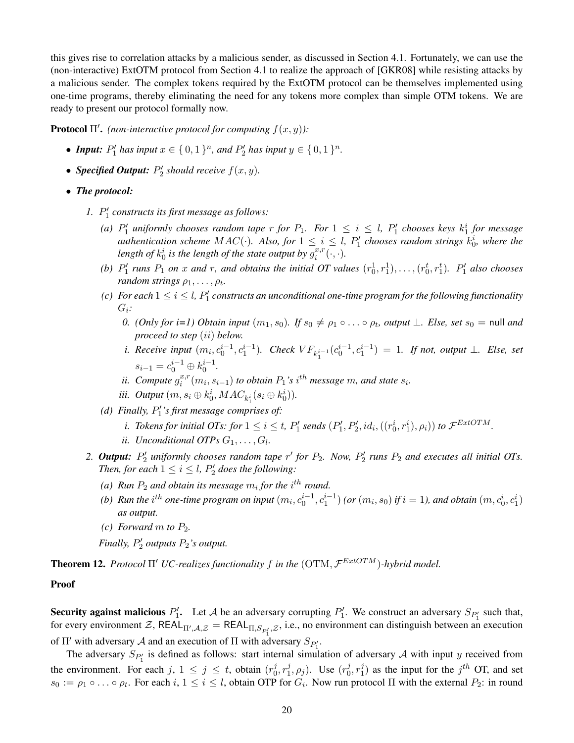this gives rise to correlation attacks by a malicious sender, as discussed in Section 4.1. Fortunately, we can use the (non-interactive) ExtOTM protocol from Section 4.1 to realize the approach of [GKR08] while resisting attacks by a malicious sender. The complex tokens required by the ExtOTM protocol can be themselves implemented using one-time programs, thereby eliminating the need for any tokens more complex than simple OTM tokens. We are ready to present our protocol formally now.

**Protocol $\Pi'$.** *(non-interactive protocol for computing $f(x, y)$):*

- ***Input:*** *$P_1'$ has input $x \in \{0,1\}^n$, and $P_2'$ has input $y \in \{0,1\}^n$.*
- ***Specified Output:*** *$P_2'$ should receive $f(x, y)$.*
- ***The protocol:***
  1. *$P_1'$ constructs its first message as follows:*
     - *(a) $P_1'$ uniformly chooses random tape $r$ for $P_1$. For $1 \le i \le l$, $P_1'$ chooses keys $k_1^i$ for message authentication scheme $MAC(\cdot)$. Also, for $1 \le i \le l$, $P_1'$ chooses random strings $k_0^i$, where the length of $k_0^i$ is the length of the state output by $g_i^{x,r}(\cdot, \cdot)$.*
     - *(b) $P_1'$ runs $P_1$ on $x$ and $r$, and obtains the initial OT values $(r_0^1, r_1^1), \ldots, (r_0^t, r_1^t)$. $P_1'$ also chooses random strings $\rho_1, \ldots, \rho_t$.*
     - *(c) For each $1 \le i \le l$, $P_1'$ constructs an unconditional one-time program for the following functionality $G_i$:*
       - *0. (Only for i=1) Obtain input $(m_1, s_0)$. If $s_0 \ne \rho_1 \circ \ldots \circ \rho_t$, output $\perp$. Else, set $s_0 =$ null and proceed to step $(ii)$ below.*
       - *i. Receive input $(m_i, c_0^{i-1}, c_1^{i-1})$. Check $VF_{k_1^{i-1}}(c_0^{i-1}, c_1^{i-1}) = 1$. If not, output $\perp$. Else, set $s_{i-1} = c_0^{i-1} \oplus k_0^{i-1}$.*
       - *ii. Compute $g_i^{x,r}(m_i, s_{i-1})$ to obtain $P_1$'s $i^{th}$ message $m$, and state $s_i$.*
       - *iii. Output $(m, s_i \oplus k_0^i, MAC_{k_1^i}(s_i \oplus k_0^i))$.*
     - *(d) Finally, $P_1'$'s first message comprises of:*
       - *i. Tokens for initial OTs: for $1 \le i \le t$, $P_1'$ sends $(P_1', P_2', id_i, ((r_0^i, r_1^i), \rho_i))$ to $\mathcal{F}^{ExtOTM}$.*
       - *ii. Unconditional OTPs $G_1, \ldots, G_l$.*
  2. ***Output:*** *$P_2'$ uniformly chooses random tape $r'$ for $P_2$. Now, $P_2'$ runs $P_2$ and executes all initial OTs. Then, for each $1 \le i \le l$, $P_2'$ does the following:*
     - *(a) Run $P_2$ and obtain its message $m_i$ for the $i^{th}$ round.*
     - *(b) Run the $i^{th}$ one-time program on input $(m_i, c_0^{i-1}, c_1^{i-1})$ (or $(m_i, s_0)$ if $i = 1$), and obtain $(m, c_0^i, c_1^i)$ as output.*
     - *(c) Forward $m$ to $P_2$.*

     *Finally, $P_2'$ outputs $P_2$'s output.*

**Theorem 12.** *Protocol $\Pi'$ UC-realizes functionality $f$ in the $(\mathrm{OTM}, \mathcal{F}^{ExtOTM})$-hybrid model.*

**Proof**

**Security against malicious $P_1'$.** Let $\mathcal{A}$ be an adversary corrupting $P_1'$. We construct an adversary $S_{P_1'}$ such that, for every environment $\mathcal{Z}$, $\mathsf{REAL}_{\Pi',\mathcal{A},\mathcal{Z}} = \mathsf{REAL}_{\Pi,S_{P_1'},\mathcal{Z}}$, i.e., no environment can distinguish between an execution of $\Pi'$ with adversary $\mathcal{A}$ and an execution of $\Pi$ with adversary $S_{P_1'}$.

The adversary $S_{P_1'}$ is defined as follows: start internal simulation of adversary $\mathcal{A}$ with input $y$ received from the environment. For each $j$, $1 \le j \le t$, obtain $(r_0^j, r_1^j, \rho_j)$. Use $(r_0^j, r_1^j)$ as the input for the $j^{th}$ OT, and set $s_0 := \rho_1 \circ \ldots \circ \rho_t$. For each $i$, $1 \le i \le l$, obtain OTP for $G_i$. Now run protocol $\Pi$ with the external $P_2$: in round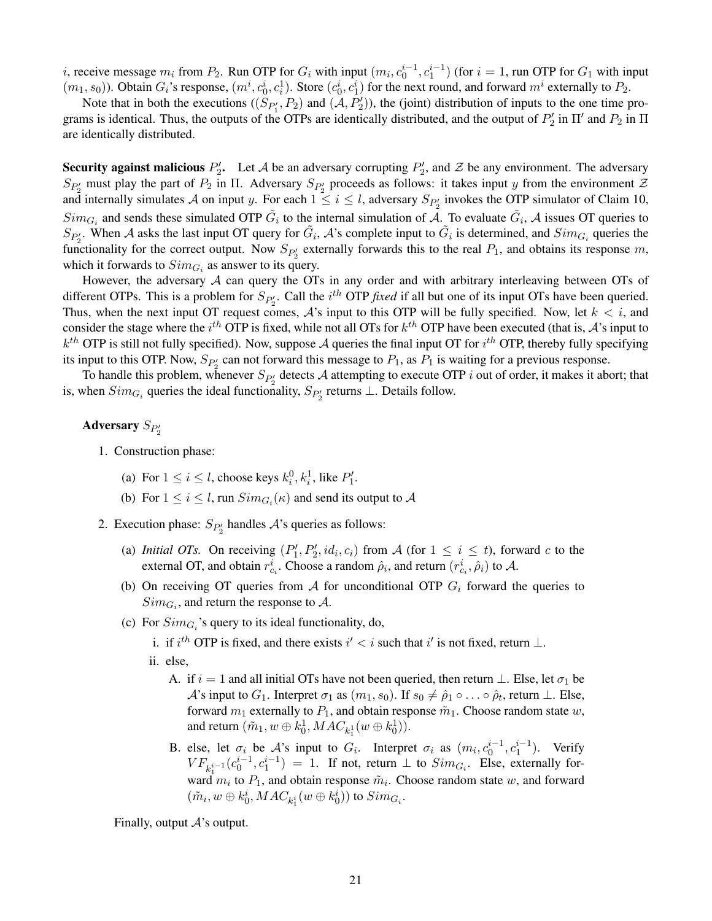$i$, receive message $m_i$ from $P_2$. Run OTP for $G_i$ with input $(m_i, c_0^{i-1}, c_1^{i-1})$ (for $i = 1$, run OTP for $G_1$ with input $(m_1, s_0)$). Obtain $G_i$'s response, $(m^i, c_0^i, c_1^1)$. Store $(c_0^i, c_1^i)$ for the next round, and forward $m^i$ externally to $P_2$.

Note that in both the executions ($(S_{P_1'}, P_2)$ and $(\mathcal{A}, P_2')$), the (joint) distribution of inputs to the one time programs is identical. Thus, the outputs of the OTPs are identically distributed, and the output of $P_2'$ in $\Pi'$ and $P_2$ in $\Pi$ are identically distributed.

**Security against malicious $P_2'$.** Let $\mathcal{A}$ be an adversary corrupting $P_2'$, and $\mathcal{Z}$ be any environment. The adversary $S_{P_2'}$ must play the part of $P_2$ in $\Pi$. Adversary $S_{P_2'}$ proceeds as follows: it takes input $y$ from the environment $\mathcal{Z}$ and internally simulates $\mathcal{A}$ on input $y$. For each $1 \leq i \leq l$, adversary $S_{P_2'}$ invokes the OTP simulator of Claim 10, $Sim_{G_i}$ and sends these simulated OTP $\tilde{G}_i$ to the internal simulation of $\mathcal{A}$. To evaluate $\tilde{G}_i$, $\mathcal{A}$ issues OT queries to $S_{P_2'}$. When $\mathcal{A}$ asks the last input OT query for $\tilde{G}_i$, $\mathcal{A}$'s complete input to $\tilde{G}_i$ is determined, and $Sim_{G_i}$ queries the functionality for the correct output. Now $S_{P_2'}$ externally forwards this to the real $P_1$, and obtains its response $m$, which it forwards to $Sim_{G_i}$ as answer to its query.

However, the adversary $\mathcal{A}$ can query the OTs in any order and with arbitrary interleaving between OTs of different OTPs. This is a problem for $S_{P_2'}$. Call the $i^{th}$ OTP ***fixed*** if all but one of its input OTs have been queried. Thus, when the next input OT request comes, $\mathcal{A}$'s input to this OTP will be fully specified. Now, let $k < i$, and consider the stage where the $i^{th}$ OTP is fixed, while not all OTs for $k^{th}$ OTP have been executed (that is, $\mathcal{A}$'s input to $k^{th}$ OTP is still not fully specified). Now, suppose $\mathcal{A}$ queries the final input OT for $i^{th}$ OTP, thereby fully specifying its input to this OTP. Now, $S_{P_2'}$ can not forward this message to $P_1$, as $P_1$ is waiting for a previous response.

To handle this problem, whenever $S_{P_2'}$ detects $\mathcal{A}$ attempting to execute OTP $i$ out of order, it makes it abort; that is, when $Sim_{G_i}$ queries the ideal functionality, $S_{P_2'}$ returns $\perp$. Details follow.

**Adversary $S_{P_2'}$**

1. Construction phase:
   (a) For $1 \leq i \leq l$, choose keys $k_i^0, k_i^1$, like $P_1'$.
   (b) For $1 \leq i \leq l$, run $Sim_{G_i}(\kappa)$ and send its output to $\mathcal{A}$
2. Execution phase: $S_{P_2'}$ handles $\mathcal{A}$'s queries as follows:
   (a) *Initial OTs.* On receiving $(P_1', P_2', id_i, c_i)$ from $\mathcal{A}$ (for $1 \leq i \leq t$), forward $c$ to the external OT, and obtain $r_{c_i}^i$. Choose a random $\hat{\rho}_i$, and return $(r_{c_i}^i, \hat{\rho}_i)$ to $\mathcal{A}$.
   (b) On receiving OT queries from $\mathcal{A}$ for unconditional OTP $G_i$ forward the queries to $Sim_{G_i}$, and return the response to $\mathcal{A}$.
   (c) For $Sim_{G_i}$'s query to its ideal functionality, do,
      i. if $i^{th}$ OTP is fixed, and there exists $i' < i$ such that $i'$ is not fixed, return $\perp$.
      ii. else,
         A. if $i = 1$ and all initial OTs have not been queried, then return $\perp$. Else, let $\sigma_1$ be $\mathcal{A}$'s input to $G_1$. Interpret $\sigma_1$ as $(m_1, s_0)$. If $s_0 \neq \hat{\rho}_1 \circ \ldots \circ \hat{\rho}_t$, return $\perp$. Else, forward $m_1$ externally to $P_1$, and obtain response $\tilde{m}_1$. Choose random state $w$, and return $(\tilde{m}_1, w \oplus k_0^1, MAC_{k_1^1}(w \oplus k_0^1))$.
         B. else, let $\sigma_i$ be $\mathcal{A}$'s input to $G_i$. Interpret $\sigma_i$ as $(m_i, c_0^{i-1}, c_1^{i-1})$. Verify $VF_{k_1^{i-1}}(c_0^{i-1}, c_1^{i-1}) = 1$. If not, return $\perp$ to $Sim_{G_i}$. Else, externally forward $m_i$ to $P_1$, and obtain response $\tilde{m}_i$. Choose random state $w$, and forward $(\tilde{m}_i, w \oplus k_0^i, MAC_{k_1^i}(w \oplus k_0^i))$ to $Sim_{G_i}$.

   Finally, output $\mathcal{A}$'s output.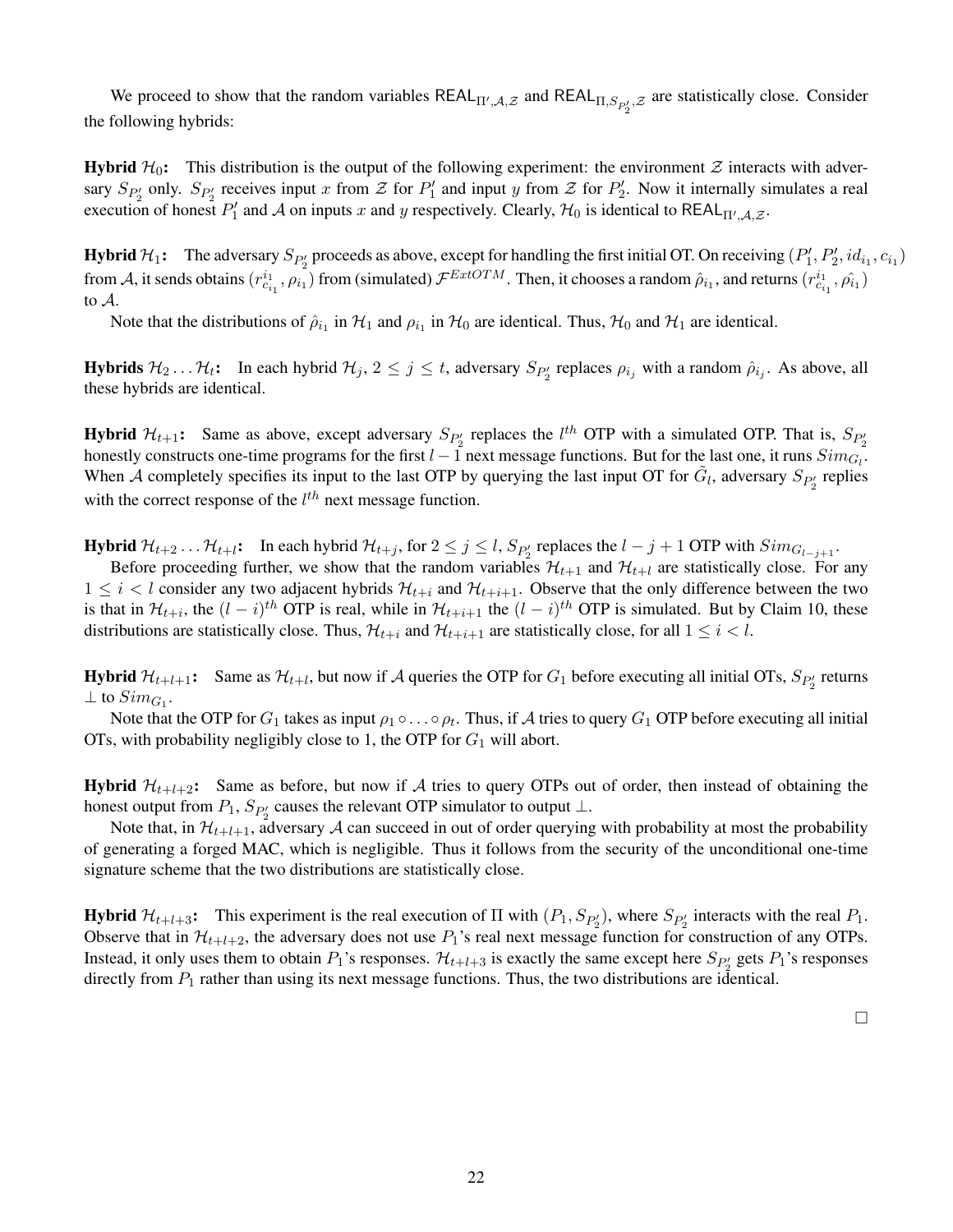We proceed to show that the random variables $\mathsf{REAL}_{\Pi',\mathcal{A},\mathcal{Z}}$ and $\mathsf{REAL}_{\Pi,S_{P_2'},\mathcal{Z}}$ are statistically close. Consider the following hybrids:

**Hybrid $\mathcal{H}_0$:** This distribution is the output of the following experiment: the environment $\mathcal{Z}$ interacts with adversary $S_{P_2'}$ only. $S_{P_2'}$ receives input $x$ from $\mathcal{Z}$ for $P_1'$ and input $y$ from $\mathcal{Z}$ for $P_2'$. Now it internally simulates a real execution of honest $P_1'$ and $\mathcal{A}$ on inputs $x$ and $y$ respectively. Clearly, $\mathcal{H}_0$ is identical to $\mathsf{REAL}_{\Pi',\mathcal{A},\mathcal{Z}}$.

**Hybrid $\mathcal{H}_1$:** The adversary $S_{P_2'}$ proceeds as above, except for handling the first initial OT. On receiving $(P_1', P_2', id_{i_1}, c_{i_1})$ from $\mathcal{A}$, it sends obtains $(r^{i_1}_{c_{i_1}}, \rho_{i_1})$ from (simulated) $\mathcal{F}^{ExtOTM}$. Then, it chooses a random $\hat{\rho}_{i_1}$, and returns $(r^{i_1}_{c_{i_1}}, \hat{\rho_{i_1}})$ to $\mathcal{A}$.

Note that the distributions of $\hat{\rho}_{i_1}$ in $\mathcal{H}_1$ and $\rho_{i_1}$ in $\mathcal{H}_0$ are identical. Thus, $\mathcal{H}_0$ and $\mathcal{H}_1$ are identical.

**Hybrids $\mathcal{H}_2 \ldots \mathcal{H}_t$:** In each hybrid $\mathcal{H}_j$, $2 \leq j \leq t$, adversary $S_{P_2'}$ replaces $\rho_{i_j}$ with a random $\hat{\rho}_{i_j}$. As above, all these hybrids are identical.

**Hybrid $\mathcal{H}_{t+1}$:** Same as above, except adversary $S_{P_2'}$ replaces the $l^{th}$ OTP with a simulated OTP. That is, $S_{P_2'}$ honestly constructs one-time programs for the first $l-1$ next message functions. But for the last one, it runs $Sim_{G_l}$. When $\mathcal{A}$ completely specifies its input to the last OTP by querying the last input OT for $\tilde{G}_l$, adversary $S_{P_2'}$ replies with the correct response of the $l^{th}$ next message function.

**Hybrid $\mathcal{H}_{t+2} \ldots \mathcal{H}_{t+l}$:** In each hybrid $\mathcal{H}_{t+j}$, for $2 \leq j \leq l$, $S_{P_2'}$ replaces the $l-j+1$ OTP with $Sim_{G_{l-j+1}}$.

Before proceeding further, we show that the random variables $\mathcal{H}_{t+1}$ and $\mathcal{H}_{t+l}$ are statistically close. For any $1 \leq i < l$ consider any two adjacent hybrids $\mathcal{H}_{t+i}$ and $\mathcal{H}_{t+i+1}$. Observe that the only difference between the two is that in $\mathcal{H}_{t+i}$, the $(l-i)^{th}$ OTP is real, while in $\mathcal{H}_{t+i+1}$ the $(l-i)^{th}$ OTP is simulated. But by Claim 10, these distributions are statistically close. Thus, $\mathcal{H}_{t+i}$ and $\mathcal{H}_{t+i+1}$ are statistically close, for all $1 \leq i < l$.

**Hybrid $\mathcal{H}_{t+l+1}$:** Same as $\mathcal{H}_{t+l}$, but now if $\mathcal{A}$ queries the OTP for $G_1$ before executing all initial OTs, $S_{P_2'}$ returns $\perp$ to $Sim_{G_1}$.

Note that the OTP for $G_1$ takes as input $\rho_1 \circ \ldots \circ \rho_t$. Thus, if $\mathcal{A}$ tries to query $G_1$ OTP before executing all initial OTs, with probability negligibly close to 1, the OTP for $G_1$ will abort.

**Hybrid $\mathcal{H}_{t+l+2}$:** Same as before, but now if $\mathcal{A}$ tries to query OTPs out of order, then instead of obtaining the honest output from $P_1$, $S_{P_2'}$ causes the relevant OTP simulator to output $\perp$.

Note that, in $\mathcal{H}_{t+l+1}$, adversary $\mathcal{A}$ can succeed in out of order querying with probability at most the probability of generating a forged MAC, which is negligible. Thus it follows from the security of the unconditional one-time signature scheme that the two distributions are statistically close.

**Hybrid $\mathcal{H}_{t+l+3}$:** This experiment is the real execution of $\Pi$ with $(P_1, S_{P_2'})$, where $S_{P_2'}$ interacts with the real $P_1$. Observe that in $\mathcal{H}_{t+l+2}$, the adversary does not use $P_1$'s real next message function for construction of any OTPs. Instead, it only uses them to obtain $P_1$'s responses. $\mathcal{H}_{t+l+3}$ is exactly the same except here $S_{P_2'}$ gets $P_1$'s responses directly from $P_1$ rather than using its next message functions. Thus, the two distributions are identical.

□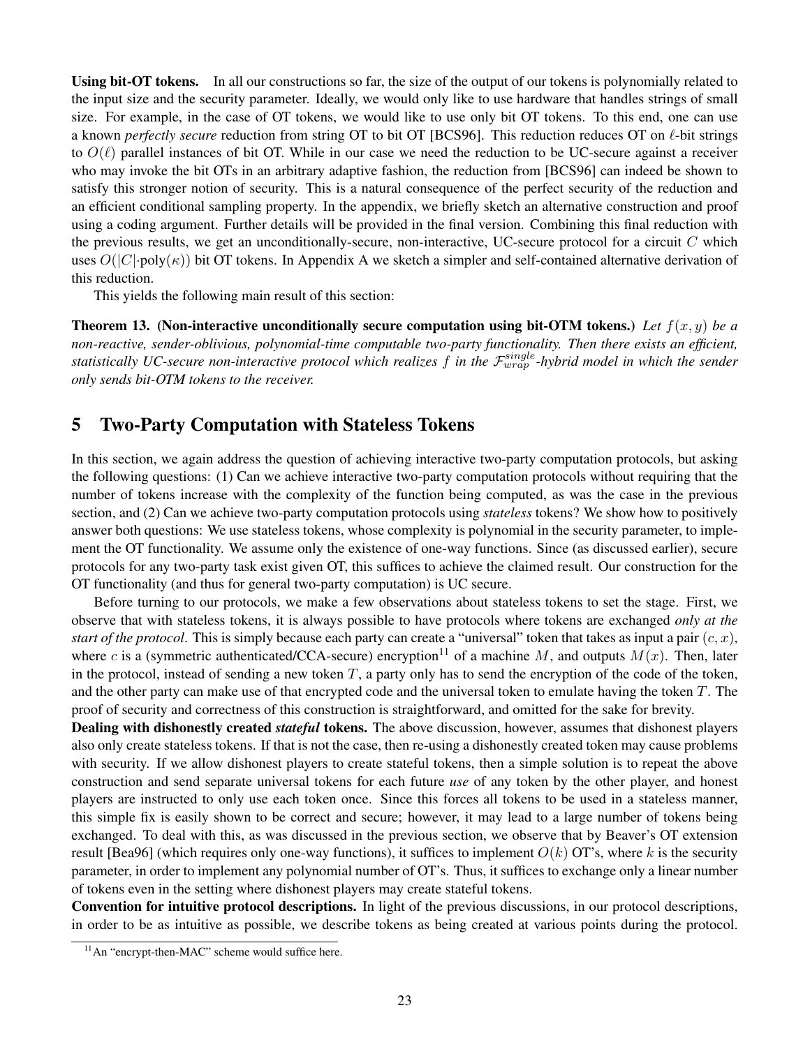**Using bit-OT tokens.** In all our constructions so far, the size of the output of our tokens is polynomially related to the input size and the security parameter. Ideally, we would only like to use hardware that handles strings of small size. For example, in the case of OT tokens, we would like to use only bit OT tokens. To this end, one can use a known *perfectly secure* reduction from string OT to bit OT [BCS96]. This reduction reduces OT on $\ell$-bit strings to $O(\ell)$ parallel instances of bit OT. While in our case we need the reduction to be UC-secure against a receiver who may invoke the bit OTs in an arbitrary adaptive fashion, the reduction from [BCS96] can indeed be shown to satisfy this stronger notion of security. This is a natural consequence of the perfect security of the reduction and an efficient conditional sampling property. In the appendix, we briefly sketch an alternative construction and proof using a coding argument. Further details will be provided in the final version. Combining this final reduction with the previous results, we get an unconditionally-secure, non-interactive, UC-secure protocol for a circuit $C$ which uses $O(|C| \cdot \text{poly}(\kappa))$ bit OT tokens. In Appendix A we sketch a simpler and self-contained alternative derivation of this reduction.

This yields the following main result of this section:

**Theorem 13. (Non-interactive unconditionally secure computation using bit-OTM tokens.)** *Let $f(x, y)$ be a non-reactive, sender-oblivious, polynomial-time computable two-party functionality. Then there exists an efficient, statistically UC-secure non-interactive protocol which realizes $f$ in the $\mathcal{F}_{wrap}^{single}$-hybrid model in which the sender only sends bit-OTM tokens to the receiver.*

# 5 Two-Party Computation with Stateless Tokens

In this section, we again address the question of achieving interactive two-party computation protocols, but asking the following questions: (1) Can we achieve interactive two-party computation protocols without requiring that the number of tokens increase with the complexity of the function being computed, as was the case in the previous section, and (2) Can we achieve two-party computation protocols using *stateless* tokens? We show how to positively answer both questions: We use stateless tokens, whose complexity is polynomial in the security parameter, to implement the OT functionality. We assume only the existence of one-way functions. Since (as discussed earlier), secure protocols for any two-party task exist given OT, this suffices to achieve the claimed result. Our construction for the OT functionality (and thus for general two-party computation) is UC secure.

Before turning to our protocols, we make a few observations about stateless tokens to set the stage. First, we observe that with stateless tokens, it is always possible to have protocols where tokens are exchanged *only at the start of the protocol*. This is simply because each party can create a "universal" token that takes as input a pair $(c, x)$, where $c$ is a (symmetric authenticated/CCA-secure) encryption[11] of a machine $M$, and outputs $M(x)$. Then, later in the protocol, instead of sending a new token $T$, a party only has to send the encryption of the code of the token, and the other party can make use of that encrypted code and the universal token to emulate having the token $T$. The proof of security and correctness of this construction is straightforward, and omitted for the sake for brevity.

**Dealing with dishonestly created *stateful* tokens.** The above discussion, however, assumes that dishonest players also only create stateless tokens. If that is not the case, then re-using a dishonestly created token may cause problems with security. If we allow dishonest players to create stateful tokens, then a simple solution is to repeat the above construction and send separate universal tokens for each future *use* of any token by the other player, and honest players are instructed to only use each token once. Since this forces all tokens to be used in a stateless manner, this simple fix is easily shown to be correct and secure; however, it may lead to a large number of tokens being exchanged. To deal with this, as was discussed in the previous section, we observe that by Beaver's OT extension result [Bea96] (which requires only one-way functions), it suffices to implement $O(k)$ OT's, where $k$ is the security parameter, in order to implement any polynomial number of OT's. Thus, it suffices to exchange only a linear number of tokens even in the setting where dishonest players may create stateful tokens.

**Convention for intuitive protocol descriptions.** In light of the previous discussions, in our protocol descriptions, in order to be as intuitive as possible, we describe tokens as being created at various points during the protocol.

[11] An "encrypt-then-MAC" scheme would suffice here.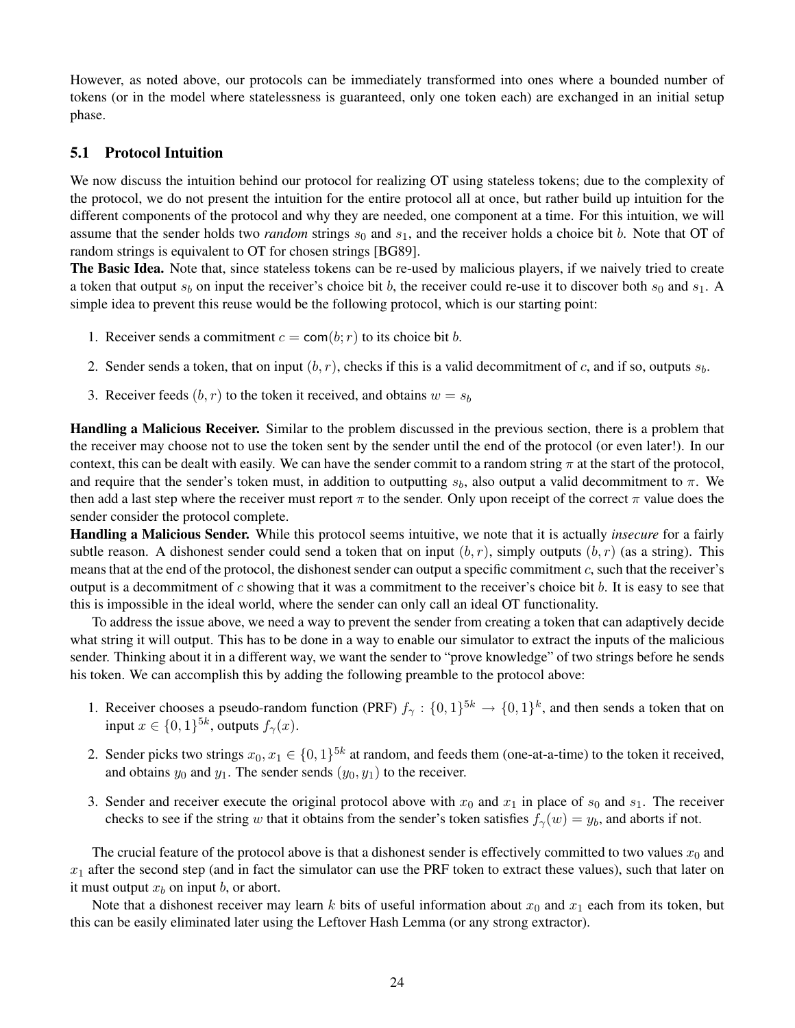However, as noted above, our protocols can be immediately transformed into ones where a bounded number of tokens (or in the model where statelessness is guaranteed, only one token each) are exchanged in an initial setup phase.

## 5.1 Protocol Intuition

We now discuss the intuition behind our protocol for realizing OT using stateless tokens; due to the complexity of the protocol, we do not present the intuition for the entire protocol all at once, but rather build up intuition for the different components of the protocol and why they are needed, one component at a time. For this intuition, we will assume that the sender holds two *random* strings $s_0$ and $s_1$, and the receiver holds a choice bit $b$. Note that OT of random strings is equivalent to OT for chosen strings [BG89].

**The Basic Idea.** Note that, since stateless tokens can be re-used by malicious players, if we naively tried to create a token that output $s_b$ on input the receiver's choice bit $b$, the receiver could re-use it to discover both $s_0$ and $s_1$. A simple idea to prevent this reuse would be the following protocol, which is our starting point:

1. Receiver sends a commitment $c = \mathsf{com}(b; r)$ to its choice bit $b$.
2. Sender sends a token, that on input $(b, r)$, checks if this is a valid decommitment of $c$, and if so, outputs $s_b$.
3. Receiver feeds $(b, r)$ to the token it received, and obtains $w = s_b$

**Handling a Malicious Receiver.** Similar to the problem discussed in the previous section, there is a problem that the receiver may choose not to use the token sent by the sender until the end of the protocol (or even later!). In our context, this can be dealt with easily. We can have the sender commit to a random string $\pi$ at the start of the protocol, and require that the sender's token must, in addition to outputting $s_b$, also output a valid decommitment to $\pi$. We then add a last step where the receiver must report $\pi$ to the sender. Only upon receipt of the correct $\pi$ value does the sender consider the protocol complete.

**Handling a Malicious Sender.** While this protocol seems intuitive, we note that it is actually *insecure* for a fairly subtle reason. A dishonest sender could send a token that on input $(b, r)$, simply outputs $(b, r)$ (as a string). This means that at the end of the protocol, the dishonest sender can output a specific commitment $c$, such that the receiver's output is a decommitment of $c$ showing that it was a commitment to the receiver's choice bit $b$. It is easy to see that this is impossible in the ideal world, where the sender can only call an ideal OT functionality.

To address the issue above, we need a way to prevent the sender from creating a token that can adaptively decide what string it will output. This has to be done in a way to enable our simulator to extract the inputs of the malicious sender. Thinking about it in a different way, we want the sender to "prove knowledge" of two strings before he sends his token. We can accomplish this by adding the following preamble to the protocol above:

1. Receiver chooses a pseudo-random function (PRF) $f_\gamma : \{0,1\}^{5k} \to \{0,1\}^k$, and then sends a token that on input $x \in \{0,1\}^{5k}$, outputs $f_\gamma(x)$.
2. Sender picks two strings $x_0, x_1 \in \{0,1\}^{5k}$ at random, and feeds them (one-at-a-time) to the token it received, and obtains $y_0$ and $y_1$. The sender sends $(y_0, y_1)$ to the receiver.
3. Sender and receiver execute the original protocol above with $x_0$ and $x_1$ in place of $s_0$ and $s_1$. The receiver checks to see if the string $w$ that it obtains from the sender's token satisfies $f_\gamma(w) = y_b$, and aborts if not.

The crucial feature of the protocol above is that a dishonest sender is effectively committed to two values $x_0$ and $x_1$ after the second step (and in fact the simulator can use the PRF token to extract these values), such that later on it must output $x_b$ on input $b$, or abort.

Note that a dishonest receiver may learn $k$ bits of useful information about $x_0$ and $x_1$ each from its token, but this can be easily eliminated later using the Leftover Hash Lemma (or any strong extractor).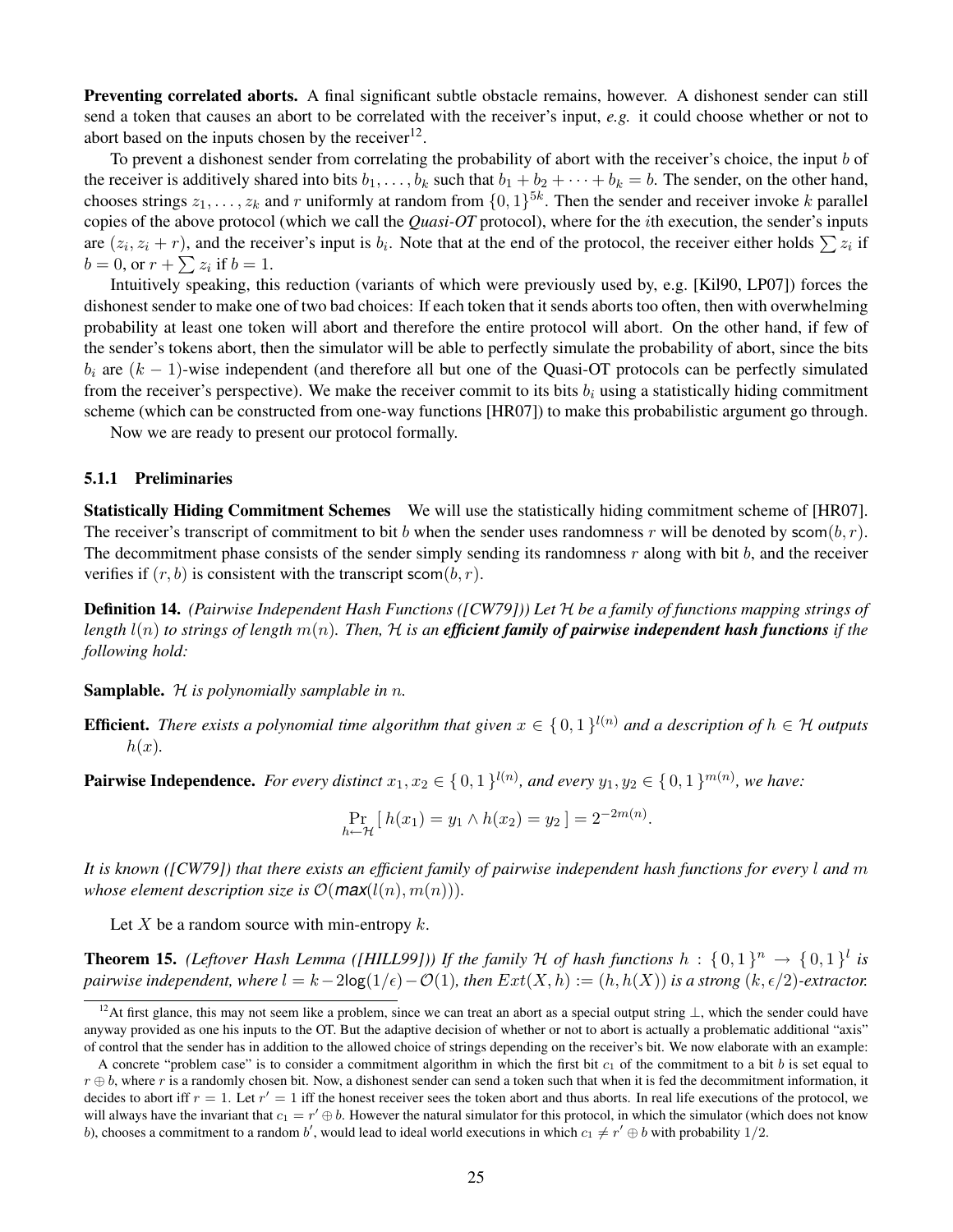**Preventing correlated aborts.** A final significant subtle obstacle remains, however. A dishonest sender can still send a token that causes an abort to be correlated with the receiver's input, *e.g.* it could choose whether or not to abort based on the inputs chosen by the receiver[12].

To prevent a dishonest sender from correlating the probability of abort with the receiver's choice, the input $b$ of the receiver is additively shared into bits $b_1, \ldots, b_k$ such that $b_1 + b_2 + \cdots + b_k = b$. The sender, on the other hand, chooses strings $z_1, \ldots, z_k$ and $r$ uniformly at random from $\{0,1\}^{5k}$. Then the sender and receiver invoke $k$ parallel copies of the above protocol (which we call the ***Quasi-OT*** protocol), where for the $i$th execution, the sender's inputs are $(z_i, z_i + r)$, and the receiver's input is $b_i$. Note that at the end of the protocol, the receiver either holds $\sum z_i$ if $b = 0$, or $r + \sum z_i$ if $b = 1$.

Intuitively speaking, this reduction (variants of which were previously used by, e.g. [Kil90, LP07]) forces the dishonest sender to make one of two bad choices: If each token that it sends aborts too often, then with overwhelming probability at least one token will abort and therefore the entire protocol will abort. On the other hand, if few of the sender's tokens abort, then the simulator will be able to perfectly simulate the probability of abort, since the bits $b_i$ are $(k-1)$-wise independent (and therefore all but one of the Quasi-OT protocols can be perfectly simulated from the receiver's perspective). We make the receiver commit to its bits $b_i$ using a statistically hiding commitment scheme (which can be constructed from one-way functions [HR07]) to make this probabilistic argument go through.

Now we are ready to present our protocol formally.

### 5.1.1 Preliminaries

**Statistically Hiding Commitment Schemes** We will use the statistically hiding commitment scheme of [HR07]. The receiver's transcript of commitment to bit $b$ when the sender uses randomness $r$ will be denoted by $\mathsf{scom}(b, r)$. The decommitment phase consists of the sender simply sending its randomness $r$ along with bit $b$, and the receiver verifies if $(r, b)$ is consistent with the transcript $\mathsf{scom}(b, r)$.

**Definition 14.** *(Pairwise Independent Hash Functions ([CW79])) Let $\mathcal{H}$ be a family of functions mapping strings of length $l(n)$ to strings of length $m(n)$. Then, $\mathcal{H}$ is an **efficient family of pairwise independent hash functions** if the following hold:*

**Samplable.** *$\mathcal{H}$ is polynomially samplable in $n$.*

**Efficient.** *There exists a polynomial time algorithm that given $x \in \{0,1\}^{l(n)}$ and a description of $h \in \mathcal{H}$ outputs $h(x)$.*

**Pairwise Independence.** *For every distinct $x_1, x_2 \in \{0,1\}^{l(n)}$, and every $y_1, y_2 \in \{0,1\}^{m(n)}$, we have:*

$$\Pr_{h \leftarrow \mathcal{H}}[\, h(x_1) = y_1 \wedge h(x_2) = y_2 \,] = 2^{-2m(n)}.$$

*It is known ([CW79]) that there exists an efficient family of pairwise independent hash functions for every $l$ and $m$ whose element description size is $\mathcal{O}(\mathsf{max}(l(n), m(n)))$.*

Let $X$ be a random source with min-entropy $k$.

**Theorem 15.** *(Leftover Hash Lemma ([HILL99])) If the family $\mathcal{H}$ of hash functions $h : \{0,1\}^n \to \{0,1\}^l$ is pairwise independent, where $l = k - 2\log(1/\epsilon) - \mathcal{O}(1)$, then $Ext(X, h) := (h, h(X))$ is a strong $(k, \epsilon/2)$-extractor.*

---

[12] At first glance, this may not seem like a problem, since we can treat an abort as a special output string $\perp$, which the sender could have anyway provided as one his inputs to the OT. But the adaptive decision of whether or not to abort is actually a problematic additional "axis" of control that the sender has in addition to the allowed choice of strings depending on the receiver's bit. We now elaborate with an example:

A concrete "problem case" is to consider a commitment algorithm in which the first bit $c_1$ of the commitment to a bit $b$ is set equal to $r \oplus b$, where $r$ is a randomly chosen bit. Now, a dishonest sender can send a token such that when it is fed the decommitment information, it decides to abort iff $r = 1$. Let $r' = 1$ iff the honest receiver sees the token abort and thus aborts. In real life executions of the protocol, we will always have the invariant that $c_1 = r' \oplus b$. However the natural simulator for this protocol, in which the simulator (which does not know $b$), chooses a commitment to a random $b'$, would lead to ideal world executions in which $c_1 \neq r' \oplus b$ with probability $1/2$.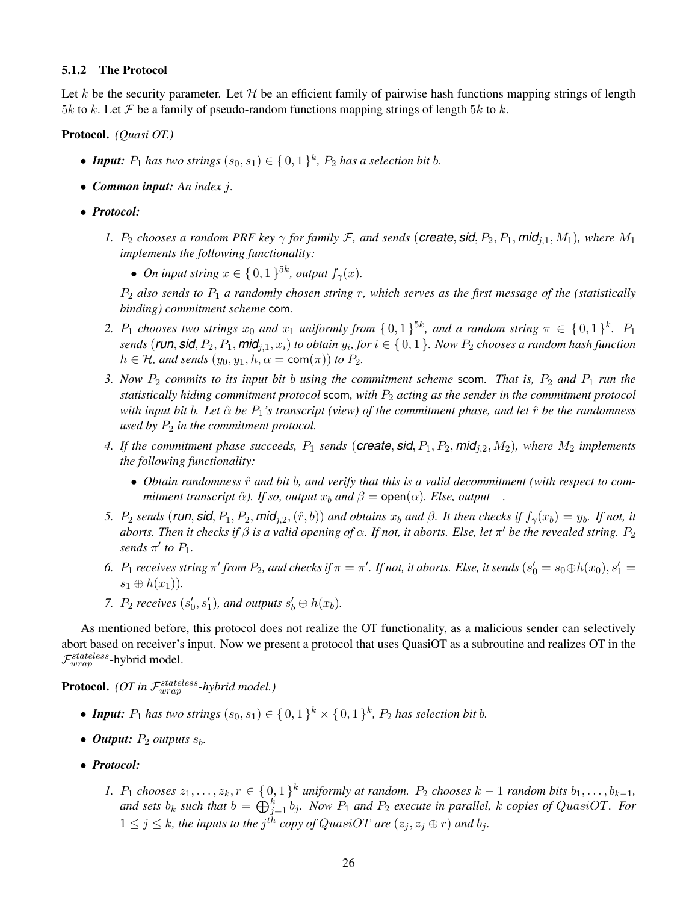#### 5.1.2 The Protocol

Let $k$ be the security parameter. Let $\mathcal{H}$ be an efficient family of pairwise hash functions mapping strings of length $5k$ to $k$. Let $\mathcal{F}$ be a family of pseudo-random functions mapping strings of length $5k$ to $k$.

**Protocol.** *(Quasi OT.)*

- ***Input:*** *$P_1$ has two strings $(s_0, s_1) \in \{0,1\}^k$, $P_2$ has a selection bit $b$.*
- ***Common input:*** *An index $j$.*
- ***Protocol:***

  1. *$P_2$ chooses a random PRF key $\gamma$ for family $\mathcal{F}$, and sends $(\textsf{create}, \textsf{sid}, P_2, P_1, \textsf{mid}_{j,1}, M_1)$, where $M_1$ implements the following functionality:*
     - *On input string $x \in \{0,1\}^{5k}$, output $f_\gamma(x)$.*

     *$P_2$ also sends to $P_1$ a randomly chosen string $r$, which serves as the first message of the (statistically binding) commitment scheme* com.
  2. *$P_1$ chooses two strings $x_0$ and $x_1$ uniformly from $\{0,1\}^{5k}$, and a random string $\pi \in \{0,1\}^k$. $P_1$ sends $(\textsf{run}, \textsf{sid}, P_2, P_1, \textsf{mid}_{j,1}, x_i)$ to obtain $y_i$, for $i \in \{0,1\}$. Now $P_2$ chooses a random hash function $h \in \mathcal{H}$, and sends $(y_0, y_1, h, \alpha = \textsf{com}(\pi))$ to $P_2$.*
  3. *Now $P_2$ commits to its input bit $b$ using the commitment scheme* scom. *That is, $P_2$ and $P_1$ run the statistically hiding commitment protocol* scom, *with $P_2$ acting as the sender in the commitment protocol with input bit $b$. Let $\hat{\alpha}$ be $P_1$'s transcript (view) of the commitment phase, and let $\hat{r}$ be the randomness used by $P_2$ in the commitment protocol.*
  4. *If the commitment phase succeeds, $P_1$ sends $(\textsf{create}, \textsf{sid}, P_1, P_2, \textsf{mid}_{j,2}, M_2)$, where $M_2$ implements the following functionality:*
     - *Obtain randomness $\hat{r}$ and bit $b$, and verify that this is a valid decommitment (with respect to commitment transcript $\hat{\alpha}$). If so, output $x_b$ and $\beta = \textsf{open}(\alpha)$. Else, output $\perp$.*
  5. *$P_2$ sends $(\textsf{run}, \textsf{sid}, P_1, P_2, \textsf{mid}_{j,2}, (\hat{r}, b))$ and obtains $x_b$ and $\beta$. It then checks if $f_\gamma(x_b) = y_b$. If not, it aborts. Then it checks if $\beta$ is a valid opening of $\alpha$. If not, it aborts. Else, let $\pi'$ be the revealed string. $P_2$ sends $\pi'$ to $P_1$.*
  6. *$P_1$ receives string $\pi'$ from $P_2$, and checks if $\pi = \pi'$. If not, it aborts. Else, it sends $(s'_0 = s_0 \oplus h(x_0), s'_1 = s_1 \oplus h(x_1))$.*
  7. *$P_2$ receives $(s'_0, s'_1)$, and outputs $s'_b \oplus h(x_b)$.*

As mentioned before, this protocol does not realize the OT functionality, as a malicious sender can selectively abort based on receiver's input. Now we present a protocol that uses QuasiOT as a subroutine and realizes OT in the $\mathcal{F}_{wrap}^{stateless}$-hybrid model.

**Protocol.** *(OT in $\mathcal{F}_{wrap}^{stateless}$-hybrid model.)*

- ***Input:*** *$P_1$ has two strings $(s_0, s_1) \in \{0,1\}^k \times \{0,1\}^k$, $P_2$ has selection bit $b$.*
- ***Output:*** *$P_2$ outputs $s_b$.*
- ***Protocol:***

  1. *$P_1$ chooses $z_1, \ldots, z_k, r \in \{0,1\}^k$ uniformly at random. $P_2$ chooses $k-1$ random bits $b_1, \ldots, b_{k-1}$, and sets $b_k$ such that $b = \bigoplus_{j=1}^k b_j$. Now $P_1$ and $P_2$ execute in parallel, $k$ copies of $QuasiOT$. For $1 \leq j \leq k$, the inputs to the $j^{th}$ copy of $QuasiOT$ are $(z_j, z_j \oplus r)$ and $b_j$.*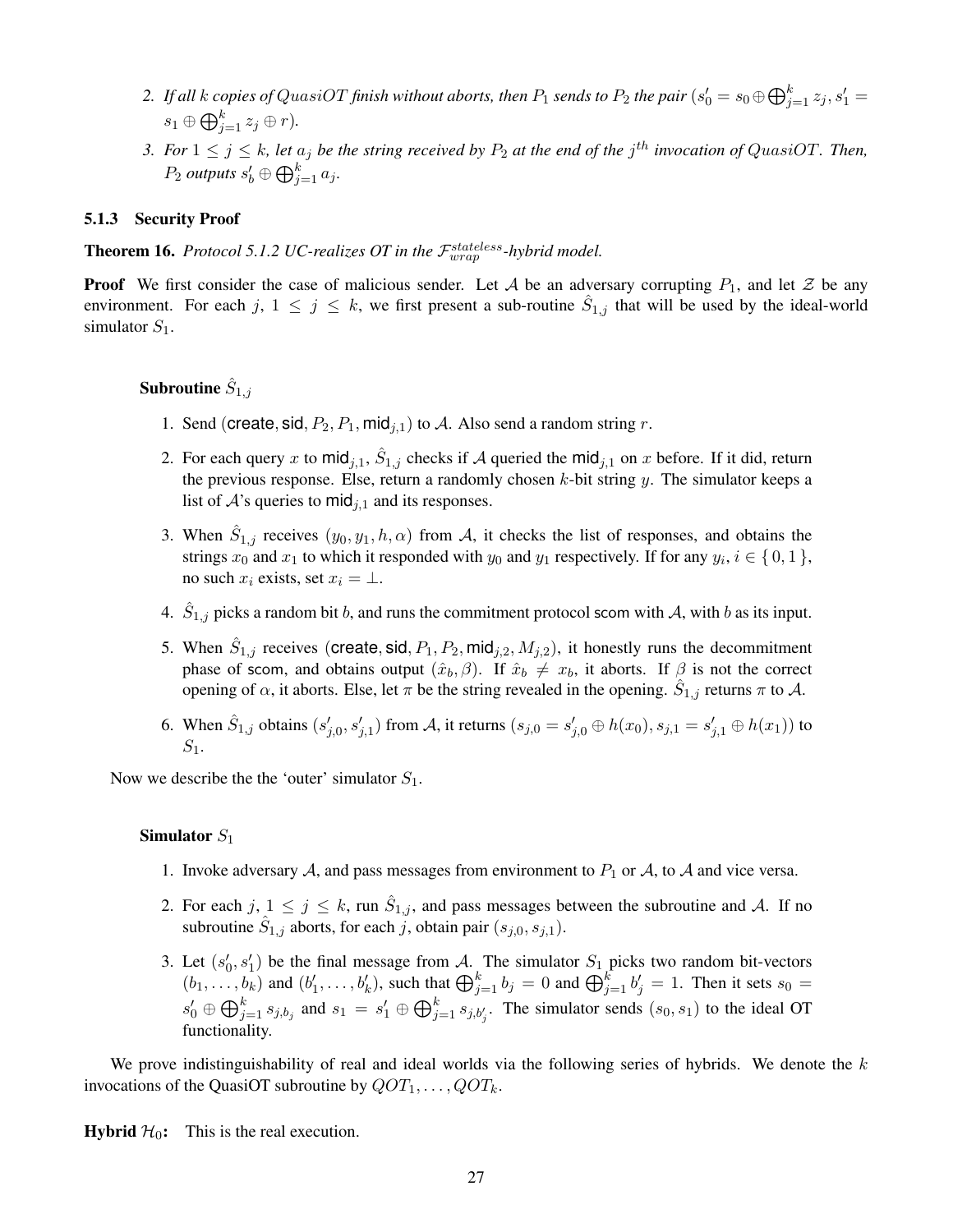2. *If all $k$ copies of $QuasiOT$ finish without aborts, then $P_1$ sends to $P_2$ the pair ($s'_0 = s_0 \oplus \bigoplus_{j=1}^{k} z_j, s'_1 = s_1 \oplus \bigoplus_{j=1}^{k} z_j \oplus r$).*
3. *For $1 \leq j \leq k$, let $a_j$ be the string received by $P_2$ at the end of the $j^{th}$ invocation of $QuasiOT$. Then, $P_2$ outputs $s'_b \oplus \bigoplus_{j=1}^{k} a_j$.*

### 5.1.3 Security Proof

**Theorem 16.** *Protocol 5.1.2 UC-realizes OT in the $\mathcal{F}_{wrap}^{stateless}$-hybrid model.*

**Proof** We first consider the case of malicious sender. Let $\mathcal{A}$ be an adversary corrupting $P_1$, and let $\mathcal{Z}$ be any environment. For each $j$, $1 \leq j \leq k$, we first present a sub-routine $\hat{S}_{1,j}$ that will be used by the ideal-world simulator $S_1$.

**Subroutine $\hat{S}_{1,j}$**

1. Send ($\mathsf{create}, \mathsf{sid}, P_2, P_1, \mathsf{mid}_{j,1}$) to $\mathcal{A}$. Also send a random string $r$.
2. For each query $x$ to $\mathsf{mid}_{j,1}$, $\hat{S}_{1,j}$ checks if $\mathcal{A}$ queried the $\mathsf{mid}_{j,1}$ on $x$ before. If it did, return the previous response. Else, return a randomly chosen $k$-bit string $y$. The simulator keeps a list of $\mathcal{A}$'s queries to $\mathsf{mid}_{j,1}$ and its responses.
3. When $\hat{S}_{1,j}$ receives $(y_0, y_1, h, \alpha)$ from $\mathcal{A}$, it checks the list of responses, and obtains the strings $x_0$ and $x_1$ to which it responded with $y_0$ and $y_1$ respectively. If for any $y_i$, $i \in \{0, 1\}$, no such $x_i$ exists, set $x_i = \perp$.
4. $\hat{S}_{1,j}$ picks a random bit $b$, and runs the commitment protocol $\mathsf{scom}$ with $\mathcal{A}$, with $b$ as its input.
5. When $\hat{S}_{1,j}$ receives ($\mathsf{create}, \mathsf{sid}, P_1, P_2, \mathsf{mid}_{j,2}, M_{j,2}$), it honestly runs the decommitment phase of $\mathsf{scom}$, and obtains output $(\hat{x}_b, \beta)$. If $\hat{x}_b \neq x_b$, it aborts. If $\beta$ is not the correct opening of $\alpha$, it aborts. Else, let $\pi$ be the string revealed in the opening. $\hat{S}_{1,j}$ returns $\pi$ to $\mathcal{A}$.
6. When $\hat{S}_{1,j}$ obtains $(s'_{j,0}, s'_{j,1})$ from $\mathcal{A}$, it returns $(s_{j,0} = s'_{j,0} \oplus h(x_0), s_{j,1} = s'_{j,1} \oplus h(x_1))$ to $S_1$.

Now we describe the the 'outer' simulator $S_1$.

**Simulator $S_1$**

1. Invoke adversary $\mathcal{A}$, and pass messages from environment to $P_1$ or $\mathcal{A}$, to $\mathcal{A}$ and vice versa.
2. For each $j$, $1 \leq j \leq k$, run $\hat{S}_{1,j}$, and pass messages between the subroutine and $\mathcal{A}$. If no subroutine $\hat{S}_{1,j}$ aborts, for each $j$, obtain pair $(s_{j,0}, s_{j,1})$.
3. Let $(s'_0, s'_1)$ be the final message from $\mathcal{A}$. The simulator $S_1$ picks two random bit-vectors $(b_1, \ldots, b_k)$ and $(b'_1, \ldots, b'_k)$, such that $\bigoplus_{j=1}^{k} b_j = 0$ and $\bigoplus_{j=1}^{k} b'_j = 1$. Then it sets $s_0 = s'_0 \oplus \bigoplus_{j=1}^{k} s_{j,b_j}$ and $s_1 = s'_1 \oplus \bigoplus_{j=1}^{k} s_{j,b'_j}$. The simulator sends $(s_0, s_1)$ to the ideal OT functionality.

We prove indistinguishability of real and ideal worlds via the following series of hybrids. We denote the $k$ invocations of the QuasiOT subroutine by $QOT_1, \ldots, QOT_k$.

**Hybrid $\mathcal{H}_0$:** This is the real execution.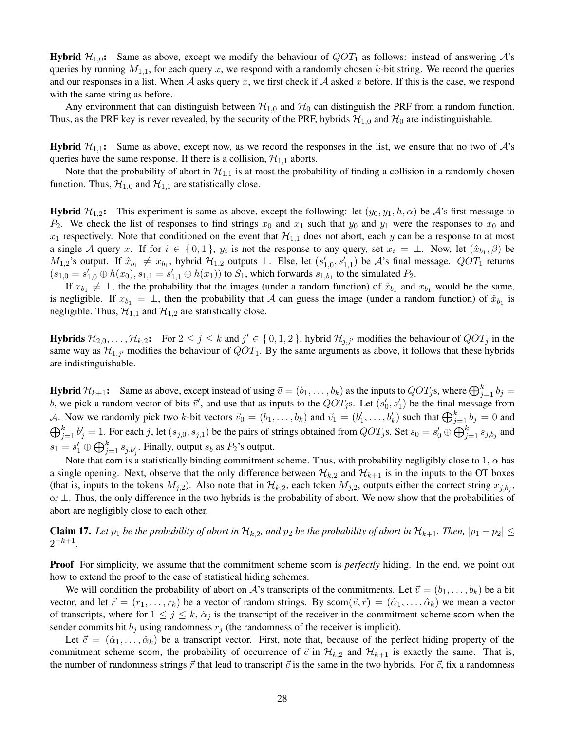**Hybrid $\mathcal{H}_{1,0}$:** Same as above, except we modify the behaviour of $QOT_1$ as follows: instead of answering $\mathcal{A}$'s queries by running $M_{1,1}$, for each query $x$, we respond with a randomly chosen $k$-bit string. We record the queries and our responses in a list. When $\mathcal{A}$ asks query $x$, we first check if $\mathcal{A}$ asked $x$ before. If this is the case, we respond with the same string as before.

Any environment that can distinguish between $\mathcal{H}_{1,0}$ and $\mathcal{H}_0$ can distinguish the PRF from a random function. Thus, as the PRF key is never revealed, by the security of the PRF, hybrids $\mathcal{H}_{1,0}$ and $\mathcal{H}_0$ are indistinguishable.

**Hybrid $\mathcal{H}_{1,1}$:** Same as above, except now, as we record the responses in the list, we ensure that no two of $\mathcal{A}$'s queries have the same response. If there is a collision, $\mathcal{H}_{1,1}$ aborts.

Note that the probability of abort in $\mathcal{H}_{1,1}$ is at most the probability of finding a collision in a randomly chosen function. Thus, $\mathcal{H}_{1,0}$ and $\mathcal{H}_{1,1}$ are statistically close.

**Hybrid $\mathcal{H}_{1,2}$:** This experiment is same as above, except the following: let $(y_0, y_1, h, \alpha)$ be $\mathcal{A}$'s first message to $P_2$. We check the list of responses to find strings $x_0$ and $x_1$ such that $y_0$ and $y_1$ were the responses to $x_0$ and $x_1$ respectively. Note that conditioned on the event that $\mathcal{H}_{1,1}$ does not abort, each $y$ can be a response to at most a single $\mathcal{A}$ query $x$. If for $i \in \{0, 1\}$, $y_i$ is not the response to any query, set $x_i = \perp$. Now, let $(\hat{x}_{b_1}, \beta)$ be $M_{1,2}$'s output. If $\hat{x}_{b_1} \neq x_{b_1}$, hybrid $\mathcal{H}_{1,2}$ outputs $\perp$. Else, let $(s'_{1,0}, s'_{1,1})$ be $\mathcal{A}$'s final message. $QOT_1$ returns $(s_{1,0} = s'_{1,0} \oplus h(x_0), s_{1,1} = s'_{1,1} \oplus h(x_1))$ to $S_1$, which forwards $s_{1,b_1}$ to the simulated $P_2$.

If $x_{b_1} \neq \perp$, the the probability that the images (under a random function) of $\hat{x}_{b_1}$ and $x_{b_1}$ would be the same, is negligible. If $x_{b_1} = \perp$, then the probability that $\mathcal{A}$ can guess the image (under a random function) of $\hat{x}_{b_1}$ is negligible. Thus, $\mathcal{H}_{1,1}$ and $\mathcal{H}_{1,2}$ are statistically close.

**Hybrids $\mathcal{H}_{2,0}, \ldots, \mathcal{H}_{k,2}$:** For $2 \leq j \leq k$ and $j' \in \{0, 1, 2\}$, hybrid $\mathcal{H}_{j,j'}$ modifies the behaviour of $QOT_j$ in the same way as $\mathcal{H}_{1,j'}$ modifies the behaviour of $QOT_1$. By the same arguments as above, it follows that these hybrids are indistinguishable.

**Hybrid $\mathcal{H}_{k+1}$:** Same as above, except instead of using $\vec{v} = (b_1, \ldots, b_k)$ as the inputs to $QOT_j$s, where $\bigoplus_{j=1}^{k} b_j = b$, we pick a random vector of bits $\vec{v}'$, and use that as inputs to the $QOT_j$s. Let $(s'_0, s'_1)$ be the final message from $\mathcal{A}$. Now we randomly pick two $k$-bit vectors $\vec{v}_0 = (b_1, \ldots, b_k)$ and $\vec{v}_1 = (b'_1, \ldots, b'_k)$ such that $\bigoplus_{j=1}^{k} b_j = 0$ and $\bigoplus_{j=1}^{k} b'_j = 1$. For each $j$, let $(s_{j,0}, s_{j,1})$ be the pairs of strings obtained from $QOT_j$s. Set $s_0 = s'_0 \oplus \bigoplus_{j=1}^{k} s_{j,b_j}$ and $s_1 = s'_1 \oplus \bigoplus_{j=1}^{k} s_{j,b'_j}$. Finally, output $s_b$ as $P_2$'s output.

Note that $\mathsf{com}$ is a statistically binding commitment scheme. Thus, with probability negligibly close to 1, $\alpha$ has a single opening. Next, observe that the only difference between $\mathcal{H}_{k,2}$ and $\mathcal{H}_{k+1}$ is in the inputs to the OT boxes (that is, inputs to the tokens $M_{j,2}$). Also note that in $\mathcal{H}_{k,2}$, each token $M_{j,2}$, outputs either the correct string $x_{j,b_j}$, or $\perp$. Thus, the only difference in the two hybrids is the probability of abort. We now show that the probabilities of abort are negligibly close to each other.

**Claim 17.** *Let $p_1$ be the probability of abort in $\mathcal{H}_{k,2}$, and $p_2$ be the probability of abort in $\mathcal{H}_{k+1}$. Then, $|p_1 - p_2| \leq 2^{-k+1}$.*

**Proof** For simplicity, we assume that the commitment scheme $\mathsf{scom}$ is *perfectly* hiding. In the end, we point out how to extend the proof to the case of statistical hiding schemes.

We will condition the probability of abort on $\mathcal{A}$'s transcripts of the commitments. Let $\vec{v} = (b_1, \ldots, b_k)$ be a bit vector, and let $\vec{r} = (r_1, \ldots, r_k)$ be a vector of random strings. By $\mathsf{scom}(\vec{v}, \vec{r}) = (\hat{\alpha}_1, \ldots, \hat{\alpha}_k)$ we mean a vector of transcripts, where for $1 \leq j \leq k$, $\hat{\alpha}_j$ is the transcript of the receiver in the commitment scheme $\mathsf{scom}$ when the sender commits bit $b_j$ using randomness $r_j$ (the randomness of the receiver is implicit).

Let $\vec{c} = (\hat{\alpha}_1, \ldots, \hat{\alpha}_k)$ be a transcript vector. First, note that, because of the perfect hiding property of the commitment scheme $\mathsf{scom}$, the probability of occurrence of $\vec{c}$ in $\mathcal{H}_{k,2}$ and $\mathcal{H}_{k+1}$ is exactly the same. That is, the number of randomness strings $\vec{r}$ that lead to transcript $\vec{c}$ is the same in the two hybrids. For $\vec{c}$, fix a randomness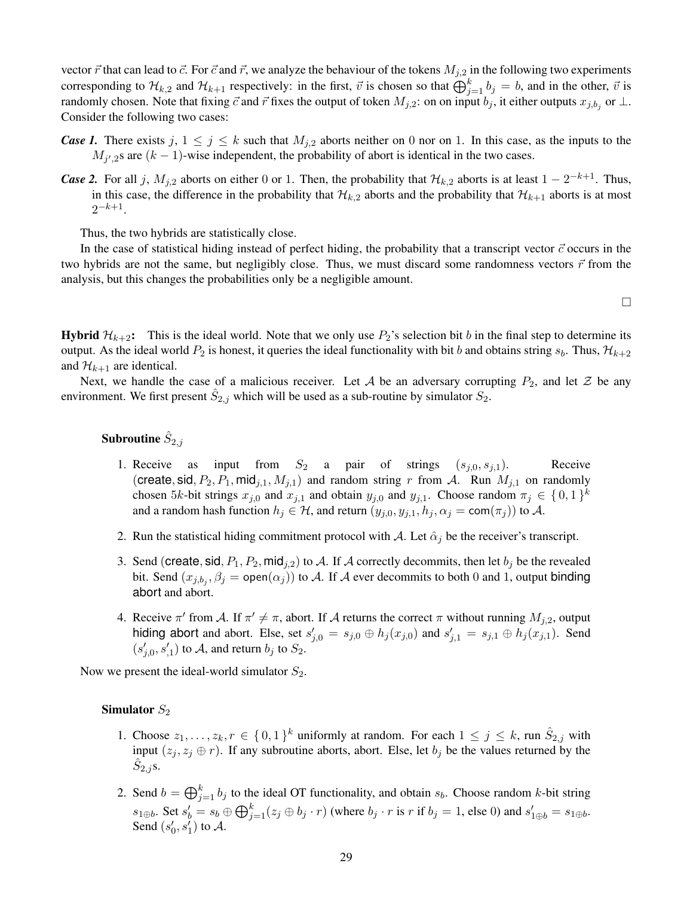vector $\vec{r}$ that can lead to $\vec{c}$. For $\vec{c}$ and $\vec{r}$, we analyze the behaviour of the tokens $M_{j,2}$ in the following two experiments corresponding to $\mathcal{H}_{k,2}$ and $\mathcal{H}_{k+1}$ respectively: in the first, $\vec{v}$ is chosen so that $\bigoplus_{j=1}^{k} b_j = b$, and in the other, $\vec{v}$ is randomly chosen. Note that fixing $\vec{c}$ and $\vec{r}$ fixes the output of token $M_{j,2}$: on on input $b_j$, it either outputs $x_{j,b_j}$ or $\perp$. Consider the following two cases:

***Case 1.*** There exists $j$, $1 \leq j \leq k$ such that $M_{j,2}$ aborts neither on 0 nor on 1. In this case, as the inputs to the $M_{j',2}$s are $(k-1)$-wise independent, the probability of abort is identical in the two cases.

***Case 2.*** For all $j$, $M_{j,2}$ aborts on either 0 or 1. Then, the probability that $\mathcal{H}_{k,2}$ aborts is at least $1 - 2^{-k+1}$. Thus, in this case, the difference in the probability that $\mathcal{H}_{k,2}$ aborts and the probability that $\mathcal{H}_{k+1}$ aborts is at most $2^{-k+1}$.

Thus, the two hybrids are statistically close.

In the case of statistical hiding instead of perfect hiding, the probability that a transcript vector $\vec{c}$ occurs in the two hybrids are not the same, but negligibly close. Thus, we must discard some randomness vectors $\vec{r}$ from the analysis, but this changes the probabilities only be a negligible amount.

□

**Hybrid $\mathcal{H}_{k+2}$:** This is the ideal world. Note that we only use $P_2$'s selection bit $b$ in the final step to determine its output. As the ideal world $P_2$ is honest, it queries the ideal functionality with bit $b$ and obtains string $s_b$. Thus, $\mathcal{H}_{k+2}$ and $\mathcal{H}_{k+1}$ are identical.

Next, we handle the case of a malicious receiver. Let $\mathcal{A}$ be an adversary corrupting $P_2$, and let $\mathcal{Z}$ be any environment. We first present $\hat{S}_{2,j}$ which will be used as a sub-routine by simulator $S_2$.

**Subroutine $\hat{S}_{2,j}$**

1. Receive as input from $S_2$ a pair of strings $(s_{j,0}, s_{j,1})$. Receive $(\mathsf{create}, \mathsf{sid}, P_2, P_1, \mathsf{mid}_{j,1}, M_{j,1})$ and random string $r$ from $\mathcal{A}$. Run $M_{j,1}$ on randomly chosen $5k$-bit strings $x_{j,0}$ and $x_{j,1}$ and obtain $y_{j,0}$ and $y_{j,1}$. Choose random $\pi_j \in \{0,1\}^k$ and a random hash function $h_j \in \mathcal{H}$, and return $(y_{j,0}, y_{j,1}, h_j, \alpha_j = \mathsf{com}(\pi_j))$ to $\mathcal{A}$.
2. Run the statistical hiding commitment protocol with $\mathcal{A}$. Let $\hat{\alpha}_j$ be the receiver's transcript.
3. Send $(\mathsf{create}, \mathsf{sid}, P_1, P_2, \mathsf{mid}_{j,2})$ to $\mathcal{A}$. If $\mathcal{A}$ correctly decommits, then let $b_j$ be the revealed bit. Send $(x_{j,b_j}, \beta_j = \mathsf{open}(\alpha_j))$ to $\mathcal{A}$. If $\mathcal{A}$ ever decommits to both 0 and 1, output $\mathsf{binding\ abort}$ and abort.
4. Receive $\pi'$ from $\mathcal{A}$. If $\pi' \neq \pi$, abort. If $\mathcal{A}$ returns the correct $\pi$ without running $M_{j,2}$, output $\mathsf{hiding\ abort}$ and abort. Else, set $s'_{j,0} = s_{j,0} \oplus h_j(x_{j,0})$ and $s'_{j,1} = s_{j,1} \oplus h_j(x_{j,1})$. Send $(s'_{j,0}, s'_{,1})$ to $\mathcal{A}$, and return $b_j$ to $S_2$.

Now we present the ideal-world simulator $S_2$.

**Simulator $S_2$**

1. Choose $z_1, \ldots, z_k, r \in \{0,1\}^k$ uniformly at random. For each $1 \leq j \leq k$, run $\hat{S}_{2,j}$ with input $(z_j, z_j \oplus r)$. If any subroutine aborts, abort. Else, let $b_j$ be the values returned by the $\hat{S}_{2,j}$s.
2. Send $b = \bigoplus_{j=1}^{k} b_j$ to the ideal OT functionality, and obtain $s_b$. Choose random $k$-bit string $s_{1\oplus b}$. Set $s'_b = s_b \oplus \bigoplus_{j=1}^{k}(z_j \oplus b_j \cdot r)$ (where $b_j \cdot r$ is $r$ if $b_j = 1$, else 0) and $s'_{1\oplus b} = s_{1\oplus b}$. Send $(s'_0, s'_1)$ to $\mathcal{A}$.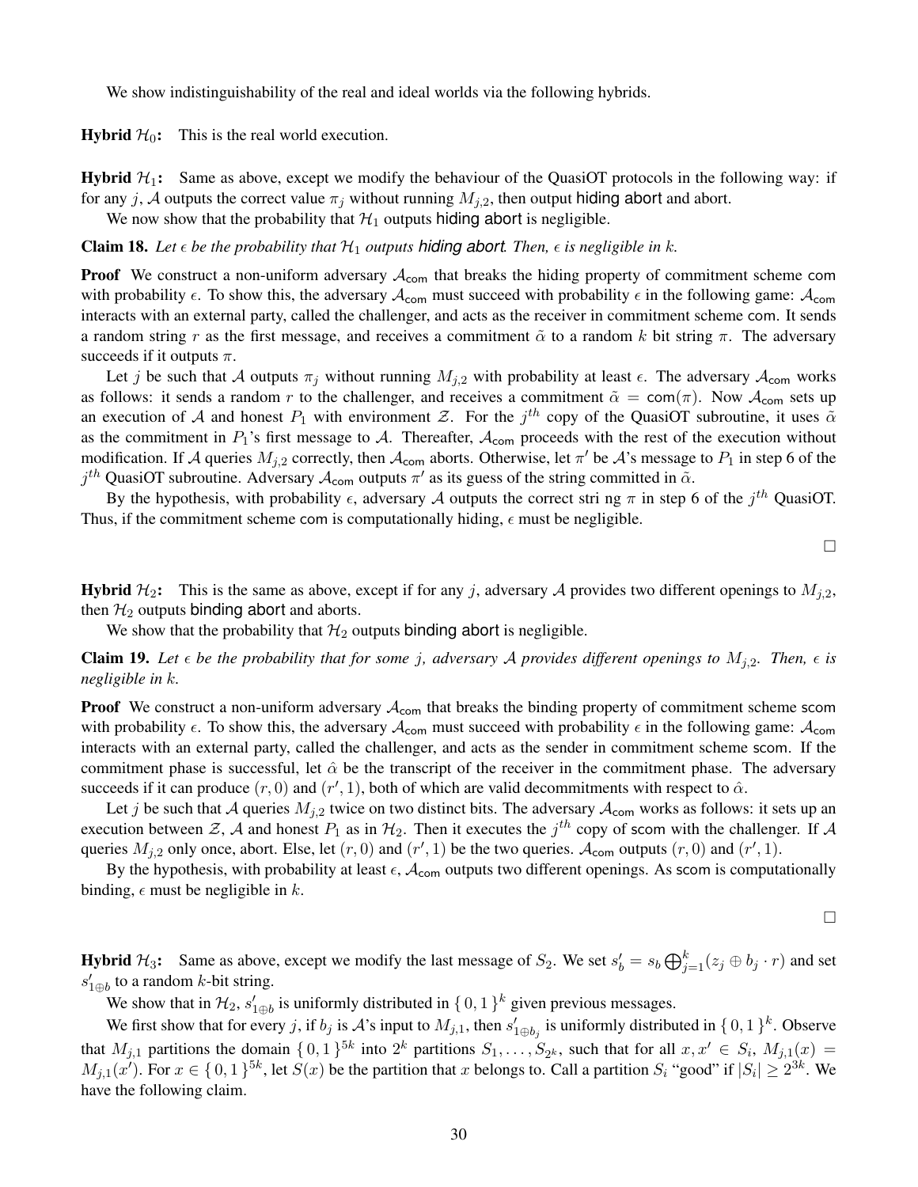We show indistinguishability of the real and ideal worlds via the following hybrids.

**Hybrid $\mathcal{H}_0$:** This is the real world execution.

**Hybrid $\mathcal{H}_1$:** Same as above, except we modify the behaviour of the QuasiOT protocols in the following way: if for any $j$, $\mathcal{A}$ outputs the correct value $\pi_j$ without running $M_{j,2}$, then output hiding abort and abort.

We now show that the probability that $\mathcal{H}_1$ outputs hiding abort is negligible.

**Claim 18.** *Let $\epsilon$ be the probability that $\mathcal{H}_1$ outputs hiding abort. Then, $\epsilon$ is negligible in $k$.*

**Proof** We construct a non-uniform adversary $\mathcal{A}_{\mathsf{com}}$ that breaks the hiding property of commitment scheme com with probability $\epsilon$. To show this, the adversary $\mathcal{A}_{\mathsf{com}}$ must succeed with probability $\epsilon$ in the following game: $\mathcal{A}_{\mathsf{com}}$ interacts with an external party, called the challenger, and acts as the receiver in commitment scheme com. It sends a random string $r$ as the first message, and receives a commitment $\tilde{\alpha}$ to a random $k$ bit string $\pi$. The adversary succeeds if it outputs $\pi$.

Let $j$ be such that $\mathcal{A}$ outputs $\pi_j$ without running $M_{j,2}$ with probability at least $\epsilon$. The adversary $\mathcal{A}_{\mathsf{com}}$ works as follows: it sends a random $r$ to the challenger, and receives a commitment $\tilde{\alpha} = \mathsf{com}(\pi)$. Now $\mathcal{A}_{\mathsf{com}}$ sets up an execution of $\mathcal{A}$ and honest $P_1$ with environment $\mathcal{Z}$. For the $j^{th}$ copy of the QuasiOT subroutine, it uses $\tilde{\alpha}$ as the commitment in $P_1$'s first message to $\mathcal{A}$. Thereafter, $\mathcal{A}_{\mathsf{com}}$ proceeds with the rest of the execution without modification. If $\mathcal{A}$ queries $M_{j,2}$ correctly, then $\mathcal{A}_{\mathsf{com}}$ aborts. Otherwise, let $\pi'$ be $\mathcal{A}$'s message to $P_1$ in step 6 of the $j^{th}$ QuasiOT subroutine. Adversary $\mathcal{A}_{\mathsf{com}}$ outputs $\pi'$ as its guess of the string committed in $\tilde{\alpha}$.

By the hypothesis, with probability $\epsilon$, adversary $\mathcal{A}$ outputs the correct stri ng $\pi$ in step 6 of the $j^{th}$ QuasiOT. Thus, if the commitment scheme com is computationally hiding, $\epsilon$ must be negligible.

□

**Hybrid $\mathcal{H}_2$:** This is the same as above, except if for any $j$, adversary $\mathcal{A}$ provides two different openings to $M_{j,2}$, then $\mathcal{H}_2$ outputs binding abort and aborts.

We show that the probability that $\mathcal{H}_2$ outputs binding abort is negligible.

**Claim 19.** *Let $\epsilon$ be the probability that for some $j$, adversary $\mathcal{A}$ provides different openings to $M_{j,2}$. Then, $\epsilon$ is negligible in $k$.*

**Proof** We construct a non-uniform adversary $\mathcal{A}_{\mathsf{com}}$ that breaks the binding property of commitment scheme scom with probability $\epsilon$. To show this, the adversary $\mathcal{A}_{\mathsf{com}}$ must succeed with probability $\epsilon$ in the following game: $\mathcal{A}_{\mathsf{com}}$ interacts with an external party, called the challenger, and acts as the sender in commitment scheme scom. If the commitment phase is successful, let $\hat{\alpha}$ be the transcript of the receiver in the commitment phase. The adversary succeeds if it can produce $(r, 0)$ and $(r', 1)$, both of which are valid decommitments with respect to $\hat{\alpha}$.

Let $j$ be such that $\mathcal{A}$ queries $M_{j,2}$ twice on two distinct bits. The adversary $\mathcal{A}_{\mathsf{com}}$ works as follows: it sets up an execution between $\mathcal{Z}$, $\mathcal{A}$ and honest $P_1$ as in $\mathcal{H}_2$. Then it executes the $j^{th}$ copy of scom with the challenger. If $\mathcal{A}$ queries $M_{j,2}$ only once, abort. Else, let $(r, 0)$ and $(r', 1)$ be the two queries. $\mathcal{A}_{\mathsf{com}}$ outputs $(r, 0)$ and $(r', 1)$.

By the hypothesis, with probability at least $\epsilon$, $\mathcal{A}_{\mathsf{com}}$ outputs two different openings. As scom is computationally binding, $\epsilon$ must be negligible in $k$.

□

**Hybrid $\mathcal{H}_3$:** Same as above, except we modify the last message of $S_2$. We set $s'_b = s_b \bigoplus_{j=1}^{k}(z_j \oplus b_j \cdot r)$ and set $s'_{1\oplus b}$ to a random $k$-bit string.

We show that in $\mathcal{H}_2$, $s'_{1\oplus b}$ is uniformly distributed in $\{0,1\}^k$ given previous messages.

We first show that for every $j$, if $b_j$ is $\mathcal{A}$'s input to $M_{j,1}$, then $s'_{1\oplus b_j}$ is uniformly distributed in $\{0,1\}^k$. Observe that $M_{j,1}$ partitions the domain $\{0,1\}^{5k}$ into $2^k$ partitions $S_1, \ldots, S_{2^k}$, such that for all $x, x' \in S_i$, $M_{j,1}(x) = M_{j,1}(x')$. For $x \in \{0,1\}^{5k}$, let $S(x)$ be the partition that $x$ belongs to. Call a partition $S_i$ "good" if $|S_i| \geq 2^{3k}$. We have the following claim.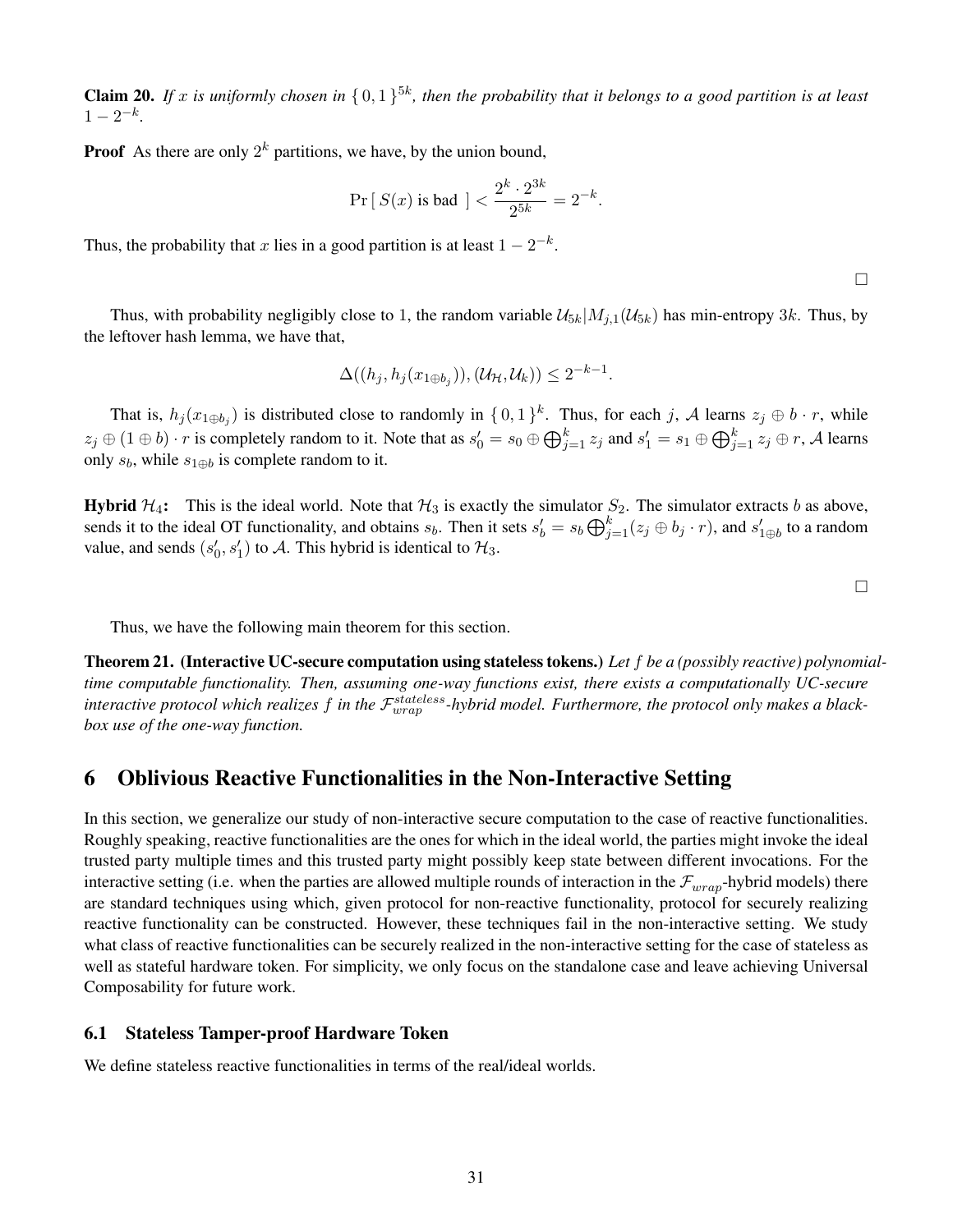**Claim 20.** *If $x$ is uniformly chosen in $\{0,1\}^{5k}$, then the probability that it belongs to a good partition is at least $1 - 2^{-k}$.*

**Proof** As there are only $2^k$ partitions, we have, by the union bound,

$$\Pr[\, S(x) \text{ is bad } ] < \frac{2^k \cdot 2^{3k}}{2^{5k}} = 2^{-k}.$$

Thus, the probability that $x$ lies in a good partition is at least $1 - 2^{-k}$.

□

Thus, with probability negligibly close to 1, the random variable $\mathcal{U}_{5k}|M_{j,1}(\mathcal{U}_{5k})$ has min-entropy $3k$. Thus, by the leftover hash lemma, we have that,

$$\Delta((h_j, h_j(x_{1 \oplus b_j})), (\mathcal{U}_{\mathcal{H}}, \mathcal{U}_k)) \leq 2^{-k-1}.$$

That is, $h_j(x_{1\oplus b_j})$ is distributed close to randomly in $\{0,1\}^k$. Thus, for each $j$, $\mathcal{A}$ learns $z_j \oplus b \cdot r$, while $z_j \oplus (1 \oplus b) \cdot r$ is completely random to it. Note that as $s'_0 = s_0 \oplus \bigoplus_{j=1}^{k} z_j$ and $s'_1 = s_1 \oplus \bigoplus_{j=1}^{k} z_j \oplus r$, $\mathcal{A}$ learns only $s_b$, while $s_{1\oplus b}$ is complete random to it.

**Hybrid $\mathcal{H}_4$:** This is the ideal world. Note that $\mathcal{H}_3$ is exactly the simulator $S_2$. The simulator extracts $b$ as above, sends it to the ideal OT functionality, and obtains $s_b$. Then it sets $s'_b = s_b \bigoplus_{j=1}^{k} (z_j \oplus b_j \cdot r)$, and $s'_{1\oplus b}$ to a random value, and sends $(s'_0, s'_1)$ to $\mathcal{A}$. This hybrid is identical to $\mathcal{H}_3$.

□

Thus, we have the following main theorem for this section.

**Theorem 21. (Interactive UC-secure computation using stateless tokens.)** *Let $f$ be a (possibly reactive) polynomial-time computable functionality. Then, assuming one-way functions exist, there exists a computationally UC-secure interactive protocol which realizes $f$ in the $\mathcal{F}_{wrap}^{stateless}$-hybrid model. Furthermore, the protocol only makes a black-box use of the one-way function.*

## 6 Oblivious Reactive Functionalities in the Non-Interactive Setting

In this section, we generalize our study of non-interactive secure computation to the case of reactive functionalities. Roughly speaking, reactive functionalities are the ones for which in the ideal world, the parties might invoke the ideal trusted party multiple times and this trusted party might possibly keep state between different invocations. For the interactive setting (i.e. when the parties are allowed multiple rounds of interaction in the $\mathcal{F}_{wrap}$-hybrid models) there are standard techniques using which, given protocol for non-reactive functionality, protocol for securely realizing reactive functionality can be constructed. However, these techniques fail in the non-interactive setting. We study what class of reactive functionalities can be securely realized in the non-interactive setting for the case of stateless as well as stateful hardware token. For simplicity, we only focus on the standalone case and leave achieving Universal Composability for future work.

### 6.1 Stateless Tamper-proof Hardware Token

We define stateless reactive functionalities in terms of the real/ideal worlds.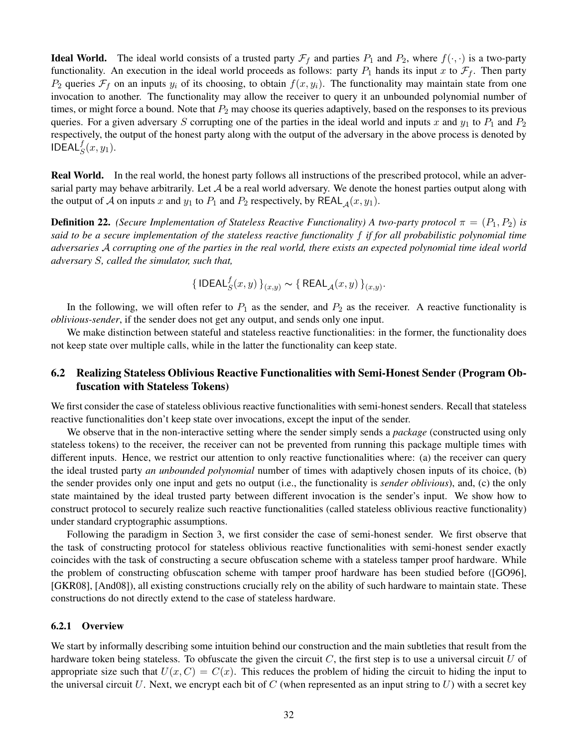**Ideal World.** The ideal world consists of a trusted party $\mathcal{F}_f$ and parties $P_1$ and $P_2$, where $f(\cdot,\cdot)$ is a two-party functionality. An execution in the ideal world proceeds as follows: party $P_1$ hands its input $x$ to $\mathcal{F}_f$. Then party $P_2$ queries $\mathcal{F}_f$ on an inputs $y_i$ of its choosing, to obtain $f(x, y_i)$. The functionality may maintain state from one invocation to another. The functionality may allow the receiver to query it an unbounded polynomial number of times, or might force a bound. Note that $P_2$ may choose its queries adaptively, based on the responses to its previous queries. For a given adversary $S$ corrupting one of the parties in the ideal world and inputs $x$ and $y_1$ to $P_1$ and $P_2$ respectively, the output of the honest party along with the output of the adversary in the above process is denoted by $\mathsf{IDEAL}_S^f(x, y_1)$.

**Real World.** In the real world, the honest party follows all instructions of the prescribed protocol, while an adversarial party may behave arbitrarily. Let $\mathcal{A}$ be a real world adversary. We denote the honest parties output along with the output of $\mathcal{A}$ on inputs $x$ and $y_1$ to $P_1$ and $P_2$ respectively, by $\mathsf{REAL}_{\mathcal{A}}(x, y_1)$.

**Definition 22.** *(Secure Implementation of Stateless Reactive Functionality) A two-party protocol $\pi = (P_1, P_2)$ is said to be a secure implementation of the stateless reactive functionality $f$ if for all probabilistic polynomial time adversaries $\mathcal{A}$ corrupting one of the parties in the real world, there exists an expected polynomial time ideal world adversary $S$, called the simulator, such that,*

$$\{\, \mathsf{IDEAL}_S^f(x, y) \,\}_{(x,y)} \sim \{\, \mathsf{REAL}_{\mathcal{A}}(x, y) \,\}_{(x,y)}.$$

In the following, we will often refer to $P_1$ as the sender, and $P_2$ as the receiver. A reactive functionality is *oblivious-sender*, if the sender does not get any output, and sends only one input.

We make distinction between stateful and stateless reactive functionalities: in the former, the functionality does not keep state over multiple calls, while in the latter the functionality can keep state.

## 6.2 Realizing Stateless Oblivious Reactive Functionalities with Semi-Honest Sender (Program Obfuscation with Stateless Tokens)

We first consider the case of stateless oblivious reactive functionalities with semi-honest senders. Recall that stateless reactive functionalities don't keep state over invocations, except the input of the sender.

We observe that in the non-interactive setting where the sender simply sends a *package* (constructed using only stateless tokens) to the receiver, the receiver can not be prevented from running this package multiple times with different inputs. Hence, we restrict our attention to only reactive functionalities where: (a) the receiver can query the ideal trusted party *an unbounded polynomial* number of times with adaptively chosen inputs of its choice, (b) the sender provides only one input and gets no output (i.e., the functionality is *sender oblivious*), and, (c) the only state maintained by the ideal trusted party between different invocation is the sender's input. We show how to construct protocol to securely realize such reactive functionalities (called stateless oblivious reactive functionality) under standard cryptographic assumptions.

Following the paradigm in Section 3, we first consider the case of semi-honest sender. We first observe that the task of constructing protocol for stateless oblivious reactive functionalities with semi-honest sender exactly coincides with the task of constructing a secure obfuscation scheme with a stateless tamper proof hardware. While the problem of constructing obfuscation scheme with tamper proof hardware has been studied before ([GO96], [GKR08], [And08]), all existing constructions crucially rely on the ability of such hardware to maintain state. These constructions do not directly extend to the case of stateless hardware.

### 6.2.1 Overview

We start by informally describing some intuition behind our construction and the main subtleties that result from the hardware token being stateless. To obfuscate the given the circuit $C$, the first step is to use a universal circuit $U$ of appropriate size such that $U(x, C) = C(x)$. This reduces the problem of hiding the circuit to hiding the input to the universal circuit $U$. Next, we encrypt each bit of $C$ (when represented as an input string to $U$) with a secret key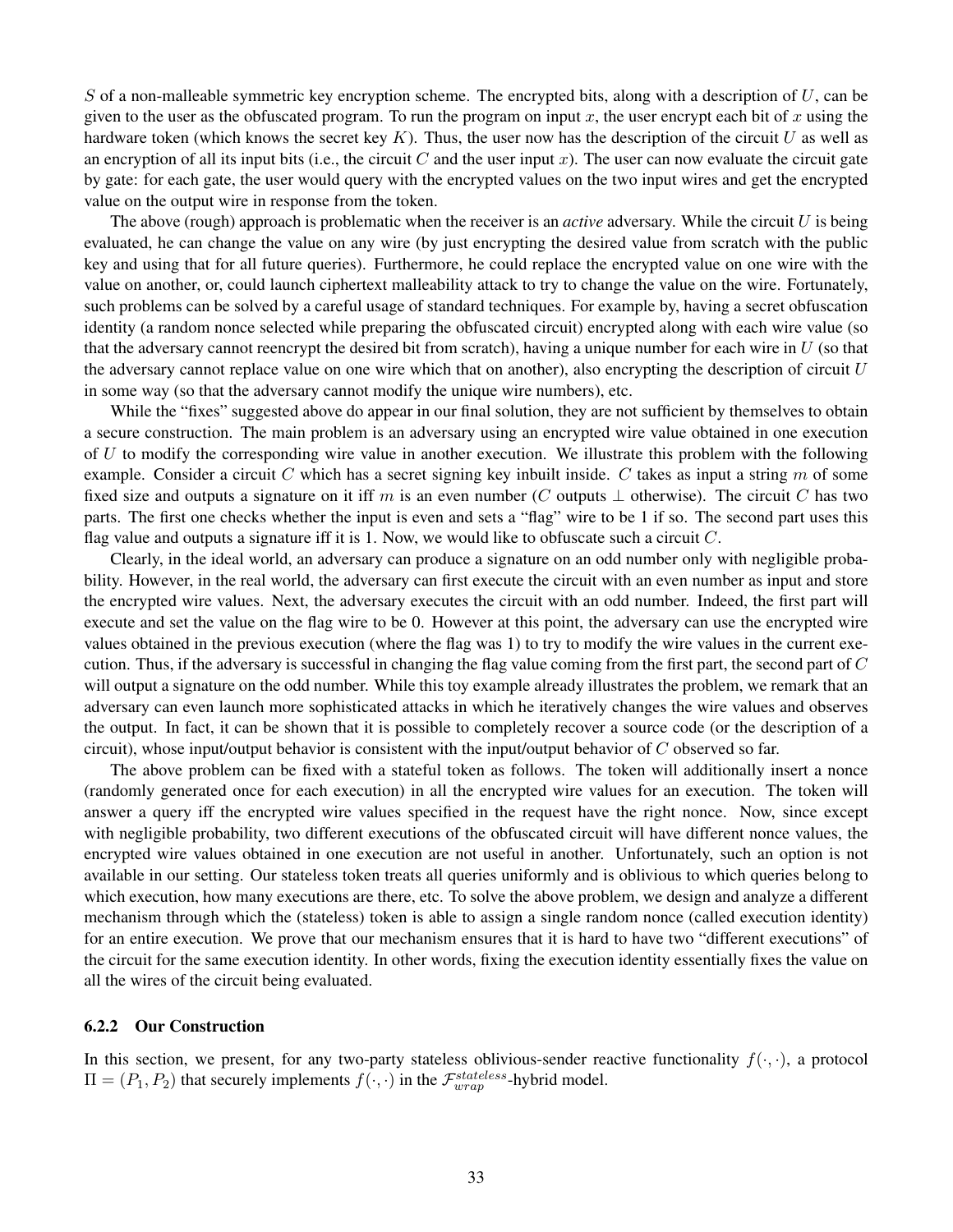$S$ of a non-malleable symmetric key encryption scheme. The encrypted bits, along with a description of $U$, can be given to the user as the obfuscated program. To run the program on input $x$, the user encrypt each bit of $x$ using the hardware token (which knows the secret key $K$). Thus, the user now has the description of the circuit $U$ as well as an encryption of all its input bits (i.e., the circuit $C$ and the user input $x$). The user can now evaluate the circuit gate by gate: for each gate, the user would query with the encrypted values on the two input wires and get the encrypted value on the output wire in response from the token.

The above (rough) approach is problematic when the receiver is an *active* adversary. While the circuit $U$ is being evaluated, he can change the value on any wire (by just encrypting the desired value from scratch with the public key and using that for all future queries). Furthermore, he could replace the encrypted value on one wire with the value on another, or, could launch ciphertext malleability attack to try to change the value on the wire. Fortunately, such problems can be solved by a careful usage of standard techniques. For example by, having a secret obfuscation identity (a random nonce selected while preparing the obfuscated circuit) encrypted along with each wire value (so that the adversary cannot reencrypt the desired bit from scratch), having a unique number for each wire in $U$ (so that the adversary cannot replace value on one wire which that on another), also encrypting the description of circuit $U$ in some way (so that the adversary cannot modify the unique wire numbers), etc.

While the "fixes" suggested above do appear in our final solution, they are not sufficient by themselves to obtain a secure construction. The main problem is an adversary using an encrypted wire value obtained in one execution of $U$ to modify the corresponding wire value in another execution. We illustrate this problem with the following example. Consider a circuit $C$ which has a secret signing key inbuilt inside. $C$ takes as input a string $m$ of some fixed size and outputs a signature on it iff $m$ is an even number ($C$ outputs $\perp$ otherwise). The circuit $C$ has two parts. The first one checks whether the input is even and sets a "flag" wire to be 1 if so. The second part uses this flag value and outputs a signature iff it is 1. Now, we would like to obfuscate such a circuit $C$.

Clearly, in the ideal world, an adversary can produce a signature on an odd number only with negligible probability. However, in the real world, the adversary can first execute the circuit with an even number as input and store the encrypted wire values. Next, the adversary executes the circuit with an odd number. Indeed, the first part will execute and set the value on the flag wire to be 0. However at this point, the adversary can use the encrypted wire values obtained in the previous execution (where the flag was 1) to try to modify the wire values in the current execution. Thus, if the adversary is successful in changing the flag value coming from the first part, the second part of $C$ will output a signature on the odd number. While this toy example already illustrates the problem, we remark that an adversary can even launch more sophisticated attacks in which he iteratively changes the wire values and observes the output. In fact, it can be shown that it is possible to completely recover a source code (or the description of a circuit), whose input/output behavior is consistent with the input/output behavior of $C$ observed so far.

The above problem can be fixed with a stateful token as follows. The token will additionally insert a nonce (randomly generated once for each execution) in all the encrypted wire values for an execution. The token will answer a query iff the encrypted wire values specified in the request have the right nonce. Now, since except with negligible probability, two different executions of the obfuscated circuit will have different nonce values, the encrypted wire values obtained in one execution are not useful in another. Unfortunately, such an option is not available in our setting. Our stateless token treats all queries uniformly and is oblivious to which queries belong to which execution, how many executions are there, etc. To solve the above problem, we design and analyze a different mechanism through which the (stateless) token is able to assign a single random nonce (called execution identity) for an entire execution. We prove that our mechanism ensures that it is hard to have two "different executions" of the circuit for the same execution identity. In other words, fixing the execution identity essentially fixes the value on all the wires of the circuit being evaluated.

### 6.2.2 Our Construction

In this section, we present, for any two-party stateless oblivious-sender reactive functionality $f(\cdot, \cdot)$, a protocol $\Pi = (P_1, P_2)$ that securely implements $f(\cdot, \cdot)$ in the $\mathcal{F}_{wrap}^{stateless}$-hybrid model.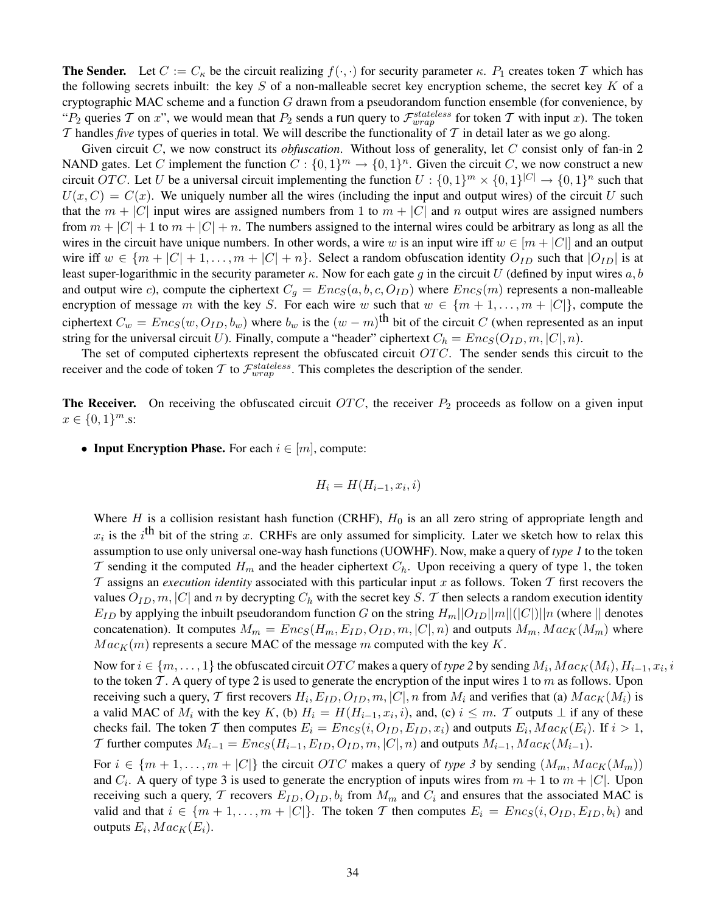**The Sender.** Let $C := C_\kappa$ be the circuit realizing $f(\cdot, \cdot)$ for security parameter $\kappa$. $P_1$ creates token $\mathcal{T}$ which has the following secrets inbuilt: the key $S$ of a non-malleable secret key encryption scheme, the secret key $K$ of a cryptographic MAC scheme and a function $G$ drawn from a pseudorandom function ensemble (for convenience, by "$P_2$ queries $\mathcal{T}$ on $x$", we would mean that $P_2$ sends a $\mathsf{run}$ query to $\mathcal{F}_{wrap}^{stateless}$ for token $\mathcal{T}$ with input $x$). The token $\mathcal{T}$ handles *five* types of queries in total. We will describe the functionality of $\mathcal{T}$ in detail later as we go along.

Given circuit $C$, we now construct its *obfuscation*. Without loss of generality, let $C$ consist only of fan-in 2 NAND gates. Let $C$ implement the function $C : \{0,1\}^m \to \{0,1\}^n$. Given the circuit $C$, we now construct a new circuit $OTC$. Let $U$ be a universal circuit implementing the function $U : \{0,1\}^m \times \{0,1\}^{|C|} \to \{0,1\}^n$ such that $U(x, C) = C(x)$. We uniquely number all the wires (including the input and output wires) of the circuit $U$ such that the $m + |C|$ input wires are assigned numbers from 1 to $m + |C|$ and $n$ output wires are assigned numbers from $m + |C| + 1$ to $m + |C| + n$. The numbers assigned to the internal wires could be arbitrary as long as all the wires in the circuit have unique numbers. In other words, a wire $w$ is an input wire iff $w \in [m + |C|]$ and an output wire iff $w \in \{m + |C| + 1, \ldots, m + |C| + n\}$. Select a random obfuscation identity $O_{ID}$ such that $|O_{ID}|$ is at least super-logarithmic in the security parameter $\kappa$. Now for each gate $g$ in the circuit $U$ (defined by input wires $a, b$ and output wire $c$), compute the ciphertext $C_g = Enc_S(a, b, c, O_{ID})$ where $Enc_S(m)$ represents a non-malleable encryption of message $m$ with the key $S$. For each wire $w$ such that $w \in \{m + 1, \ldots, m + |C|\}$, compute the ciphertext $C_w = Enc_S(w, O_{ID}, b_w)$ where $b_w$ is the $(w - m)^{\text{th}}$ bit of the circuit $C$ (when represented as an input string for the universal circuit $U$). Finally, compute a "header" ciphertext $C_h = Enc_S(O_{ID}, m, |C|, n)$.

The set of computed ciphertexts represent the obfuscated circuit $OTC$. The sender sends this circuit to the receiver and the code of token $\mathcal{T}$ to $\mathcal{F}_{wrap}^{stateless}$. This completes the description of the sender.

**The Receiver.** On receiving the obfuscated circuit $OTC$, the receiver $P_2$ proceeds as follow on a given input $x \in \{0,1\}^m$.s:

- **Input Encryption Phase.** For each $i \in [m]$, compute:

$$H_i = H(H_{i-1}, x_i, i)$$

  Where $H$ is a collision resistant hash function (CRHF), $H_0$ is an all zero string of appropriate length and $x_i$ is the $i^{\text{th}}$ bit of the string $x$. CRHFs are only assumed for simplicity. Later we sketch how to relax this assumption to use only universal one-way hash functions (UOWHF). Now, make a query of *type 1* to the token $\mathcal{T}$ sending it the computed $H_m$ and the header ciphertext $C_h$. Upon receiving a query of type 1, the token $\mathcal{T}$ assigns an *execution identity* associated with this particular input $x$ as follows. Token $\mathcal{T}$ first recovers the values $O_{ID}, m, |C|$ and $n$ by decrypting $C_h$ with the secret key $S$. $\mathcal{T}$ then selects a random execution identity $E_{ID}$ by applying the inbuilt pseudorandom function $G$ on the string $H_m || O_{ID} || m || (|C|) || n$ (where $||$ denotes concatenation). It computes $M_m = Enc_S(H_m, E_{ID}, O_{ID}, m, |C|, n)$ and outputs $M_m, Mac_K(M_m)$ where $Mac_K(m)$ represents a secure MAC of the message $m$ computed with the key $K$.

  Now for $i \in \{m, \ldots, 1\}$ the obfuscated circuit $OTC$ makes a query of *type 2* by sending $M_i, Mac_K(M_i), H_{i-1}, x_i, i$ to the token $\mathcal{T}$. A query of type 2 is used to generate the encryption of the input wires 1 to $m$ as follows. Upon receiving such a query, $\mathcal{T}$ first recovers $H_i, E_{ID}, O_{ID}, m, |C|, n$ from $M_i$ and verifies that (a) $Mac_K(M_i)$ is a valid MAC of $M_i$ with the key $K$, (b) $H_i = H(H_{i-1}, x_i, i)$, and, (c) $i \leq m$. $\mathcal{T}$ outputs $\perp$ if any of these checks fail. The token $\mathcal{T}$ then computes $E_i = Enc_S(i, O_{ID}, E_{ID}, x_i)$ and outputs $E_i, Mac_K(E_i)$. If $i > 1$, $\mathcal{T}$ further computes $M_{i-1} = Enc_S(H_{i-1}, E_{ID}, O_{ID}, m, |C|, n)$ and outputs $M_{i-1}, Mac_K(M_{i-1})$.

  For $i \in \{m + 1, \ldots, m + |C|\}$ the circuit $OTC$ makes a query of *type 3* by sending $(M_m, Mac_K(M_m))$ and $C_i$. A query of type 3 is used to generate the encryption of inputs wires from $m + 1$ to $m + |C|$. Upon receiving such a query, $\mathcal{T}$ recovers $E_{ID}, O_{ID}, b_i$ from $M_m$ and $C_i$ and ensures that the associated MAC is valid and that $i \in \{m + 1, \ldots, m + |C|\}$. The token $\mathcal{T}$ then computes $E_i = Enc_S(i, O_{ID}, E_{ID}, b_i)$ and outputs $E_i, Mac_K(E_i)$.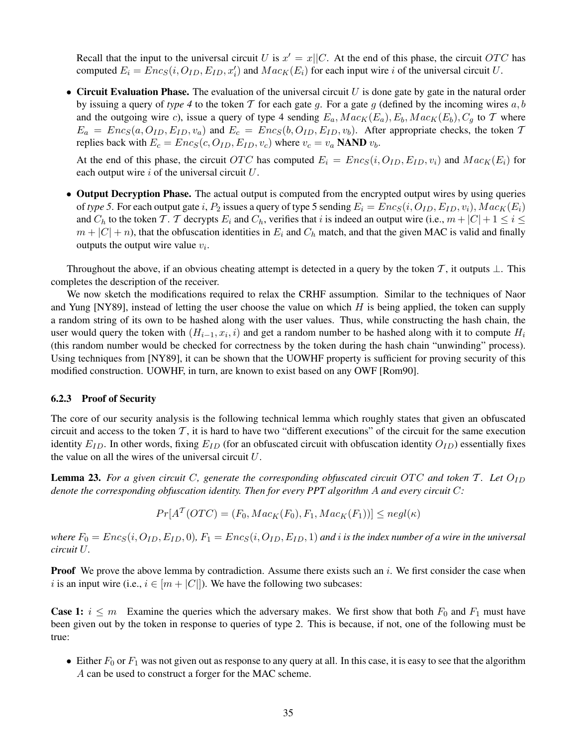Recall that the input to the universal circuit $U$ is $x' = x||C$. At the end of this phase, the circuit $OTC$ has computed $E_i = Enc_S(i, O_{ID}, E_{ID}, x'_i)$ and $Mac_K(E_i)$ for each input wire $i$ of the universal circuit $U$.

- **Circuit Evaluation Phase.** The evaluation of the universal circuit $U$ is done gate by gate in the natural order by issuing a query of *type 4* to the token $\mathcal{T}$ for each gate $g$. For a gate $g$ (defined by the incoming wires $a, b$ and the outgoing wire $c$), issue a query of type 4 sending $E_a, Mac_K(E_a), E_b, Mac_K(E_b), C_g$ to $\mathcal{T}$ where $E_a = Enc_S(a, O_{ID}, E_{ID}, v_a)$ and $E_c = Enc_S(b, O_{ID}, E_{ID}, v_b)$. After appropriate checks, the token $\mathcal{T}$ replies back with $E_c = Enc_S(c, O_{ID}, E_{ID}, v_c)$ where $v_c = v_a$ **NAND** $v_b$.

  At the end of this phase, the circuit $OTC$ has computed $E_i = Enc_S(i, O_{ID}, E_{ID}, v_i)$ and $Mac_K(E_i)$ for each output wire $i$ of the universal circuit $U$.

- **Output Decryption Phase.** The actual output is computed from the encrypted output wires by using queries of *type 5*. For each output gate $i$, $P_2$ issues a query of type 5 sending $E_i = Enc_S(i, O_{ID}, E_{ID}, v_i), Mac_K(E_i)$ and $C_h$ to the token $\mathcal{T}$. $\mathcal{T}$ decrypts $E_i$ and $C_h$, verifies that $i$ is indeed an output wire (i.e., $m + |C| + 1 \leq i \leq m + |C| + n$), that the obfuscation identities in $E_i$ and $C_h$ match, and that the given MAC is valid and finally outputs the output wire value $v_i$.

Throughout the above, if an obvious cheating attempt is detected in a query by the token $\mathcal{T}$, it outputs $\perp$. This completes the description of the receiver.

We now sketch the modifications required to relax the CRHF assumption. Similar to the techniques of Naor and Yung [NY89], instead of letting the user choose the value on which $H$ is being applied, the token can supply a random string of its own to be hashed along with the user values. Thus, while constructing the hash chain, the user would query the token with $(H_{i-1}, x_i, i)$ and get a random number to be hashed along with it to compute $H_i$ (this random number would be checked for correctness by the token during the hash chain "unwinding" process). Using techniques from [NY89], it can be shown that the UOWHF property is sufficient for proving security of this modified construction. UOWHF, in turn, are known to exist based on any OWF [Rom90].

### 6.2.3 Proof of Security

The core of our security analysis is the following technical lemma which roughly states that given an obfuscated circuit and access to the token $\mathcal{T}$, it is hard to have two "different executions" of the circuit for the same execution identity $E_{ID}$. In other words, fixing $E_{ID}$ (for an obfuscated circuit with obfuscation identity $O_{ID}$) essentially fixes the value on all the wires of the universal circuit $U$.

**Lemma 23.** *For a given circuit $C$, generate the corresponding obfuscated circuit $OTC$ and token $\mathcal{T}$. Let $O_{ID}$ denote the corresponding obfuscation identity. Then for every PPT algorithm $A$ and every circuit $C$:*

$$Pr[A^{\mathcal{T}}(OTC) = (F_0, Mac_K(F_0), F_1, Mac_K(F_1))] \leq negl(\kappa)$$

*where $F_0 = Enc_S(i, O_{ID}, E_{ID}, 0)$, $F_1 = Enc_S(i, O_{ID}, E_{ID}, 1)$ and $i$ is the index number of a wire in the universal circuit $U$.*

**Proof** We prove the above lemma by contradiction. Assume there exists such an $i$. We first consider the case when $i$ is an input wire (i.e., $i \in [m + |C|]$). We have the following two subcases:

**Case 1:** $i \leq m$ Examine the queries which the adversary makes. We first show that both $F_0$ and $F_1$ must have been given out by the token in response to queries of type 2. This is because, if not, one of the following must be true:

- Either $F_0$ or $F_1$ was not given out as response to any query at all. In this case, it is easy to see that the algorithm $A$ can be used to construct a forger for the MAC scheme.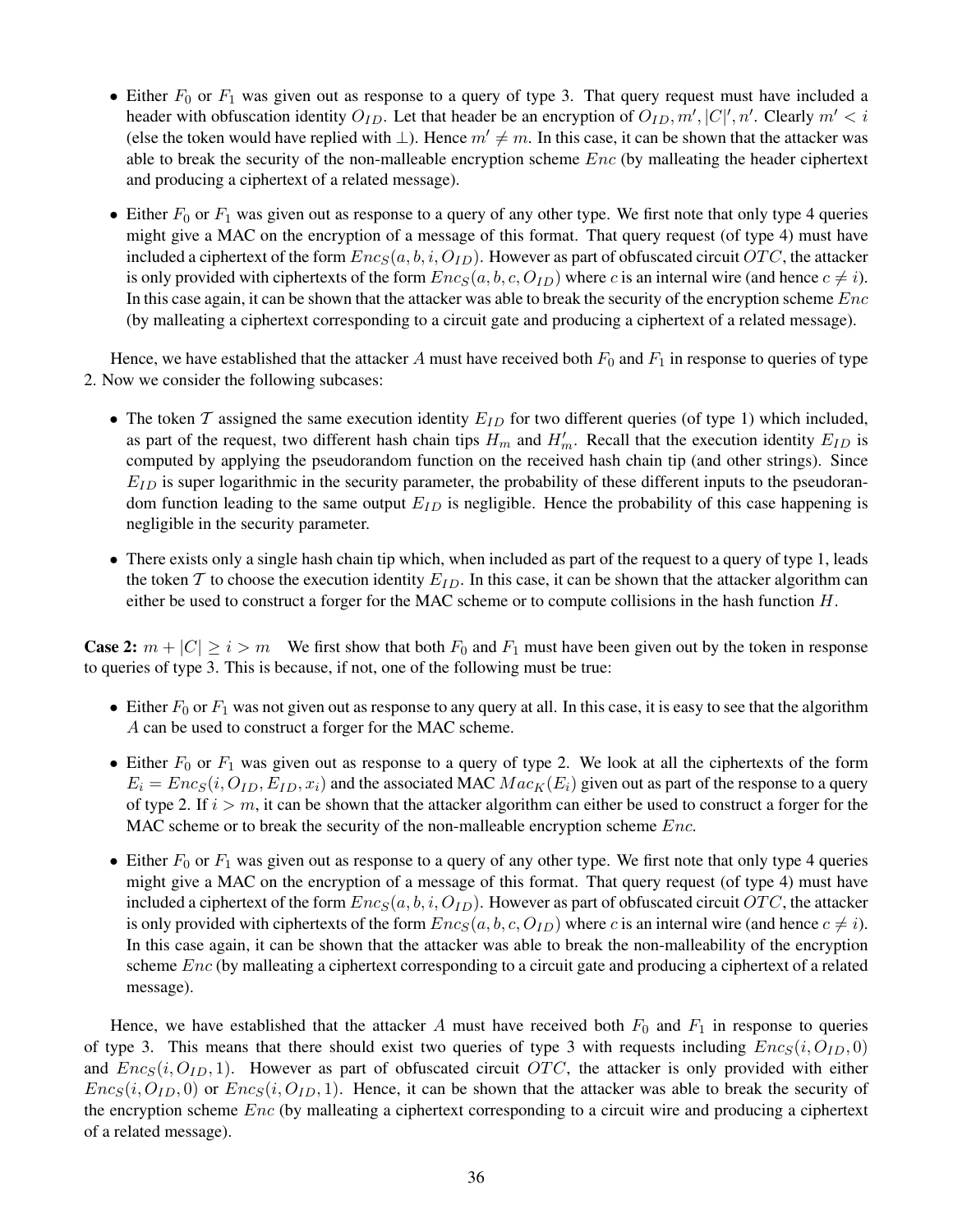- Either $F_0$ or $F_1$ was given out as response to a query of type 3. That query request must have included a header with obfuscation identity $O_{ID}$. Let that header be an encryption of $O_{ID}, m', |C|', n'$. Clearly $m' < i$ (else the token would have replied with $\perp$). Hence $m' \neq m$. In this case, it can be shown that the attacker was able to break the security of the non-malleable encryption scheme $Enc$ (by malleating the header ciphertext and producing a ciphertext of a related message).

- Either $F_0$ or $F_1$ was given out as response to a query of any other type. We first note that only type 4 queries might give a MAC on the encryption of a message of this format. That query request (of type 4) must have included a ciphertext of the form $Enc_S(a, b, i, O_{ID})$. However as part of obfuscated circuit $OTC$, the attacker is only provided with ciphertexts of the form $Enc_S(a, b, c, O_{ID})$ where $c$ is an internal wire (and hence $c \neq i$). In this case again, it can be shown that the attacker was able to break the security of the encryption scheme $Enc$ (by malleating a ciphertext corresponding to a circuit gate and producing a ciphertext of a related message).

Hence, we have established that the attacker $A$ must have received both $F_0$ and $F_1$ in response to queries of type 2. Now we consider the following subcases:

- The token $\mathcal{T}$ assigned the same execution identity $E_{ID}$ for two different queries (of type 1) which included, as part of the request, two different hash chain tips $H_m$ and $H'_m$. Recall that the execution identity $E_{ID}$ is computed by applying the pseudorandom function on the received hash chain tip (and other strings). Since $E_{ID}$ is super logarithmic in the security parameter, the probability of these different inputs to the pseudorandom function leading to the same output $E_{ID}$ is negligible. Hence the probability of this case happening is negligible in the security parameter.

- There exists only a single hash chain tip which, when included as part of the request to a query of type 1, leads the token $\mathcal{T}$ to choose the execution identity $E_{ID}$. In this case, it can be shown that the attacker algorithm can either be used to construct a forger for the MAC scheme or to compute collisions in the hash function $H$.

**Case 2:** $m + |C| \geq i > m$ We first show that both $F_0$ and $F_1$ must have been given out by the token in response to queries of type 3. This is because, if not, one of the following must be true:

- Either $F_0$ or $F_1$ was not given out as response to any query at all. In this case, it is easy to see that the algorithm $A$ can be used to construct a forger for the MAC scheme.

- Either $F_0$ or $F_1$ was given out as response to a query of type 2. We look at all the ciphertexts of the form $E_i = Enc_S(i, O_{ID}, E_{ID}, x_i)$ and the associated MAC $Mac_K(E_i)$ given out as part of the response to a query of type 2. If $i > m$, it can be shown that the attacker algorithm can either be used to construct a forger for the MAC scheme or to break the security of the non-malleable encryption scheme $Enc$.

- Either $F_0$ or $F_1$ was given out as response to a query of any other type. We first note that only type 4 queries might give a MAC on the encryption of a message of this format. That query request (of type 4) must have included a ciphertext of the form $Enc_S(a, b, i, O_{ID})$. However as part of obfuscated circuit $OTC$, the attacker is only provided with ciphertexts of the form $Enc_S(a, b, c, O_{ID})$ where $c$ is an internal wire (and hence $c \neq i$). In this case again, it can be shown that the attacker was able to break the non-malleability of the encryption scheme $Enc$ (by malleating a ciphertext corresponding to a circuit gate and producing a ciphertext of a related message).

Hence, we have established that the attacker $A$ must have received both $F_0$ and $F_1$ in response to queries of type 3. This means that there should exist two queries of type 3 with requests including $Enc_S(i, O_{ID}, 0)$ and $Enc_S(i, O_{ID}, 1)$. However as part of obfuscated circuit $OTC$, the attacker is only provided with either $Enc_S(i, O_{ID}, 0)$ or $Enc_S(i, O_{ID}, 1)$. Hence, it can be shown that the attacker was able to break the security of the encryption scheme $Enc$ (by malleating a ciphertext corresponding to a circuit wire and producing a ciphertext of a related message).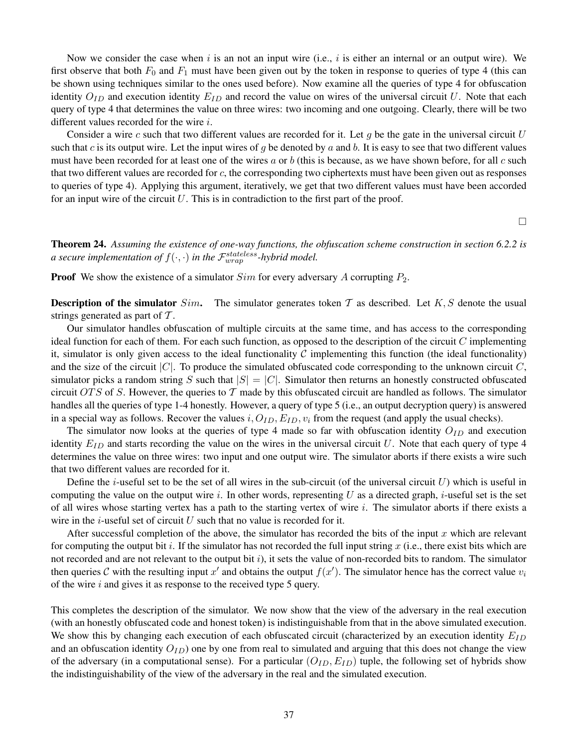Now we consider the case when $i$ is an not an input wire (i.e., $i$ is either an internal or an output wire). We first observe that both $F_0$ and $F_1$ must have been given out by the token in response to queries of type 4 (this can be shown using techniques similar to the ones used before). Now examine all the queries of type 4 for obfuscation identity $O_{ID}$ and execution identity $E_{ID}$ and record the value on wires of the universal circuit $U$. Note that each query of type 4 that determines the value on three wires: two incoming and one outgoing. Clearly, there will be two different values recorded for the wire $i$.

Consider a wire $c$ such that two different values are recorded for it. Let $g$ be the gate in the universal circuit $U$ such that $c$ is its output wire. Let the input wires of $g$ be denoted by $a$ and $b$. It is easy to see that two different values must have been recorded for at least one of the wires $a$ or $b$ (this is because, as we have shown before, for all $c$ such that two different values are recorded for $c$, the corresponding two ciphertexts must have been given out as responses to queries of type 4). Applying this argument, iteratively, we get that two different values must have been accorded for an input wire of the circuit $U$. This is in contradiction to the first part of the proof.

□

**Theorem 24.** *Assuming the existence of one-way functions, the obfuscation scheme construction in section 6.2.2 is a secure implementation of $f(\cdot,\cdot)$ in the $\mathcal{F}_{wrap}^{stateless}$-hybrid model.*

**Proof** We show the existence of a simulator $Sim$ for every adversary $A$ corrupting $P_2$.

**Description of the simulator $Sim$.** The simulator generates token $\mathcal{T}$ as described. Let $K, S$ denote the usual strings generated as part of $\mathcal{T}$.

Our simulator handles obfuscation of multiple circuits at the same time, and has access to the corresponding ideal function for each of them. For each such function, as opposed to the description of the circuit $C$ implementing it, simulator is only given access to the ideal functionality $\mathcal{C}$ implementing this function (the ideal functionality) and the size of the circuit $|C|$. To produce the simulated obfuscated code corresponding to the unknown circuit $C$, simulator picks a random string $S$ such that $|S| = |C|$. Simulator then returns an honestly constructed obfuscated circuit $OTS$ of $S$. However, the queries to $\mathcal{T}$ made by this obfuscated circuit are handled as follows. The simulator handles all the queries of type 1-4 honestly. However, a query of type 5 (i.e., an output decryption query) is answered in a special way as follows. Recover the values $i, O_{ID}, E_{ID}, v_i$ from the request (and apply the usual checks).

The simulator now looks at the queries of type 4 made so far with obfuscation identity $O_{ID}$ and execution identity $E_{ID}$ and starts recording the value on the wires in the universal circuit $U$. Note that each query of type 4 determines the value on three wires: two input and one output wire. The simulator aborts if there exists a wire such that two different values are recorded for it.

Define the $i$-useful set to be the set of all wires in the sub-circuit (of the universal circuit $U$) which is useful in computing the value on the output wire $i$. In other words, representing $U$ as a directed graph, $i$-useful set is the set of all wires whose starting vertex has a path to the starting vertex of wire $i$. The simulator aborts if there exists a wire in the $i$-useful set of circuit $U$ such that no value is recorded for it.

After successful completion of the above, the simulator has recorded the bits of the input $x$ which are relevant for computing the output bit $i$. If the simulator has not recorded the full input string $x$ (i.e., there exist bits which are not recorded and are not relevant to the output bit $i$), it sets the value of non-recorded bits to random. The simulator then queries $\mathcal{C}$ with the resulting input $x'$ and obtains the output $f(x')$. The simulator hence has the correct value $v_i$ of the wire $i$ and gives it as response to the received type 5 query.

This completes the description of the simulator. We now show that the view of the adversary in the real execution (with an honestly obfuscated code and honest token) is indistinguishable from that in the above simulated execution. We show this by changing each execution of each obfuscated circuit (characterized by an execution identity $E_{ID}$ and an obfuscation identity $O_{ID}$) one by one from real to simulated and arguing that this does not change the view of the adversary (in a computational sense). For a particular $(O_{ID}, E_{ID})$ tuple, the following set of hybrids show the indistinguishability of the view of the adversary in the real and the simulated execution.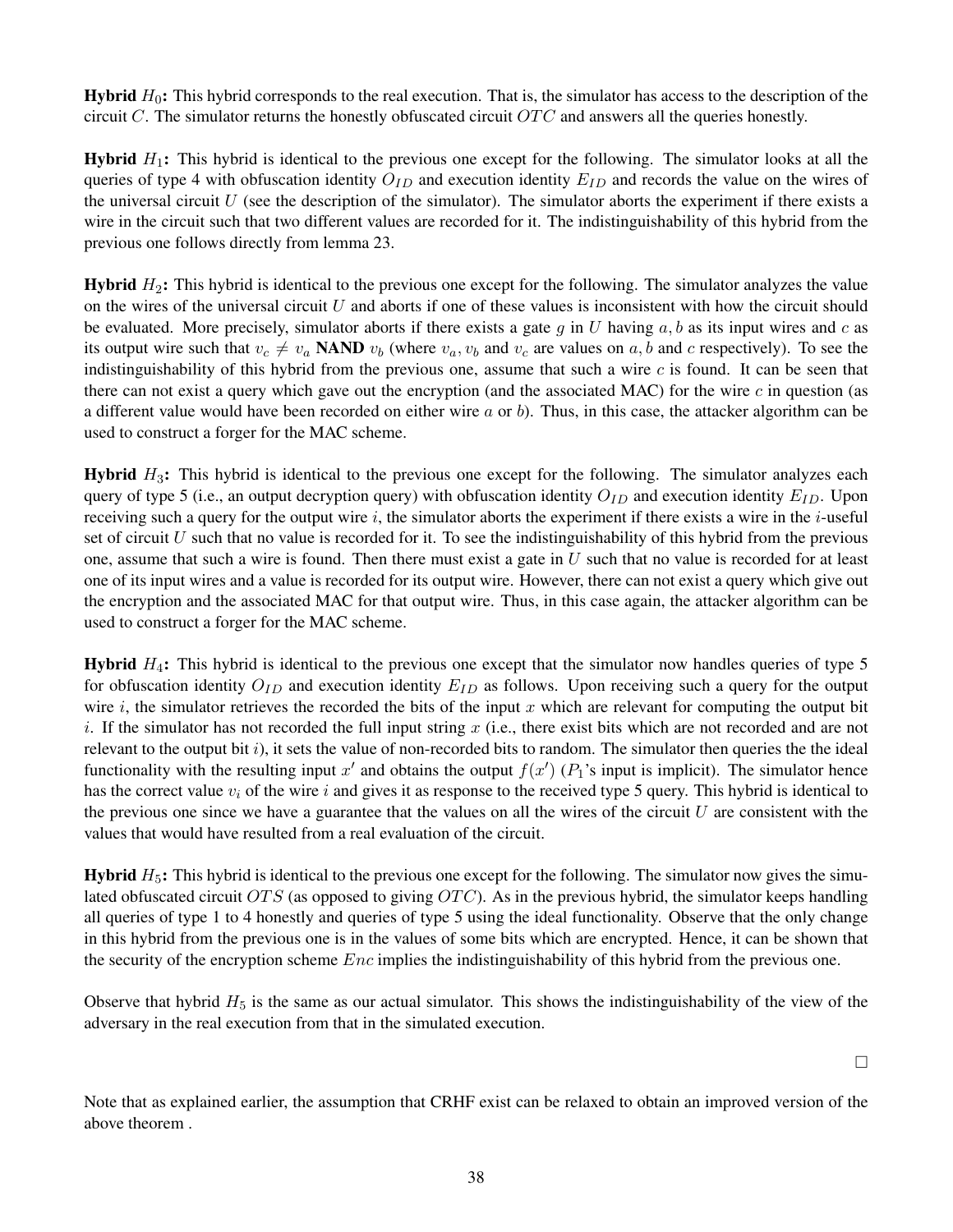**Hybrid $H_0$:** This hybrid corresponds to the real execution. That is, the simulator has access to the description of the circuit $C$. The simulator returns the honestly obfuscated circuit $OTC$ and answers all the queries honestly.

**Hybrid $H_1$:** This hybrid is identical to the previous one except for the following. The simulator looks at all the queries of type 4 with obfuscation identity $O_{ID}$ and execution identity $E_{ID}$ and records the value on the wires of the universal circuit $U$ (see the description of the simulator). The simulator aborts the experiment if there exists a wire in the circuit such that two different values are recorded for it. The indistinguishability of this hybrid from the previous one follows directly from lemma 23.

**Hybrid $H_2$:** This hybrid is identical to the previous one except for the following. The simulator analyzes the value on the wires of the universal circuit $U$ and aborts if one of these values is inconsistent with how the circuit should be evaluated. More precisely, simulator aborts if there exists a gate $g$ in $U$ having $a, b$ as its input wires and $c$ as its output wire such that $v_c \neq v_a$ **NAND** $v_b$ (where $v_a, v_b$ and $v_c$ are values on $a, b$ and $c$ respectively). To see the indistinguishability of this hybrid from the previous one, assume that such a wire $c$ is found. It can be seen that there can not exist a query which gave out the encryption (and the associated MAC) for the wire $c$ in question (as a different value would have been recorded on either wire $a$ or $b$). Thus, in this case, the attacker algorithm can be used to construct a forger for the MAC scheme.

**Hybrid $H_3$:** This hybrid is identical to the previous one except for the following. The simulator analyzes each query of type 5 (i.e., an output decryption query) with obfuscation identity $O_{ID}$ and execution identity $E_{ID}$. Upon receiving such a query for the output wire $i$, the simulator aborts the experiment if there exists a wire in the $i$-useful set of circuit $U$ such that no value is recorded for it. To see the indistinguishability of this hybrid from the previous one, assume that such a wire is found. Then there must exist a gate in $U$ such that no value is recorded for at least one of its input wires and a value is recorded for its output wire. However, there can not exist a query which give out the encryption and the associated MAC for that output wire. Thus, in this case again, the attacker algorithm can be used to construct a forger for the MAC scheme.

**Hybrid $H_4$:** This hybrid is identical to the previous one except that the simulator now handles queries of type 5 for obfuscation identity $O_{ID}$ and execution identity $E_{ID}$ as follows. Upon receiving such a query for the output wire $i$, the simulator retrieves the recorded the bits of the input $x$ which are relevant for computing the output bit $i$. If the simulator has not recorded the full input string $x$ (i.e., there exist bits which are not recorded and are not relevant to the output bit $i$), it sets the value of non-recorded bits to random. The simulator then queries the the ideal functionality with the resulting input $x'$ and obtains the output $f(x')$ ($P_1$'s input is implicit). The simulator hence has the correct value $v_i$ of the wire $i$ and gives it as response to the received type 5 query. This hybrid is identical to the previous one since we have a guarantee that the values on all the wires of the circuit $U$ are consistent with the values that would have resulted from a real evaluation of the circuit.

**Hybrid $H_5$:** This hybrid is identical to the previous one except for the following. The simulator now gives the simulated obfuscated circuit $OTS$ (as opposed to giving $OTC$). As in the previous hybrid, the simulator keeps handling all queries of type 1 to 4 honestly and queries of type 5 using the ideal functionality. Observe that the only change in this hybrid from the previous one is in the values of some bits which are encrypted. Hence, it can be shown that the security of the encryption scheme $Enc$ implies the indistinguishability of this hybrid from the previous one.

Observe that hybrid $H_5$ is the same as our actual simulator. This shows the indistinguishability of the view of the adversary in the real execution from that in the simulated execution.

□

Note that as explained earlier, the assumption that CRHF exist can be relaxed to obtain an improved version of the above theorem .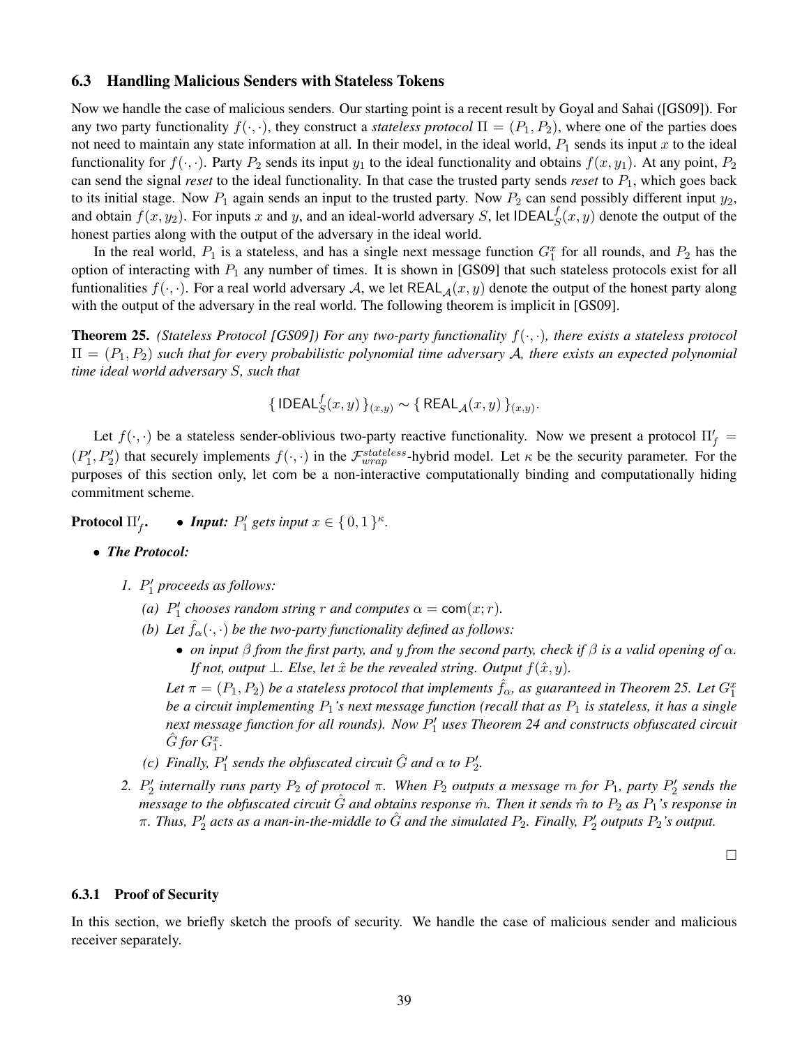### 6.3 Handling Malicious Senders with Stateless Tokens

Now we handle the case of malicious senders. Our starting point is a recent result by Goyal and Sahai ([GS09]). For any two party functionality $f(\cdot, \cdot)$, they construct a *stateless protocol* $\Pi = (P_1, P_2)$, where one of the parties does not need to maintain any state information at all. In their model, in the ideal world, $P_1$ sends its input $x$ to the ideal functionality for $f(\cdot, \cdot)$. Party $P_2$ sends its input $y_1$ to the ideal functionality and obtains $f(x, y_1)$. At any point, $P_2$ can send the signal *reset* to the ideal functionality. In that case the trusted party sends *reset* to $P_1$, which goes back to its initial stage. Now $P_1$ again sends an input to the trusted party. Now $P_2$ can send possibly different input $y_2$, and obtain $f(x, y_2)$. For inputs $x$ and $y$, and an ideal-world adversary $S$, let $\mathsf{IDEAL}^f_S(x, y)$ denote the output of the honest parties along with the output of the adversary in the ideal world.

In the real world, $P_1$ is a stateless, and has a single next message function $G^x_1$ for all rounds, and $P_2$ has the option of interacting with $P_1$ any number of times. It is shown in [GS09] that such stateless protocols exist for all funtionalities $f(\cdot, \cdot)$. For a real world adversary $\mathcal{A}$, we let $\mathsf{REAL}_{\mathcal{A}}(x, y)$ denote the output of the honest party along with the output of the adversary in the real world. The following theorem is implicit in [GS09].

**Theorem 25.** *(Stateless Protocol [GS09]) For any two-party functionality $f(\cdot, \cdot)$, there exists a stateless protocol $\Pi = (P_1, P_2)$ such that for every probabilistic polynomial time adversary $\mathcal{A}$, there exists an expected polynomial time ideal world adversary $S$, such that*

$$\{ \mathsf{IDEAL}^f_S(x, y) \}_{(x,y)} \sim \{ \mathsf{REAL}_{\mathcal{A}}(x, y) \}_{(x,y)}.$$

Let $f(\cdot, \cdot)$ be a stateless sender-oblivious two-party reactive functionality. Now we present a protocol $\Pi'_f = (P'_1, P'_2)$ that securely implements $f(\cdot, \cdot)$ in the $\mathcal{F}^{stateless}_{wrap}$-hybrid model. Let $\kappa$ be the security parameter. For the purposes of this section only, let $\mathsf{com}$ be a non-interactive computationally binding and computationally hiding commitment scheme.

**Protocol $\Pi'_f$.**

- ***Input:*** *$P'_1$ gets input $x \in \{0, 1\}^\kappa$.*
- ***The Protocol:***
  1. *$P'_1$ proceeds as follows:*
     (a) *$P'_1$ chooses random string $r$ and computes $\alpha = \mathsf{com}(x; r)$.*
     (b) *Let $\hat{f}_\alpha(\cdot, \cdot)$ be the two-party functionality defined as follows:*
        - *on input $\beta$ from the first party, and $y$ from the second party, check if $\beta$ is a valid opening of $\alpha$. If not, output $\bot$. Else, let $\hat{x}$ be the revealed string. Output $f(\hat{x}, y)$.*

        *Let $\pi = (P_1, P_2)$ be a stateless protocol that implements $\hat{f}_\alpha$, as guaranteed in Theorem 25. Let $G^x_1$ be a circuit implementing $P_1$'s next message function (recall that as $P_1$ is stateless, it has a single next message function for all rounds). Now $P'_1$ uses Theorem 24 and constructs obfuscated circuit $\hat{G}$ for $G^x_1$.*

     (c) *Finally, $P'_1$ sends the obfuscated circuit $\hat{G}$ and $\alpha$ to $P'_2$.*
  2. *$P'_2$ internally runs party $P_2$ of protocol $\pi$. When $P_2$ outputs a message $m$ for $P_1$, party $P'_2$ sends the message to the obfuscated circuit $\hat{G}$ and obtains response $\hat{m}$. Then it sends $\hat{m}$ to $P_2$ as $P_1$'s response in $\pi$. Thus, $P'_2$ acts as a man-in-the-middle to $\hat{G}$ and the simulated $P_2$. Finally, $P'_2$ outputs $P_2$'s output.*

□

#### 6.3.1 Proof of Security

In this section, we briefly sketch the proofs of security. We handle the case of malicious sender and malicious receiver separately.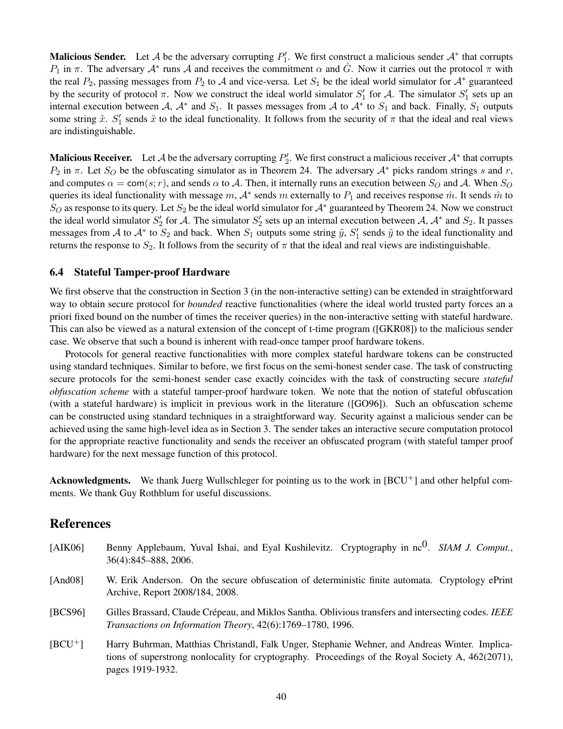**Malicious Sender.** Let $\mathcal{A}$ be the adversary corrupting $P'_1$. We first construct a malicious sender $\mathcal{A}^*$ that corrupts $P_1$ in $\pi$. The adversary $\mathcal{A}^*$ runs $\mathcal{A}$ and receives the commitment $\alpha$ and $\hat{G}$. Now it carries out the protocol $\pi$ with the real $P_2$, passing messages from $P_2$ to $\mathcal{A}$ and vice-versa. Let $S_1$ be the ideal world simulator for $\mathcal{A}^*$ guaranteed by the security of protocol $\pi$. Now we construct the ideal world simulator $S'_1$ for $\mathcal{A}$. The simulator $S'_1$ sets up an internal execution between $\mathcal{A}$, $\mathcal{A}^*$ and $S_1$. It passes messages from $\mathcal{A}$ to $\mathcal{A}^*$ to $S_1$ and back. Finally, $S_1$ outputs some string $\tilde{x}$. $S'_1$ sends $\tilde{x}$ to the ideal functionality. It follows from the security of $\pi$ that the ideal and real views are indistinguishable.

**Malicious Receiver.** Let $\mathcal{A}$ be the adversary corrupting $P'_2$. We first construct a malicious receiver $\mathcal{A}^*$ that corrupts $P_2$ in $\pi$. Let $S_O$ be the obfuscating simulator as in Theorem 24. The adversary $\mathcal{A}^*$ picks random strings $s$ and $r$, and computes $\alpha = \mathsf{com}(s; r)$, and sends $\alpha$ to $\mathcal{A}$. Then, it internally runs an execution between $S_O$ and $\mathcal{A}$. When $S_O$ queries its ideal functionality with message $m$, $\mathcal{A}^*$ sends $m$ externally to $P_1$ and receives response $\hat{m}$. It sends $\hat{m}$ to $S_O$ as response to its query. Let $S_2$ be the ideal world simulator for $\mathcal{A}^*$ guaranteed by Theorem 24. Now we construct the ideal world simulator $S'_2$ for $\mathcal{A}$. The simulator $S'_2$ sets up an internal execution between $\mathcal{A}$, $\mathcal{A}^*$ and $S_2$. It passes messages from $\mathcal{A}$ to $\mathcal{A}^*$ to $S_2$ and back. When $S_1$ outputs some string $\tilde{y}$, $S'_1$ sends $\tilde{y}$ to the ideal functionality and returns the response to $S_2$. It follows from the security of $\pi$ that the ideal and real views are indistinguishable.

### 6.4 Stateful Tamper-proof Hardware

We first observe that the construction in Section 3 (in the non-interactive setting) can be extended in straightforward way to obtain secure protocol for *bounded* reactive functionalities (where the ideal world trusted party forces an a priori fixed bound on the number of times the receiver queries) in the non-interactive setting with stateful hardware. This can also be viewed as a natural extension of the concept of t-time program ([GKR08]) to the malicious sender case. We observe that such a bound is inherent with read-once tamper proof hardware tokens.

Protocols for general reactive functionalities with more complex stateful hardware tokens can be constructed using standard techniques. Similar to before, we first focus on the semi-honest sender case. The task of constructing secure protocols for the semi-honest sender case exactly coincides with the task of constructing secure *stateful obfuscation scheme* with a stateful tamper-proof hardware token. We note that the notion of stateful obfuscation (with a stateful hardware) is implicit in previous work in the literature ([GO96]). Such an obfuscation scheme can be constructed using standard techniques in a straightforward way. Security against a malicious sender can be achieved using the same high-level idea as in Section 3. The sender takes an interactive secure computation protocol for the appropriate reactive functionality and sends the receiver an obfuscated program (with stateful tamper proof hardware) for the next message function of this protocol.

**Acknowledgments.** We thank Juerg Wullschleger for pointing us to the work in [BCU+] and other helpful comments. We thank Guy Rothblum for useful discussions.

## References

[AIK06] Benny Applebaum, Yuval Ishai, and Eyal Kushilevitz. Cryptography in nc$^0$. *SIAM J. Comput.*, 36(4):845–888, 2006.

[And08] W. Erik Anderson. On the secure obfuscation of deterministic finite automata. Cryptology ePrint Archive, Report 2008/184, 2008.

[BCS96] Gilles Brassard, Claude Crépeau, and Miklos Santha. Oblivious transfers and intersecting codes. *IEEE Transactions on Information Theory*, 42(6):1769–1780, 1996.

[BCU+] Harry Buhrman, Matthias Christandl, Falk Unger, Stephanie Wehner, and Andreas Winter. Implications of superstrong nonlocality for cryptography. Proceedings of the Royal Society A, 462(2071), pages 1919-1932.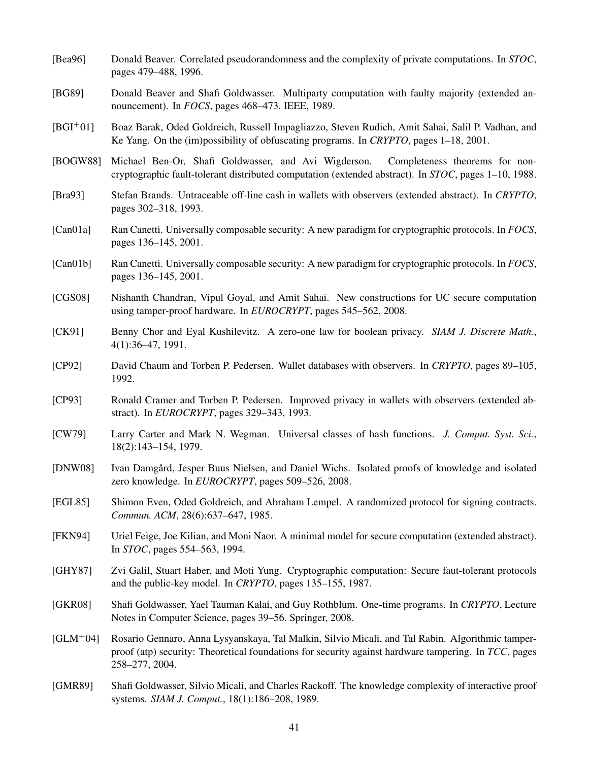[Bea96] Donald Beaver. Correlated pseudorandomness and the complexity of private computations. In *STOC*, pages 479–488, 1996.

[BG89] Donald Beaver and Shafi Goldwasser. Multiparty computation with faulty majority (extended announcement). In *FOCS*, pages 468–473. IEEE, 1989.

[BGI+01] Boaz Barak, Oded Goldreich, Russell Impagliazzo, Steven Rudich, Amit Sahai, Salil P. Vadhan, and Ke Yang. On the (im)possibility of obfuscating programs. In *CRYPTO*, pages 1–18, 2001.

[BOGW88] Michael Ben-Or, Shafi Goldwasser, and Avi Wigderson. Completeness theorems for non-cryptographic fault-tolerant distributed computation (extended abstract). In *STOC*, pages 1–10, 1988.

[Bra93] Stefan Brands. Untraceable off-line cash in wallets with observers (extended abstract). In *CRYPTO*, pages 302–318, 1993.

[Can01a] Ran Canetti. Universally composable security: A new paradigm for cryptographic protocols. In *FOCS*, pages 136–145, 2001.

[Can01b] Ran Canetti. Universally composable security: A new paradigm for cryptographic protocols. In *FOCS*, pages 136–145, 2001.

[CGS08] Nishanth Chandran, Vipul Goyal, and Amit Sahai. New constructions for UC secure computation using tamper-proof hardware. In *EUROCRYPT*, pages 545–562, 2008.

[CK91] Benny Chor and Eyal Kushilevitz. A zero-one law for boolean privacy. *SIAM J. Discrete Math.*, 4(1):36–47, 1991.

[CP92] David Chaum and Torben P. Pedersen. Wallet databases with observers. In *CRYPTO*, pages 89–105, 1992.

[CP93] Ronald Cramer and Torben P. Pedersen. Improved privacy in wallets with observers (extended abstract). In *EUROCRYPT*, pages 329–343, 1993.

[CW79] Larry Carter and Mark N. Wegman. Universal classes of hash functions. *J. Comput. Syst. Sci.*, 18(2):143–154, 1979.

[DNW08] Ivan Damgård, Jesper Buus Nielsen, and Daniel Wichs. Isolated proofs of knowledge and isolated zero knowledge. In *EUROCRYPT*, pages 509–526, 2008.

[EGL85] Shimon Even, Oded Goldreich, and Abraham Lempel. A randomized protocol for signing contracts. *Commun. ACM*, 28(6):637–647, 1985.

[FKN94] Uriel Feige, Joe Kilian, and Moni Naor. A minimal model for secure computation (extended abstract). In *STOC*, pages 554–563, 1994.

[GHY87] Zvi Galil, Stuart Haber, and Moti Yung. Cryptographic computation: Secure faut-tolerant protocols and the public-key model. In *CRYPTO*, pages 135–155, 1987.

[GKR08] Shafi Goldwasser, Yael Tauman Kalai, and Guy Rothblum. One-time programs. In *CRYPTO*, Lecture Notes in Computer Science, pages 39–56. Springer, 2008.

[GLM+04] Rosario Gennaro, Anna Lysyanskaya, Tal Malkin, Silvio Micali, and Tal Rabin. Algorithmic tamper-proof (atp) security: Theoretical foundations for security against hardware tampering. In *TCC*, pages 258–277, 2004.

[GMR89] Shafi Goldwasser, Silvio Micali, and Charles Rackoff. The knowledge complexity of interactive proof systems. *SIAM J. Comput.*, 18(1):186–208, 1989.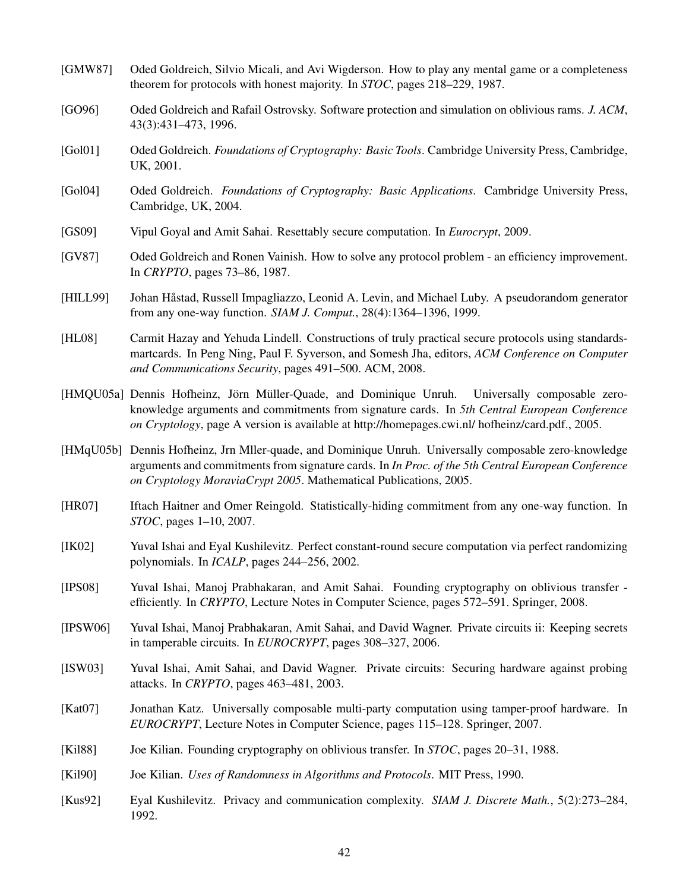[GMW87] Oded Goldreich, Silvio Micali, and Avi Wigderson. How to play any mental game or a completeness theorem for protocols with honest majority. In *STOC*, pages 218–229, 1987.

[GO96] Oded Goldreich and Rafail Ostrovsky. Software protection and simulation on oblivious rams. *J. ACM*, 43(3):431–473, 1996.

[Gol01] Oded Goldreich. *Foundations of Cryptography: Basic Tools*. Cambridge University Press, Cambridge, UK, 2001.

[Gol04] Oded Goldreich. *Foundations of Cryptography: Basic Applications*. Cambridge University Press, Cambridge, UK, 2004.

[GS09] Vipul Goyal and Amit Sahai. Resettably secure computation. In *Eurocrypt*, 2009.

[GV87] Oded Goldreich and Ronen Vainish. How to solve any protocol problem - an efficiency improvement. In *CRYPTO*, pages 73–86, 1987.

[HILL99] Johan Håstad, Russell Impagliazzo, Leonid A. Levin, and Michael Luby. A pseudorandom generator from any one-way function. *SIAM J. Comput.*, 28(4):1364–1396, 1999.

[HL08] Carmit Hazay and Yehuda Lindell. Constructions of truly practical secure protocols using standardsmartcards. In Peng Ning, Paul F. Syverson, and Somesh Jha, editors, *ACM Conference on Computer and Communications Security*, pages 491–500. ACM, 2008.

[HMQU05a] Dennis Hofheinz, Jörn Müller-Quade, and Dominique Unruh. Universally composable zero-knowledge arguments and commitments from signature cards. In *5th Central European Conference on Cryptology*, page A version is available at http://homepages.cwi.nl/ hofheinz/card.pdf., 2005.

[HMqU05b] Dennis Hofheinz, Jrn Mller-quade, and Dominique Unruh. Universally composable zero-knowledge arguments and commitments from signature cards. In *In Proc. of the 5th Central European Conference on Cryptology MoraviaCrypt 2005*. Mathematical Publications, 2005.

[HR07] Iftach Haitner and Omer Reingold. Statistically-hiding commitment from any one-way function. In *STOC*, pages 1–10, 2007.

[IK02] Yuval Ishai and Eyal Kushilevitz. Perfect constant-round secure computation via perfect randomizing polynomials. In *ICALP*, pages 244–256, 2002.

[IPS08] Yuval Ishai, Manoj Prabhakaran, and Amit Sahai. Founding cryptography on oblivious transfer - efficiently. In *CRYPTO*, Lecture Notes in Computer Science, pages 572–591. Springer, 2008.

[IPSW06] Yuval Ishai, Manoj Prabhakaran, Amit Sahai, and David Wagner. Private circuits ii: Keeping secrets in tamperable circuits. In *EUROCRYPT*, pages 308–327, 2006.

[ISW03] Yuval Ishai, Amit Sahai, and David Wagner. Private circuits: Securing hardware against probing attacks. In *CRYPTO*, pages 463–481, 2003.

[Kat07] Jonathan Katz. Universally composable multi-party computation using tamper-proof hardware. In *EUROCRYPT*, Lecture Notes in Computer Science, pages 115–128. Springer, 2007.

[Kil88] Joe Kilian. Founding cryptography on oblivious transfer. In *STOC*, pages 20–31, 1988.

[Kil90] Joe Kilian. *Uses of Randomness in Algorithms and Protocols*. MIT Press, 1990.

[Kus92] Eyal Kushilevitz. Privacy and communication complexity. *SIAM J. Discrete Math.*, 5(2):273–284, 1992.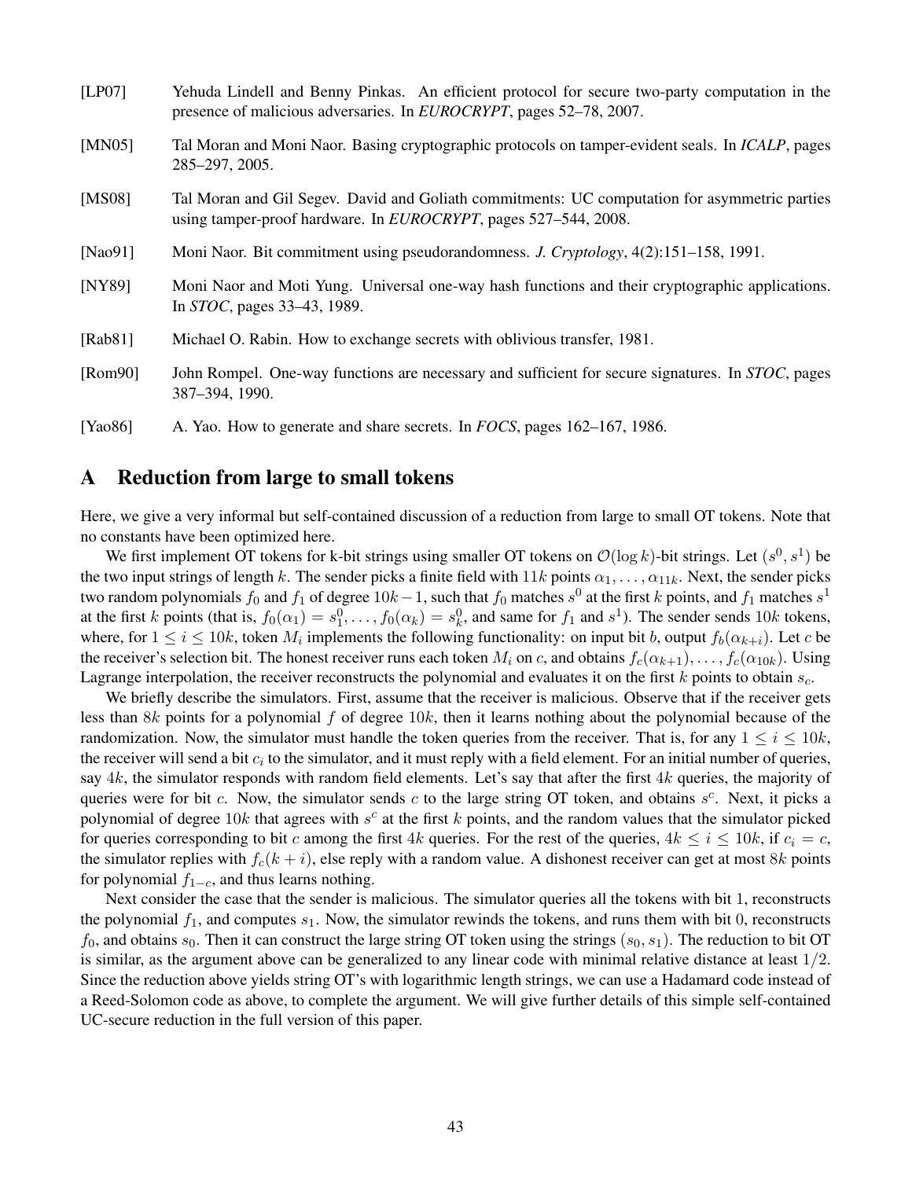[LP07] Yehuda Lindell and Benny Pinkas. An efficient protocol for secure two-party computation in the presence of malicious adversaries. In *EUROCRYPT*, pages 52–78, 2007.

[MN05] Tal Moran and Moni Naor. Basing cryptographic protocols on tamper-evident seals. In *ICALP*, pages 285–297, 2005.

[MS08] Tal Moran and Gil Segev. David and Goliath commitments: UC computation for asymmetric parties using tamper-proof hardware. In *EUROCRYPT*, pages 527–544, 2008.

[Nao91] Moni Naor. Bit commitment using pseudorandomness. *J. Cryptology*, 4(2):151–158, 1991.

[NY89] Moni Naor and Moti Yung. Universal one-way hash functions and their cryptographic applications. In *STOC*, pages 33–43, 1989.

[Rab81] Michael O. Rabin. How to exchange secrets with oblivious transfer, 1981.

[Rom90] John Rompel. One-way functions are necessary and sufficient for secure signatures. In *STOC*, pages 387–394, 1990.

[Yao86] A. Yao. How to generate and share secrets. In *FOCS*, pages 162–167, 1986.

# A Reduction from large to small tokens

Here, we give a very informal but self-contained discussion of a reduction from large to small OT tokens. Note that no constants have been optimized here.

We first implement OT tokens for k-bit strings using smaller OT tokens on $\mathcal{O}(\log k)$-bit strings. Let $(s^0, s^1)$ be the two input strings of length $k$. The sender picks a finite field with $11k$ points $\alpha_1, \ldots, \alpha_{11k}$. Next, the sender picks two random polynomials $f_0$ and $f_1$ of degree $10k-1$, such that $f_0$ matches $s^0$ at the first $k$ points, and $f_1$ matches $s^1$ at the first $k$ points (that is, $f_0(\alpha_1) = s^0_1, \ldots, f_0(\alpha_k) = s^0_k$, and same for $f_1$ and $s^1$). The sender sends $10k$ tokens, where, for $1 \leq i \leq 10k$, token $M_i$ implements the following functionality: on input bit $b$, output $f_b(\alpha_{k+i})$. Let $c$ be the receiver's selection bit. The honest receiver runs each token $M_i$ on $c$, and obtains $f_c(\alpha_{k+1}), \ldots, f_c(\alpha_{10k})$. Using Lagrange interpolation, the receiver reconstructs the polynomial and evaluates it on the first $k$ points to obtain $s_c$.

We briefly describe the simulators. First, assume that the receiver is malicious. Observe that if the receiver gets less than $8k$ points for a polynomial $f$ of degree $10k$, then it learns nothing about the polynomial because of the randomization. Now, the simulator must handle the token queries from the receiver. That is, for any $1 \leq i \leq 10k$, the receiver will send a bit $c_i$ to the simulator, and it must reply with a field element. For an initial number of queries, say $4k$, the simulator responds with random field elements. Let's say that after the first $4k$ queries, the majority of queries were for bit $c$. Now, the simulator sends $c$ to the large string OT token, and obtains $s^c$. Next, it picks a polynomial of degree $10k$ that agrees with $s^c$ at the first $k$ points, and the random values that the simulator picked for queries corresponding to bit $c$ among the first $4k$ queries. For the rest of the queries, $4k \leq i \leq 10k$, if $c_i = c$, the simulator replies with $f_c(k+i)$, else reply with a random value. A dishonest receiver can get at most $8k$ points for polynomial $f_{1-c}$, and thus learns nothing.

Next consider the case that the sender is malicious. The simulator queries all the tokens with bit 1, reconstructs the polynomial $f_1$, and computes $s_1$. Now, the simulator rewinds the tokens, and runs them with bit 0, reconstructs $f_0$, and obtains $s_0$. Then it can construct the large string OT token using the strings $(s_0, s_1)$. The reduction to bit OT is similar, as the argument above can be generalized to any linear code with minimal relative distance at least $1/2$. Since the reduction above yields string OT's with logarithmic length strings, we can use a Hadamard code instead of a Reed-Solomon code as above, to complete the argument. We will give further details of this simple self-contained UC-secure reduction in the full version of this paper.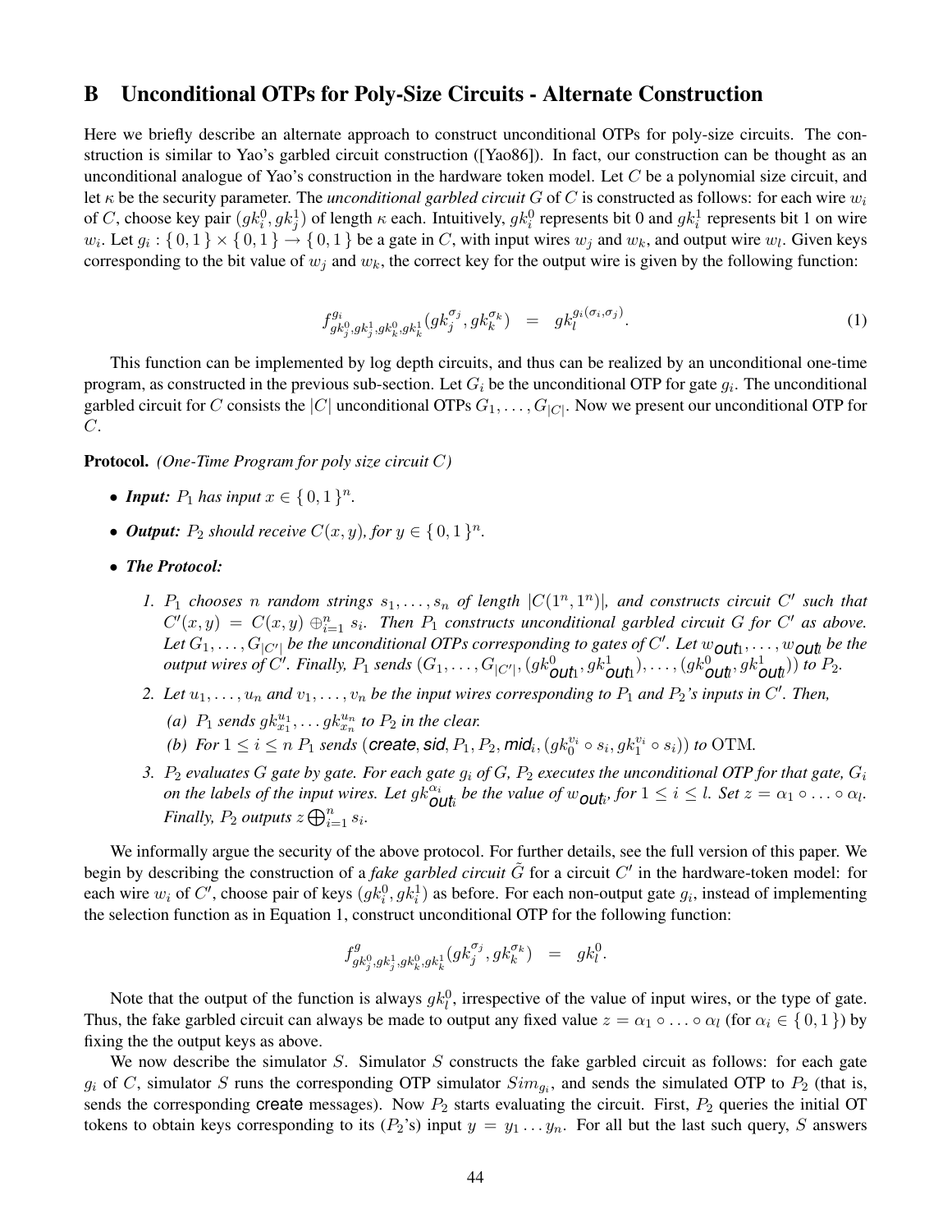## B Unconditional OTPs for Poly-Size Circuits - Alternate Construction

Here we briefly describe an alternate approach to construct unconditional OTPs for poly-size circuits. The construction is similar to Yao's garbled circuit construction ([Yao86]). In fact, our construction can be thought as an unconditional analogue of Yao's construction in the hardware token model. Let $C$ be a polynomial size circuit, and let $\kappa$ be the security parameter. The *unconditional garbled circuit* $G$ of $C$ is constructed as follows: for each wire $w_i$ of $C$, choose key pair $(gk_i^0, gk_j^1)$ of length $\kappa$ each. Intuitively, $gk_i^0$ represents bit 0 and $gk_i^1$ represents bit 1 on wire $w_i$. Let $g_i : \{0,1\} \times \{0,1\} \rightarrow \{0,1\}$ be a gate in $C$, with input wires $w_j$ and $w_k$, and output wire $w_l$. Given keys corresponding to the bit value of $w_j$ and $w_k$, the correct key for the output wire is given by the following function:

$$f^{g_i}_{gk_j^0, gk_j^1, gk_k^0, gk_k^1}(gk_j^{\sigma_j}, gk_k^{\sigma_k}) \quad = \quad gk_l^{g_i(\sigma_i, \sigma_j)}. \tag{1}$$

This function can be implemented by log depth circuits, and thus can be realized by an unconditional one-time program, as constructed in the previous sub-section. Let $G_i$ be the unconditional OTP for gate $g_i$. The unconditional garbled circuit for $C$ consists the $|C|$ unconditional OTPs $G_1, \ldots, G_{|C|}$. Now we present our unconditional OTP for $C$.

**Protocol.** *(One-Time Program for poly size circuit $C$)*

- ***Input:*** *$P_1$ has input $x \in \{0,1\}^n$.*
- ***Output:*** *$P_2$ should receive $C(x,y)$, for $y \in \{0,1\}^n$.*
- ***The Protocol:***
  1. *$P_1$ chooses $n$ random strings $s_1, \ldots, s_n$ of length $|C(1^n, 1^n)|$, and constructs circuit $C'$ such that $C'(x,y) = C(x,y) \oplus_{i=1}^n s_i$. Then $P_1$ constructs unconditional garbled circuit $G$ for $C'$ as above. Let $G_1, \ldots, G_{|C'|}$ be the unconditional OTPs corresponding to gates of $C'$. Let $w_{\mathsf{out}_1}, \ldots, w_{\mathsf{out}_l}$ be the output wires of $C'$. Finally, $P_1$ sends $(G_1, \ldots, G_{|C'|}, (gk^0_{\mathsf{out}_1}, gk^1_{\mathsf{out}_1}), \ldots, (gk^0_{\mathsf{out}_l}, gk^1_{\mathsf{out}_l}))$ to $P_2$.*
  2. *Let $u_1, \ldots, u_n$ and $v_1, \ldots, v_n$ be the input wires corresponding to $P_1$ and $P_2$'s inputs in $C'$. Then,*
     (a) *$P_1$ sends $gk_{x_1}^{u_1}, \ldots gk_{x_n}^{u_n}$ to $P_2$ in the clear.*
     (b) *For $1 \le i \le n$ $P_1$ sends $(\mathsf{create}, \mathsf{sid}, P_1, P_2, \mathsf{mid}_i, (gk_0^{v_i} \circ s_i, gk_1^{v_i} \circ s_i))$ to $\mathrm{OTM}$.*
  3. *$P_2$ evaluates $G$ gate by gate. For each gate $g_i$ of $G$, $P_2$ executes the unconditional OTP for that gate, $G_i$ on the labels of the input wires. Let $gk^{\alpha_i}_{\mathsf{out}_i}$ be the value of $w_{\mathsf{out}_i}$, for $1 \le i \le l$. Set $z = \alpha_1 \circ \ldots \circ \alpha_l$. Finally, $P_2$ outputs $z \bigoplus_{i=1}^n s_i$.*

We informally argue the security of the above protocol. For further details, see the full version of this paper. We begin by describing the construction of a *fake garbled circuit* $\tilde{G}$ for a circuit $C'$ in the hardware-token model: for each wire $w_i$ of $C'$, choose pair of keys $(gk_i^0, gk_i^1)$ as before. For each non-output gate $g_i$, instead of implementing the selection function as in Equation 1, construct unconditional OTP for the following function:

$$f^{g}_{gk_j^0, gk_j^1, gk_k^0, gk_k^1}(gk_j^{\sigma_j}, gk_k^{\sigma_k}) \quad = \quad gk_l^0.$$

Note that the output of the function is always $gk_l^0$, irrespective of the value of input wires, or the type of gate. Thus, the fake garbled circuit can always be made to output any fixed value $z = \alpha_1 \circ \ldots \circ \alpha_l$ (for $\alpha_i \in \{0,1\}$) by fixing the the output keys as above.

We now describe the simulator $S$. Simulator $S$ constructs the fake garbled circuit as follows: for each gate $g_i$ of $C$, simulator $S$ runs the corresponding OTP simulator $Sim_{g_i}$, and sends the simulated OTP to $P_2$ (that is, sends the corresponding $\mathsf{create}$ messages). Now $P_2$ starts evaluating the circuit. First, $P_2$ queries the initial OT tokens to obtain keys corresponding to its ($P_2$'s) input $y = y_1 \ldots y_n$. For all but the last such query, $S$ answers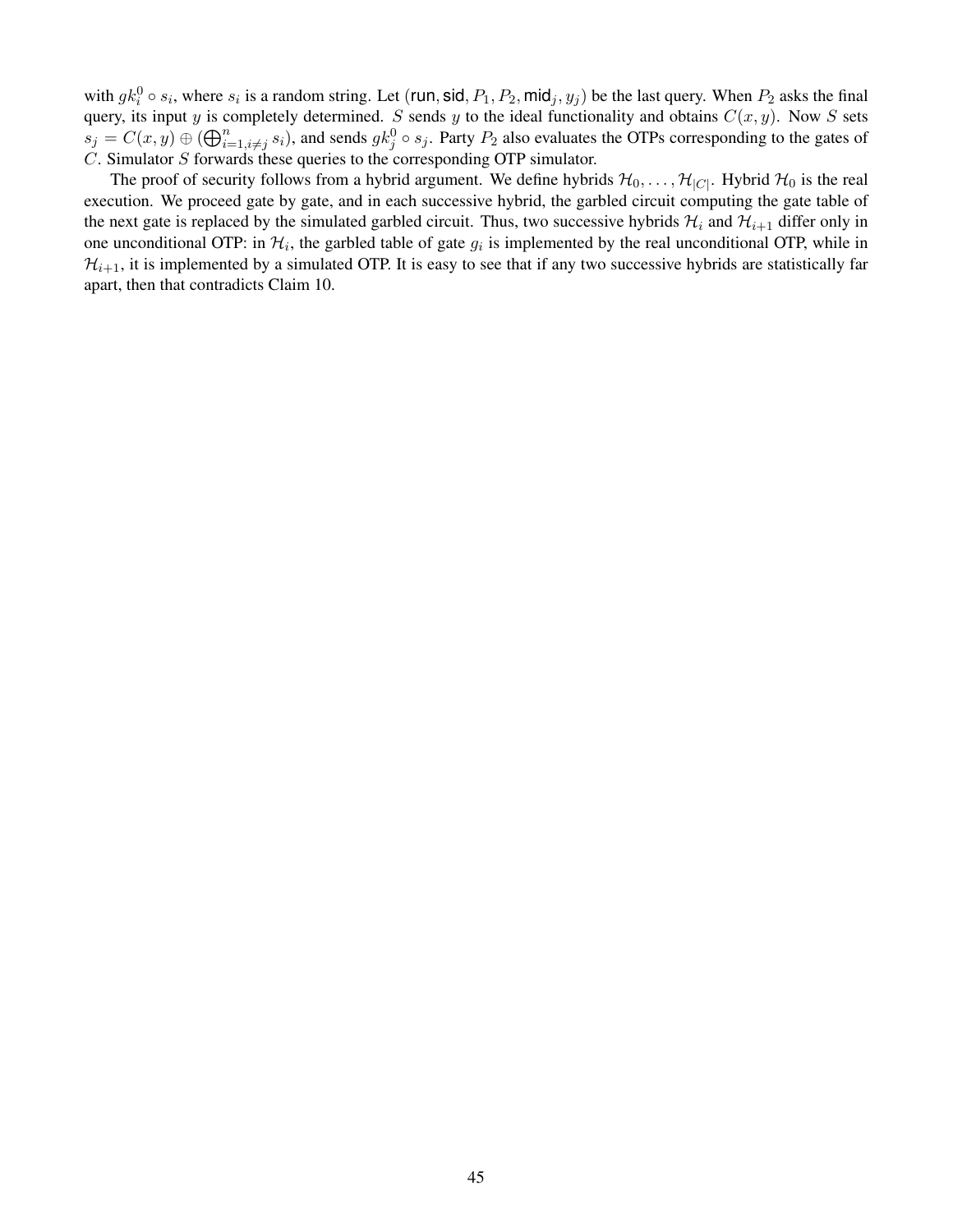with $gk_i^0 \circ s_i$, where $s_i$ is a random string. Let $(\mathsf{run}, \mathsf{sid}, P_1, P_2, \mathsf{mid}_j, y_j)$ be the last query. When $P_2$ asks the final query, its input $y$ is completely determined. $S$ sends $y$ to the ideal functionality and obtains $C(x, y)$. Now $S$ sets $s_j = C(x, y) \oplus (\bigoplus_{i=1, i \neq j}^{n} s_i)$, and sends $gk_j^0 \circ s_j$. Party $P_2$ also evaluates the OTPs corresponding to the gates of $C$. Simulator $S$ forwards these queries to the corresponding OTP simulator.

The proof of security follows from a hybrid argument. We define hybrids $\mathcal{H}_0, \ldots, \mathcal{H}_{|C|}$. Hybrid $\mathcal{H}_0$ is the real execution. We proceed gate by gate, and in each successive hybrid, the garbled circuit computing the gate table of the next gate is replaced by the simulated garbled circuit. Thus, two successive hybrids $\mathcal{H}_i$ and $\mathcal{H}_{i+1}$ differ only in one unconditional OTP: in $\mathcal{H}_i$, the garbled table of gate $g_i$ is implemented by the real unconditional OTP, while in $\mathcal{H}_{i+1}$, it is implemented by a simulated OTP. It is easy to see that if any two successive hybrids are statistically far apart, then that contradicts Claim 10.